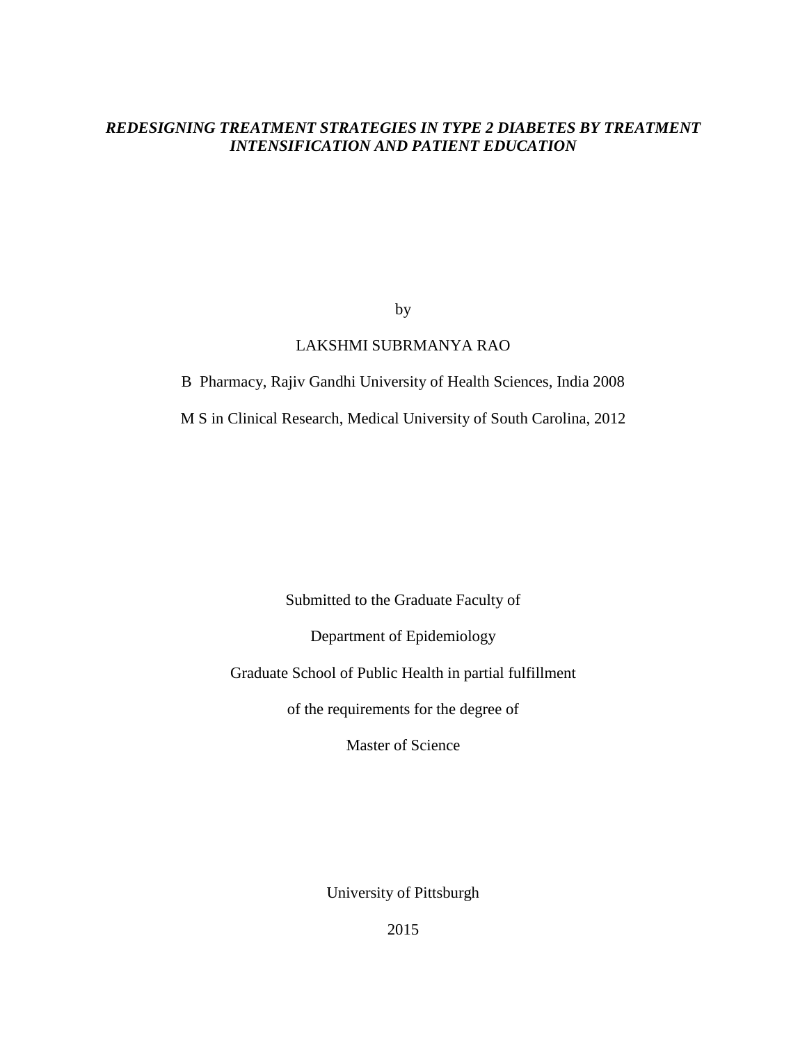***REDESIGNING TREATMENT STRATEGIES IN TYPE 2 DIABETES BY TREATMENT INTENSIFICATION AND PATIENT EDUCATION***

by

LAKSHMI SUBRMANYA RAO

B Pharmacy, Rajiv Gandhi University of Health Sciences, India 2008

M S in Clinical Research, Medical University of South Carolina, 2012

Submitted to the Graduate Faculty of

Department of Epidemiology

Graduate School of Public Health in partial fulfillment

of the requirements for the degree of

Master of Science

University of Pittsburgh

2015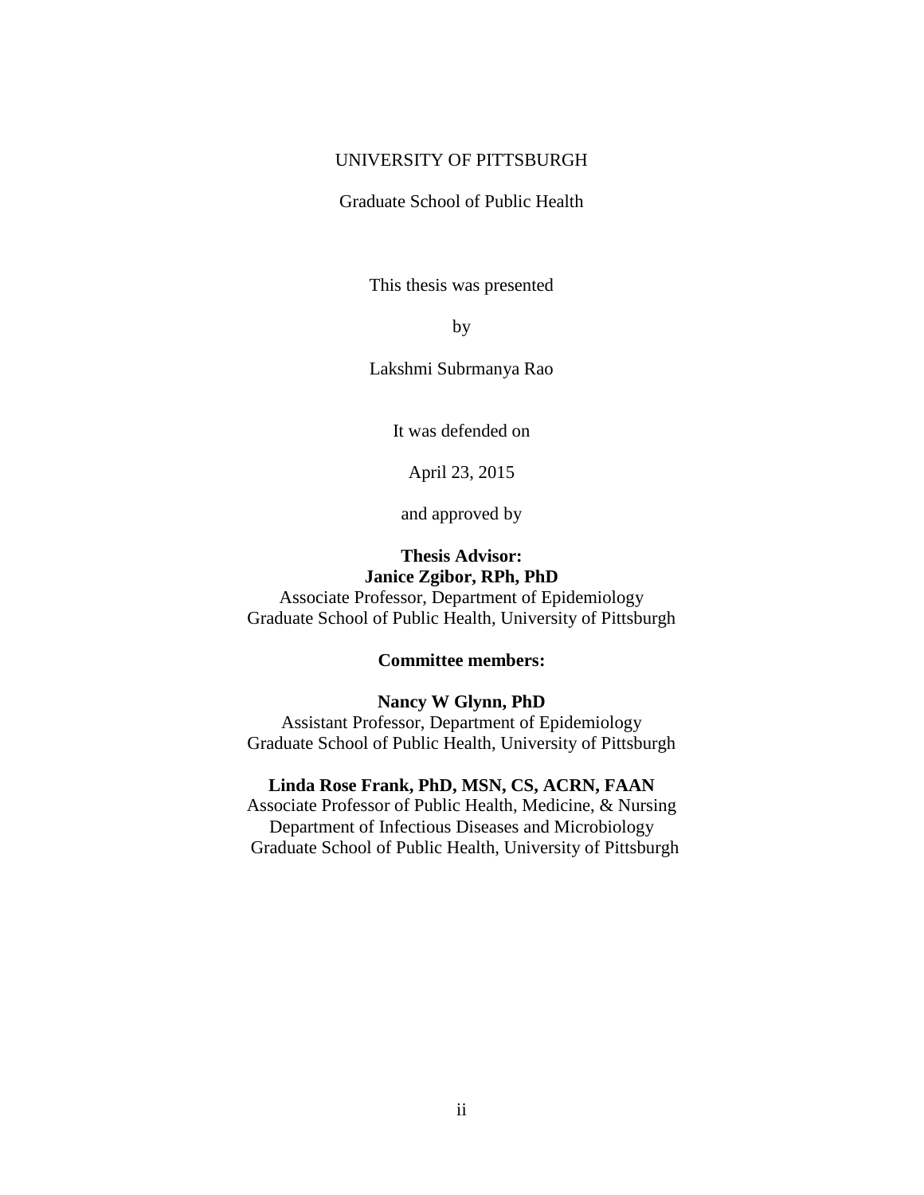UNIVERSITY OF PITTSBURGH

Graduate School of Public Health

This thesis was presented

by

Lakshmi Subrmanya Rao

It was defended on

April 23, 2015

and approved by

**Thesis Advisor:**
**Janice Zgibor, RPh, PhD**
Associate Professor, Department of Epidemiology
Graduate School of Public Health, University of Pittsburgh

**Committee members:**

**Nancy W Glynn, PhD**
Assistant Professor, Department of Epidemiology
Graduate School of Public Health, University of Pittsburgh

**Linda Rose Frank, PhD, MSN, CS, ACRN, FAAN**
Associate Professor of Public Health, Medicine, & Nursing
Department of Infectious Diseases and Microbiology
Graduate School of Public Health, University of Pittsburgh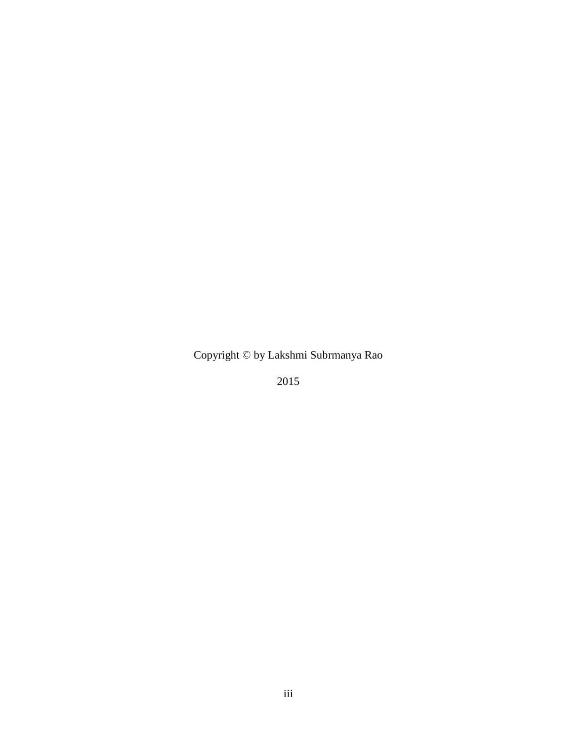Copyright © by Lakshmi Subrmanya Rao

2015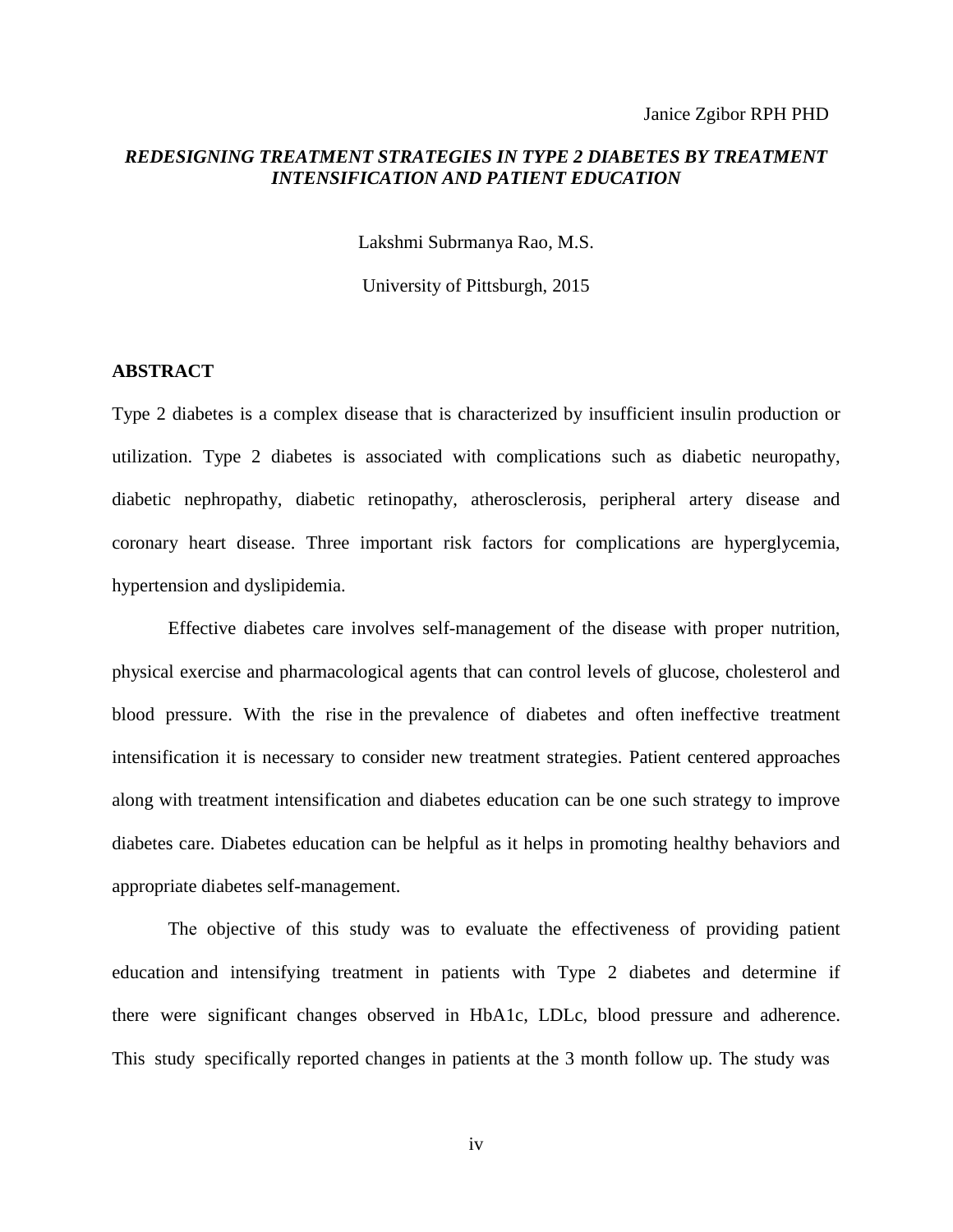Janice Zgibor RPH PHD

***REDESIGNING TREATMENT STRATEGIES IN TYPE 2 DIABETES BY TREATMENT INTENSIFICATION AND PATIENT EDUCATION***

Lakshmi Subrmanya Rao, M.S.

University of Pittsburgh, 2015

## ABSTRACT

Type 2 diabetes is a complex disease that is characterized by insufficient insulin production or utilization. Type 2 diabetes is associated with complications such as diabetic neuropathy, diabetic nephropathy, diabetic retinopathy, atherosclerosis, peripheral artery disease and coronary heart disease. Three important risk factors for complications are hyperglycemia, hypertension and dyslipidemia.

Effective diabetes care involves self-management of the disease with proper nutrition, physical exercise and pharmacological agents that can control levels of glucose, cholesterol and blood pressure. With the rise in the prevalence of diabetes and often ineffective treatment intensification it is necessary to consider new treatment strategies. Patient centered approaches along with treatment intensification and diabetes education can be one such strategy to improve diabetes care. Diabetes education can be helpful as it helps in promoting healthy behaviors and appropriate diabetes self-management.

The objective of this study was to evaluate the effectiveness of providing patient education and intensifying treatment in patients with Type 2 diabetes and determine if there were significant changes observed in HbA1c, LDLc, blood pressure and adherence. This study specifically reported changes in patients at the 3 month follow up. The study was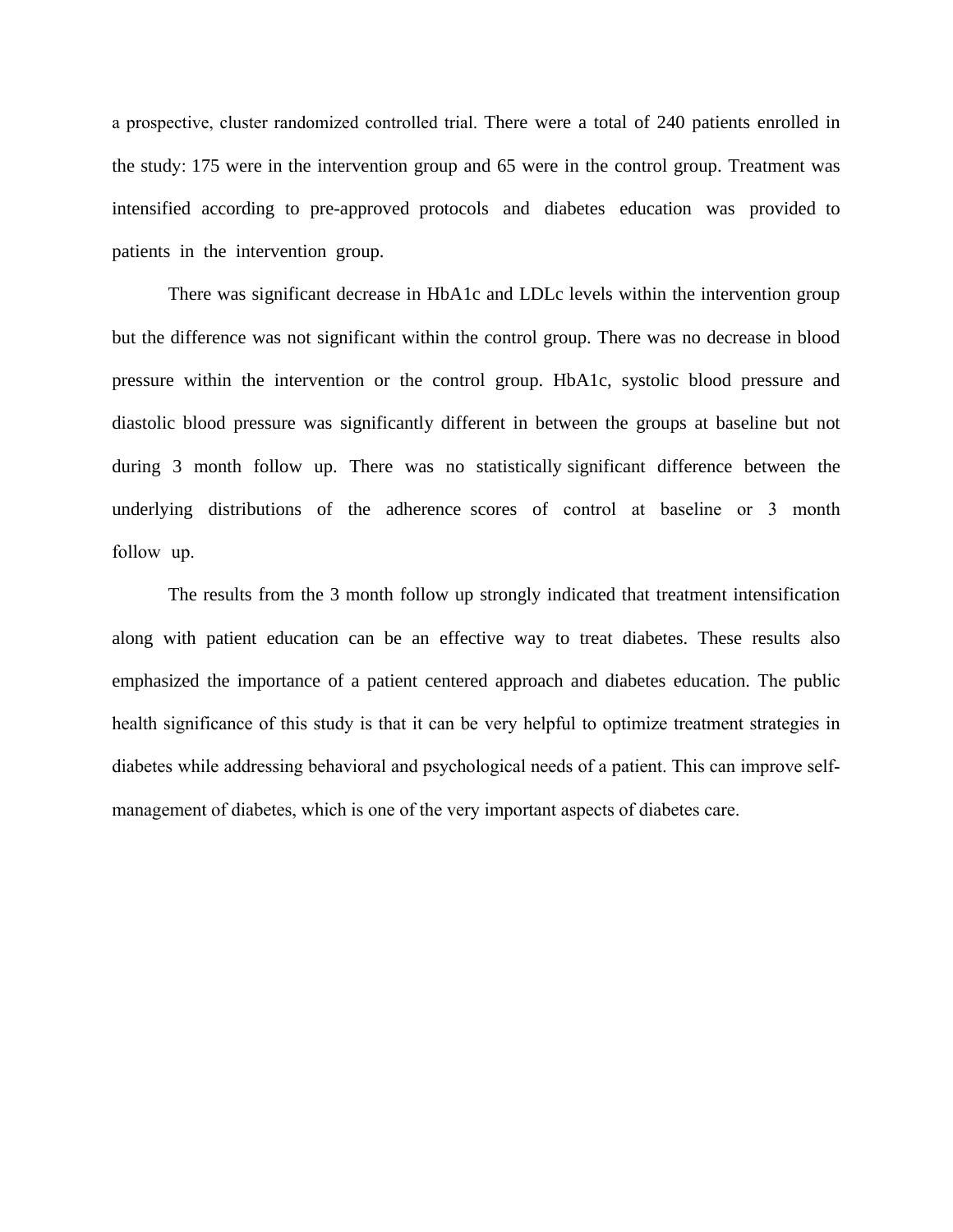a prospective, cluster randomized controlled trial. There were a total of 240 patients enrolled in the study: 175 were in the intervention group and 65 were in the control group. Treatment was intensified according to pre-approved protocols and diabetes education was provided to patients in the intervention group.

There was significant decrease in HbA1c and LDLc levels within the intervention group but the difference was not significant within the control group. There was no decrease in blood pressure within the intervention or the control group. HbA1c, systolic blood pressure and diastolic blood pressure was significantly different in between the groups at baseline but not during 3 month follow up. There was no statistically significant difference between the underlying distributions of the adherence scores of control at baseline or 3 month follow up.

The results from the 3 month follow up strongly indicated that treatment intensification along with patient education can be an effective way to treat diabetes. These results also emphasized the importance of a patient centered approach and diabetes education. The public health significance of this study is that it can be very helpful to optimize treatment strategies in diabetes while addressing behavioral and psychological needs of a patient. This can improve self-management of diabetes, which is one of the very important aspects of diabetes care.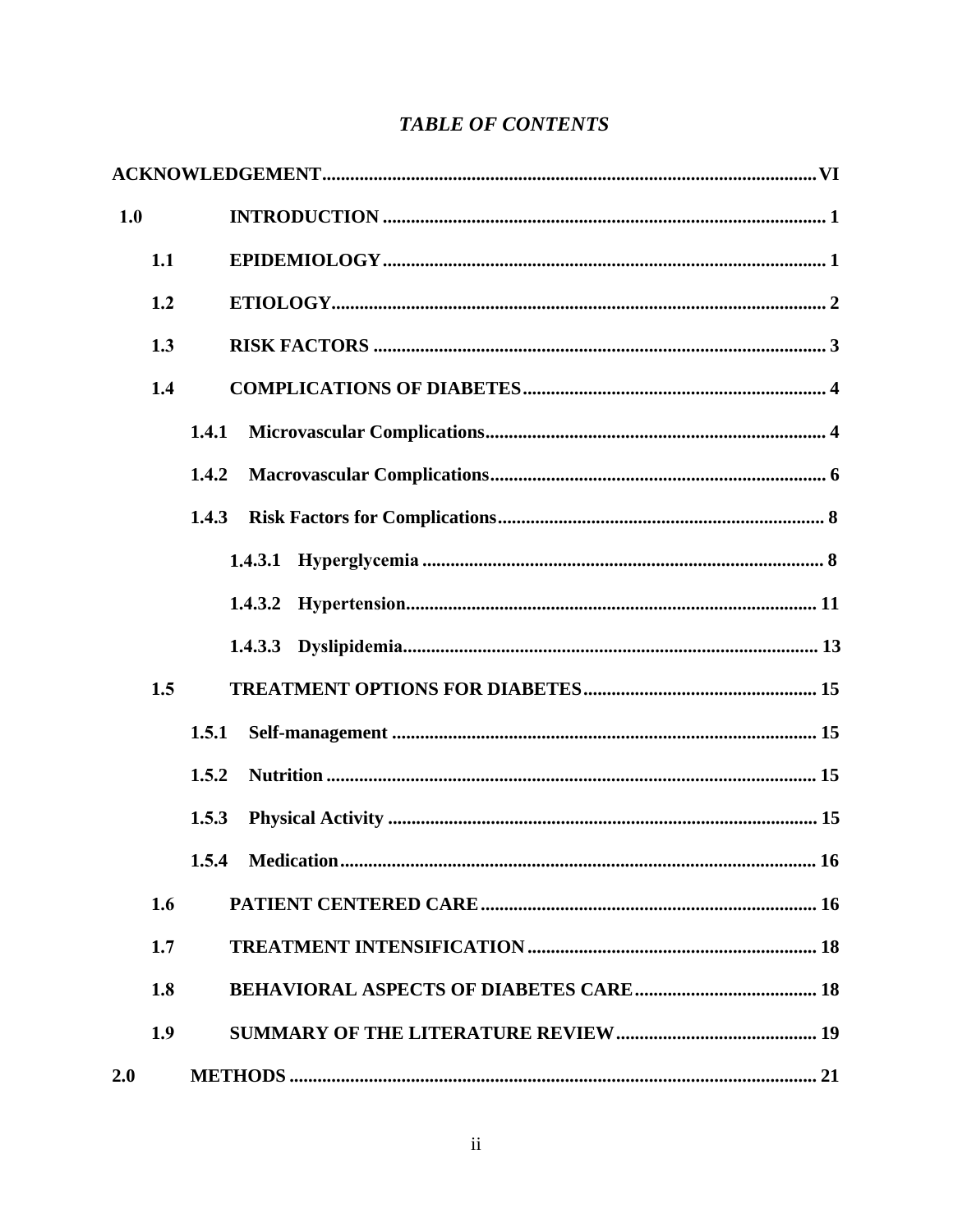## *TABLE OF CONTENTS*

**ACKNOWLEDGEMENT** ..... VI

**1.0 INTRODUCTION** ..... 1

- **1.1 EPIDEMIOLOGY** ..... 1
- **1.2 ETIOLOGY** ..... 2
- **1.3 RISK FACTORS** ..... 3
- **1.4 COMPLICATIONS OF DIABETES** ..... 4
  - **1.4.1 Microvascular Complications** ..... 4
  - **1.4.2 Macrovascular Complications** ..... 6
  - **1.4.3 Risk Factors for Complications** ..... 8
    - **1.4.3.1 Hyperglycemia** ..... 8
    - **1.4.3.2 Hypertension** ..... 11
    - **1.4.3.3 Dyslipidemia** ..... 13
- **1.5 TREATMENT OPTIONS FOR DIABETES** ..... 15
  - **1.5.1 Self-management** ..... 15
  - **1.5.2 Nutrition** ..... 15
  - **1.5.3 Physical Activity** ..... 15
  - **1.5.4 Medication** ..... 16
- **1.6 PATIENT CENTERED CARE** ..... 16
- **1.7 TREATMENT INTENSIFICATION** ..... 18
- **1.8 BEHAVIORAL ASPECTS OF DIABETES CARE** ..... 18
- **1.9 SUMMARY OF THE LITERATURE REVIEW** ..... 19

**2.0 METHODS** ..... 21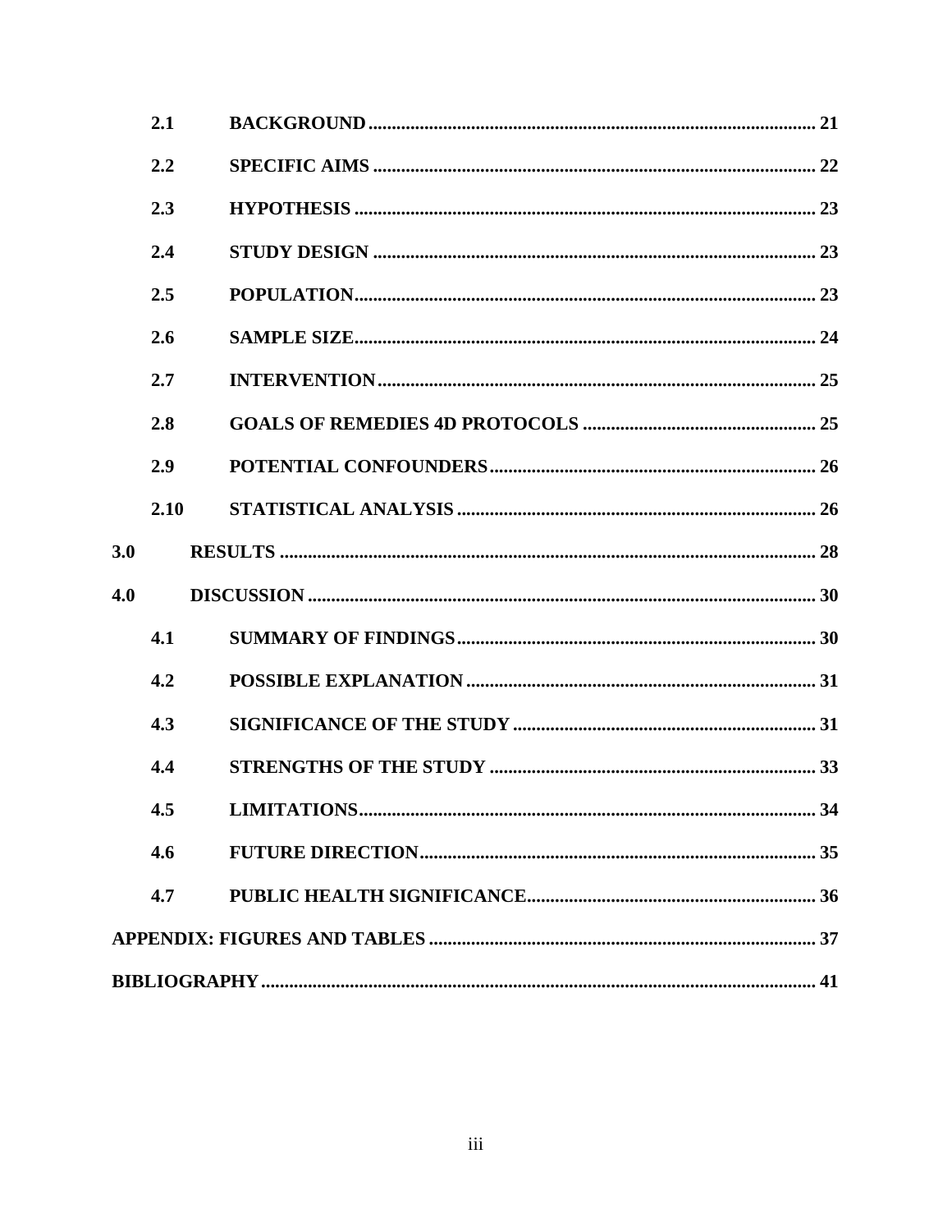2.1 BACKGROUND ..... 21

2.2 SPECIFIC AIMS ..... 22

2.3 HYPOTHESIS ..... 23

2.4 STUDY DESIGN ..... 23

2.5 POPULATION ..... 23

2.6 SAMPLE SIZE ..... 24

2.7 INTERVENTION ..... 25

2.8 GOALS OF REMEDIES 4D PROTOCOLS ..... 25

2.9 POTENTIAL CONFOUNDERS ..... 26

2.10 STATISTICAL ANALYSIS ..... 26

3.0 RESULTS ..... 28

4.0 DISCUSSION ..... 30

4.1 SUMMARY OF FINDINGS ..... 30

4.2 POSSIBLE EXPLANATION ..... 31

4.3 SIGNIFICANCE OF THE STUDY ..... 31

4.4 STRENGTHS OF THE STUDY ..... 33

4.5 LIMITATIONS ..... 34

4.6 FUTURE DIRECTION ..... 35

4.7 PUBLIC HEALTH SIGNIFICANCE ..... 36

APPENDIX: FIGURES AND TABLES ..... 37

BIBLIOGRAPHY ..... 41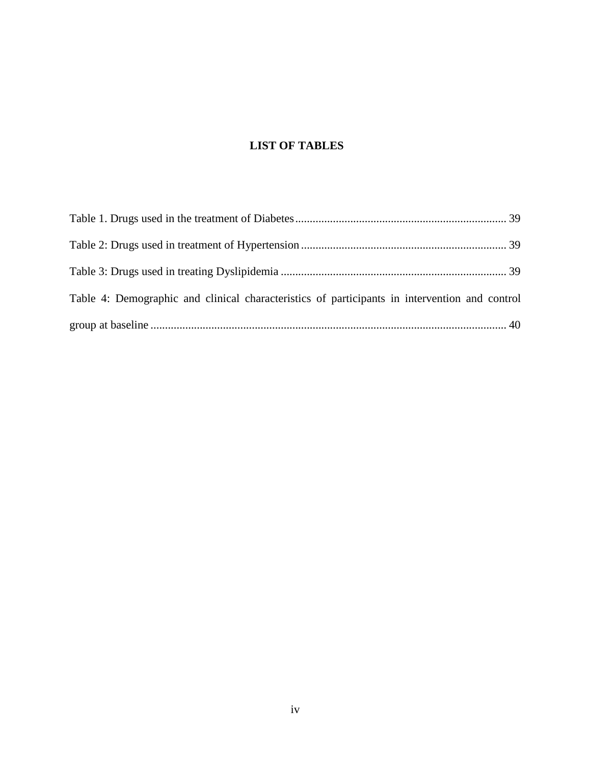# LIST OF TABLES

Table 1. Drugs used in the treatment of Diabetes ........................................................................ 39

Table 2: Drugs used in treatment of Hypertension ...................................................................... 39

Table 3: Drugs used in treating Dyslipidemia ............................................................................. 39

Table 4: Demographic and clinical characteristics of participants in intervention and control group at baseline ........................................................................................................................... 40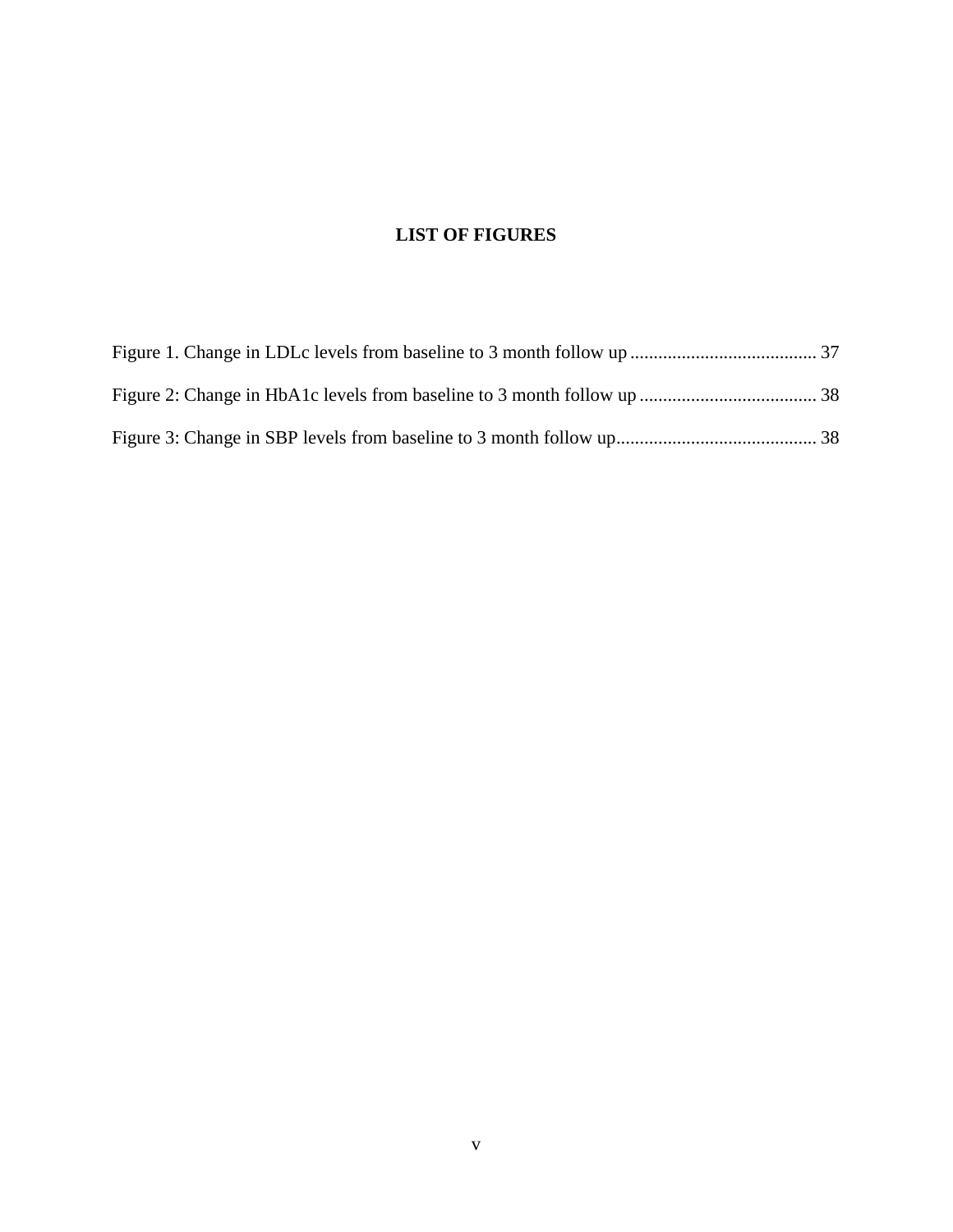# LIST OF FIGURES

Figure 1. Change in LDLc levels from baseline to 3 month follow up ........................................ 37

Figure 2: Change in HbA1c levels from baseline to 3 month follow up ...................................... 38

Figure 3: Change in SBP levels from baseline to 3 month follow up........................................... 38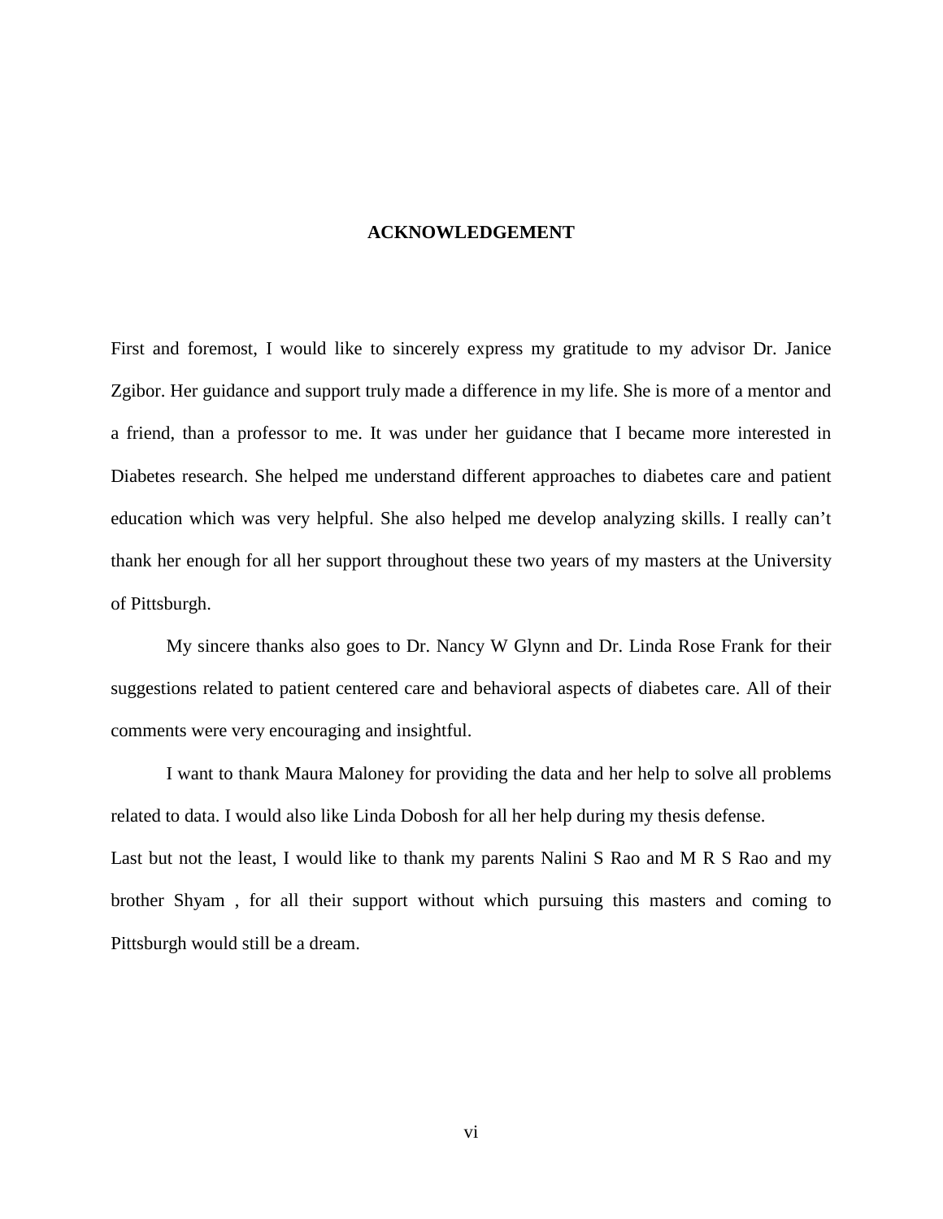# ACKNOWLEDGEMENT

First and foremost, I would like to sincerely express my gratitude to my advisor Dr. Janice Zgibor. Her guidance and support truly made a difference in my life. She is more of a mentor and a friend, than a professor to me. It was under her guidance that I became more interested in Diabetes research. She helped me understand different approaches to diabetes care and patient education which was very helpful. She also helped me develop analyzing skills. I really can't thank her enough for all her support throughout these two years of my masters at the University of Pittsburgh.

My sincere thanks also goes to Dr. Nancy W Glynn and Dr. Linda Rose Frank for their suggestions related to patient centered care and behavioral aspects of diabetes care. All of their comments were very encouraging and insightful.

I want to thank Maura Maloney for providing the data and her help to solve all problems related to data. I would also like Linda Dobosh for all her help during my thesis defense.

Last but not the least, I would like to thank my parents Nalini S Rao and M R S Rao and my brother Shyam , for all their support without which pursuing this masters and coming to Pittsburgh would still be a dream.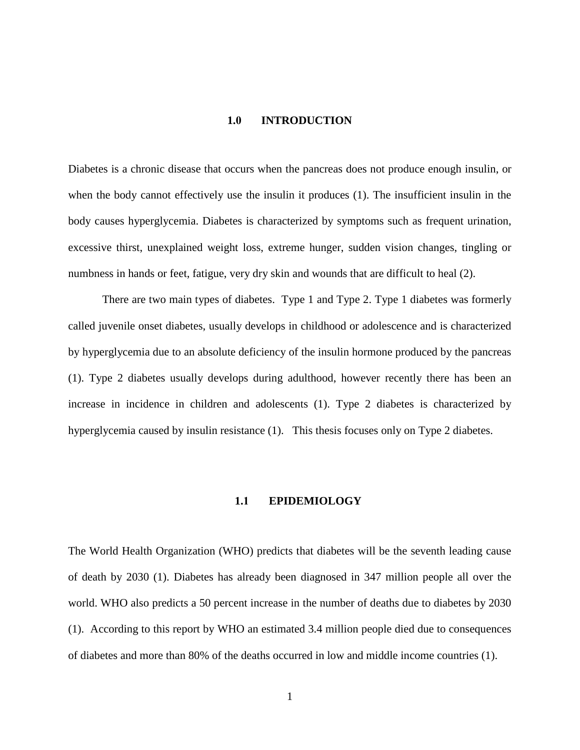# 1.0 INTRODUCTION

Diabetes is a chronic disease that occurs when the pancreas does not produce enough insulin, or when the body cannot effectively use the insulin it produces (1). The insufficient insulin in the body causes hyperglycemia. Diabetes is characterized by symptoms such as frequent urination, excessive thirst, unexplained weight loss, extreme hunger, sudden vision changes, tingling or numbness in hands or feet, fatigue, very dry skin and wounds that are difficult to heal (2).

There are two main types of diabetes. Type 1 and Type 2. Type 1 diabetes was formerly called juvenile onset diabetes, usually develops in childhood or adolescence and is characterized by hyperglycemia due to an absolute deficiency of the insulin hormone produced by the pancreas (1). Type 2 diabetes usually develops during adulthood, however recently there has been an increase in incidence in children and adolescents (1). Type 2 diabetes is characterized by hyperglycemia caused by insulin resistance (1). This thesis focuses only on Type 2 diabetes.

## 1.1 EPIDEMIOLOGY

The World Health Organization (WHO) predicts that diabetes will be the seventh leading cause of death by 2030 (1). Diabetes has already been diagnosed in 347 million people all over the world. WHO also predicts a 50 percent increase in the number of deaths due to diabetes by 2030 (1). According to this report by WHO an estimated 3.4 million people died due to consequences of diabetes and more than 80% of the deaths occurred in low and middle income countries (1).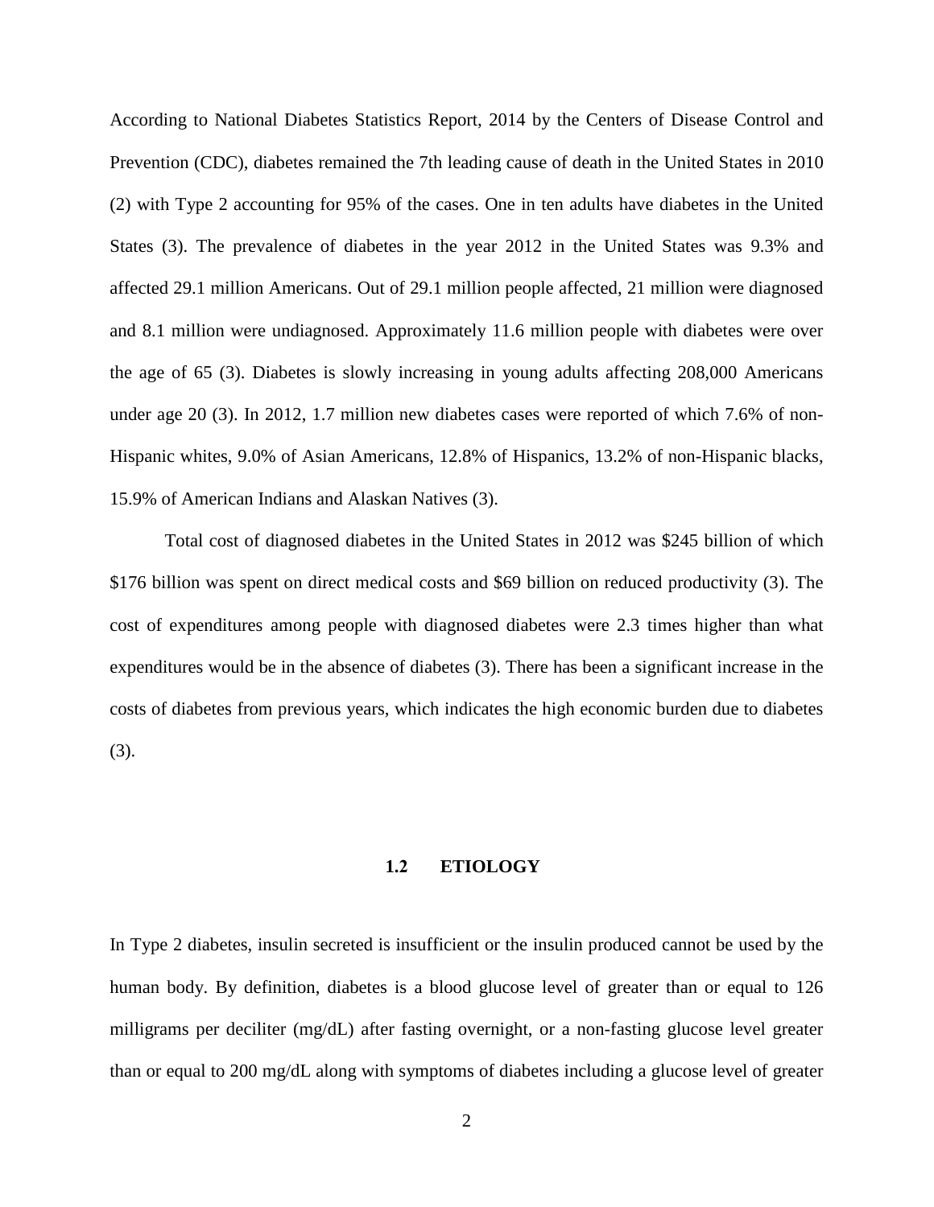According to National Diabetes Statistics Report, 2014 by the Centers of Disease Control and Prevention (CDC), diabetes remained the 7th leading cause of death in the United States in 2010 (2) with Type 2 accounting for 95% of the cases. One in ten adults have diabetes in the United States (3). The prevalence of diabetes in the year 2012 in the United States was 9.3% and affected 29.1 million Americans. Out of 29.1 million people affected, 21 million were diagnosed and 8.1 million were undiagnosed. Approximately 11.6 million people with diabetes were over the age of 65 (3). Diabetes is slowly increasing in young adults affecting 208,000 Americans under age 20 (3). In 2012, 1.7 million new diabetes cases were reported of which 7.6% of non-Hispanic whites, 9.0% of Asian Americans, 12.8% of Hispanics, 13.2% of non-Hispanic blacks, 15.9% of American Indians and Alaskan Natives (3).

Total cost of diagnosed diabetes in the United States in 2012 was $245 billion of which $176 billion was spent on direct medical costs and $69 billion on reduced productivity (3). The cost of expenditures among people with diagnosed diabetes were 2.3 times higher than what expenditures would be in the absence of diabetes (3). There has been a significant increase in the costs of diabetes from previous years, which indicates the high economic burden due to diabetes (3).

## 1.2 ETIOLOGY

In Type 2 diabetes, insulin secreted is insufficient or the insulin produced cannot be used by the human body. By definition, diabetes is a blood glucose level of greater than or equal to 126 milligrams per deciliter (mg/dL) after fasting overnight, or a non-fasting glucose level greater than or equal to 200 mg/dL along with symptoms of diabetes including a glucose level of greater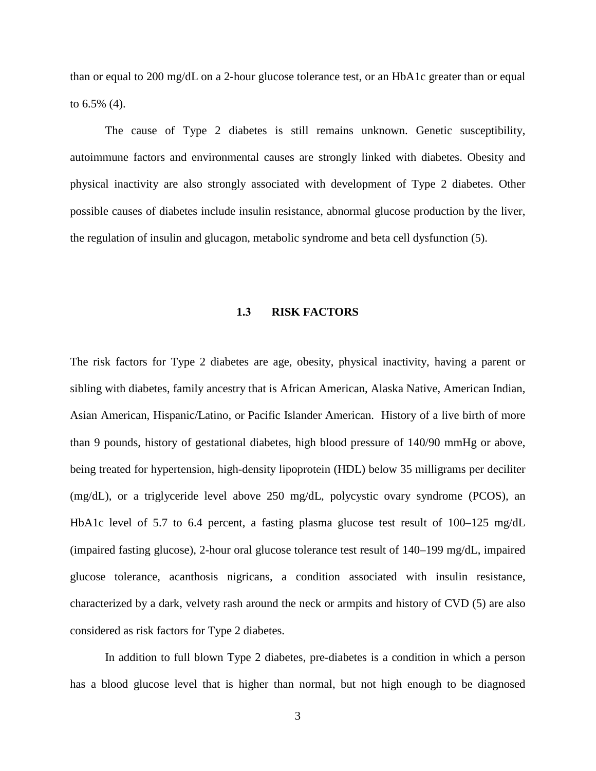than or equal to 200 mg/dL on a 2-hour glucose tolerance test, or an HbA1c greater than or equal to 6.5% (4).

The cause of Type 2 diabetes is still remains unknown. Genetic susceptibility, autoimmune factors and environmental causes are strongly linked with diabetes. Obesity and physical inactivity are also strongly associated with development of Type 2 diabetes. Other possible causes of diabetes include insulin resistance, abnormal glucose production by the liver, the regulation of insulin and glucagon, metabolic syndrome and beta cell dysfunction (5).

### 1.3 RISK FACTORS

The risk factors for Type 2 diabetes are age, obesity, physical inactivity, having a parent or sibling with diabetes, family ancestry that is African American, Alaska Native, American Indian, Asian American, Hispanic/Latino, or Pacific Islander American. History of a live birth of more than 9 pounds, history of gestational diabetes, high blood pressure of 140/90 mmHg or above, being treated for hypertension, high-density lipoprotein (HDL) below 35 milligrams per deciliter (mg/dL), or a triglyceride level above 250 mg/dL, polycystic ovary syndrome (PCOS), an HbA1c level of 5.7 to 6.4 percent, a fasting plasma glucose test result of 100–125 mg/dL (impaired fasting glucose), 2-hour oral glucose tolerance test result of 140–199 mg/dL, impaired glucose tolerance, acanthosis nigricans, a condition associated with insulin resistance, characterized by a dark, velvety rash around the neck or armpits and history of CVD (5) are also considered as risk factors for Type 2 diabetes.

In addition to full blown Type 2 diabetes, pre-diabetes is a condition in which a person has a blood glucose level that is higher than normal, but not high enough to be diagnosed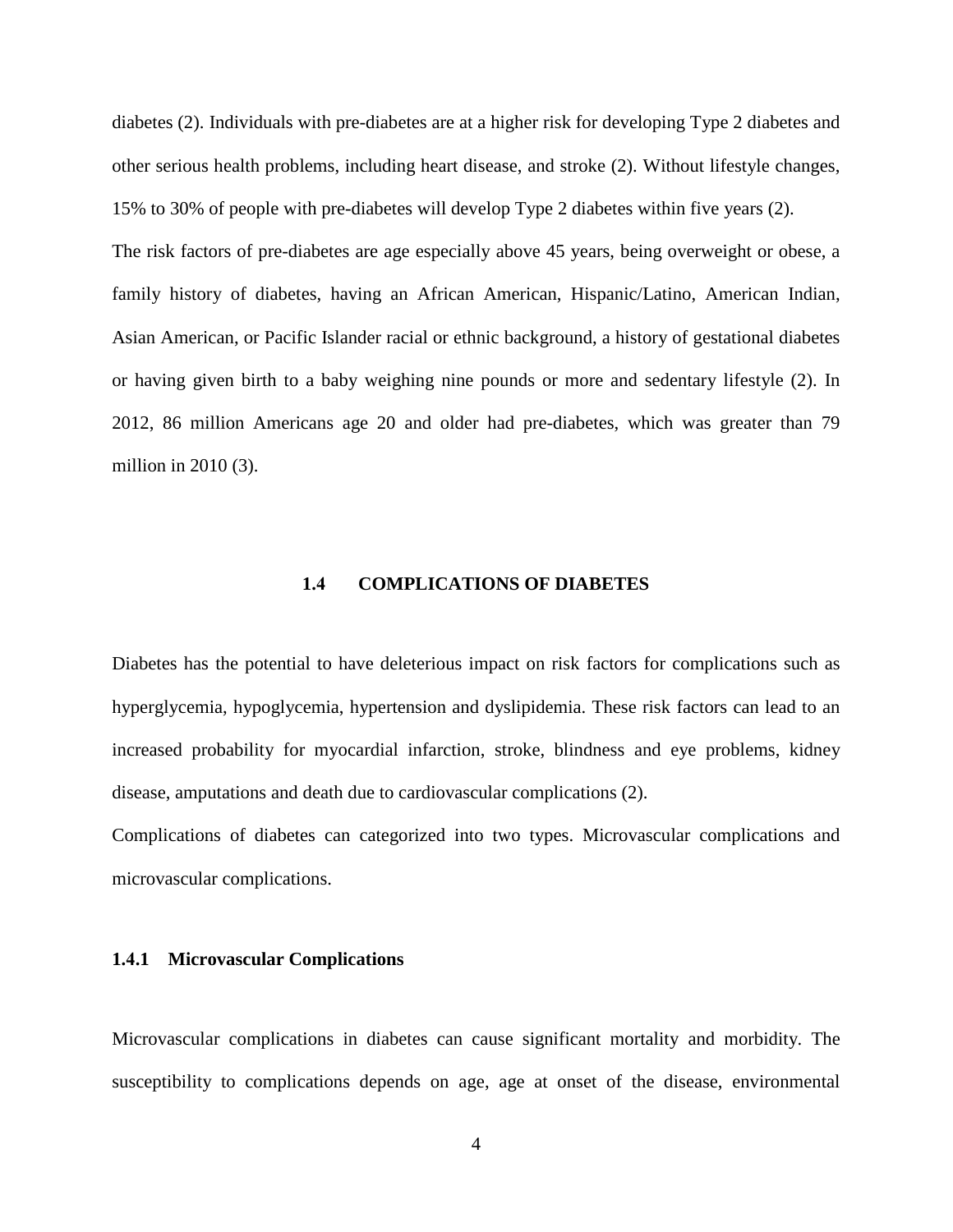diabetes (2). Individuals with pre-diabetes are at a higher risk for developing Type 2 diabetes and other serious health problems, including heart disease, and stroke (2). Without lifestyle changes, 15% to 30% of people with pre-diabetes will develop Type 2 diabetes within five years (2).

The risk factors of pre-diabetes are age especially above 45 years, being overweight or obese, a family history of diabetes, having an African American, Hispanic/Latino, American Indian, Asian American, or Pacific Islander racial or ethnic background, a history of gestational diabetes or having given birth to a baby weighing nine pounds or more and sedentary lifestyle (2). In 2012, 86 million Americans age 20 and older had pre-diabetes, which was greater than 79 million in 2010 (3).

## 1.4 COMPLICATIONS OF DIABETES

Diabetes has the potential to have deleterious impact on risk factors for complications such as hyperglycemia, hypoglycemia, hypertension and dyslipidemia. These risk factors can lead to an increased probability for myocardial infarction, stroke, blindness and eye problems, kidney disease, amputations and death due to cardiovascular complications (2).

Complications of diabetes can categorized into two types. Microvascular complications and microvascular complications.

### 1.4.1 Microvascular Complications

Microvascular complications in diabetes can cause significant mortality and morbidity. The susceptibility to complications depends on age, age at onset of the disease, environmental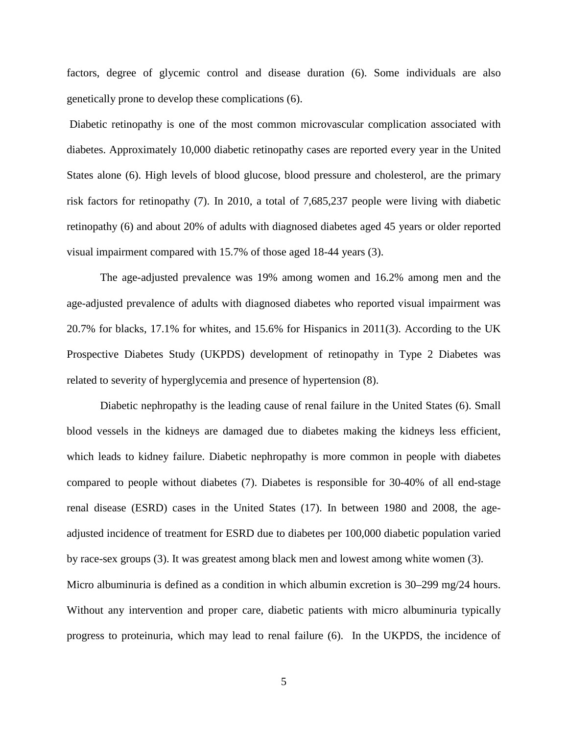factors, degree of glycemic control and disease duration (6). Some individuals are also genetically prone to develop these complications (6).

Diabetic retinopathy is one of the most common microvascular complication associated with diabetes. Approximately 10,000 diabetic retinopathy cases are reported every year in the United States alone (6). High levels of blood glucose, blood pressure and cholesterol, are the primary risk factors for retinopathy (7). In 2010, a total of 7,685,237 people were living with diabetic retinopathy (6) and about 20% of adults with diagnosed diabetes aged 45 years or older reported visual impairment compared with 15.7% of those aged 18-44 years (3).

The age-adjusted prevalence was 19% among women and 16.2% among men and the age-adjusted prevalence of adults with diagnosed diabetes who reported visual impairment was 20.7% for blacks, 17.1% for whites, and 15.6% for Hispanics in 2011(3). According to the UK Prospective Diabetes Study (UKPDS) development of retinopathy in Type 2 Diabetes was related to severity of hyperglycemia and presence of hypertension (8).

Diabetic nephropathy is the leading cause of renal failure in the United States (6). Small blood vessels in the kidneys are damaged due to diabetes making the kidneys less efficient, which leads to kidney failure. Diabetic nephropathy is more common in people with diabetes compared to people without diabetes (7). Diabetes is responsible for 30-40% of all end-stage renal disease (ESRD) cases in the United States (17). In between 1980 and 2008, the age-adjusted incidence of treatment for ESRD due to diabetes per 100,000 diabetic population varied by race-sex groups (3). It was greatest among black men and lowest among white women (3).

Micro albuminuria is defined as a condition in which albumin excretion is 30–299 mg/24 hours. Without any intervention and proper care, diabetic patients with micro albuminuria typically progress to proteinuria, which may lead to renal failure (6). In the UKPDS, the incidence of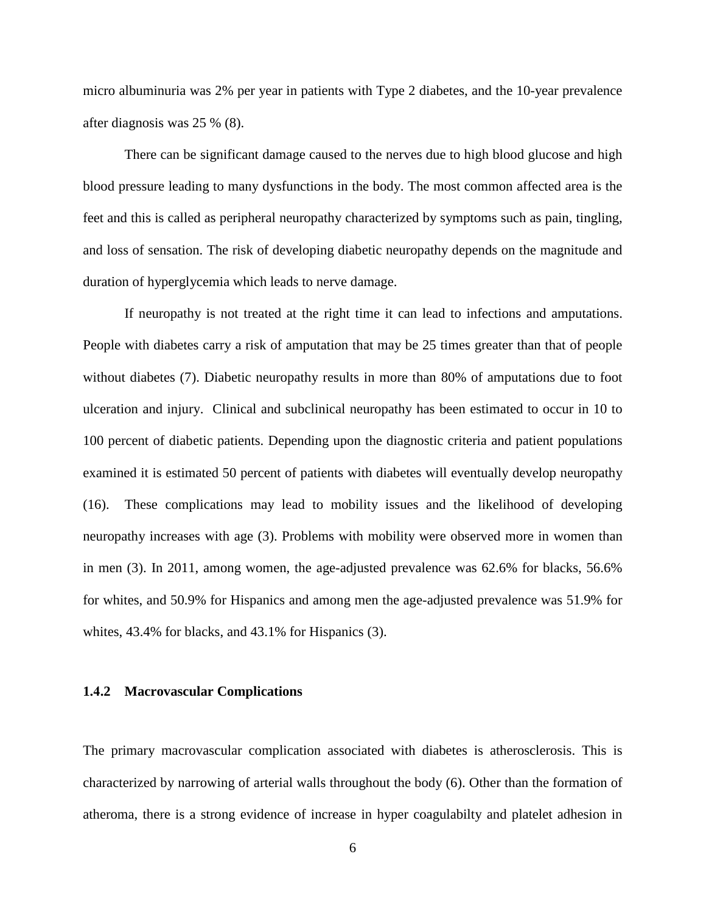micro albuminuria was 2% per year in patients with Type 2 diabetes, and the 10-year prevalence after diagnosis was 25 % (8).

There can be significant damage caused to the nerves due to high blood glucose and high blood pressure leading to many dysfunctions in the body. The most common affected area is the feet and this is called as peripheral neuropathy characterized by symptoms such as pain, tingling, and loss of sensation. The risk of developing diabetic neuropathy depends on the magnitude and duration of hyperglycemia which leads to nerve damage.

If neuropathy is not treated at the right time it can lead to infections and amputations. People with diabetes carry a risk of amputation that may be 25 times greater than that of people without diabetes (7). Diabetic neuropathy results in more than 80% of amputations due to foot ulceration and injury. Clinical and subclinical neuropathy has been estimated to occur in 10 to 100 percent of diabetic patients. Depending upon the diagnostic criteria and patient populations examined it is estimated 50 percent of patients with diabetes will eventually develop neuropathy (16). These complications may lead to mobility issues and the likelihood of developing neuropathy increases with age (3). Problems with mobility were observed more in women than in men (3). In 2011, among women, the age-adjusted prevalence was 62.6% for blacks, 56.6% for whites, and 50.9% for Hispanics and among men the age-adjusted prevalence was 51.9% for whites, 43.4% for blacks, and 43.1% for Hispanics (3).

### 1.4.2 Macrovascular Complications

The primary macrovascular complication associated with diabetes is atherosclerosis. This is characterized by narrowing of arterial walls throughout the body (6). Other than the formation of atheroma, there is a strong evidence of increase in hyper coagulabilty and platelet adhesion in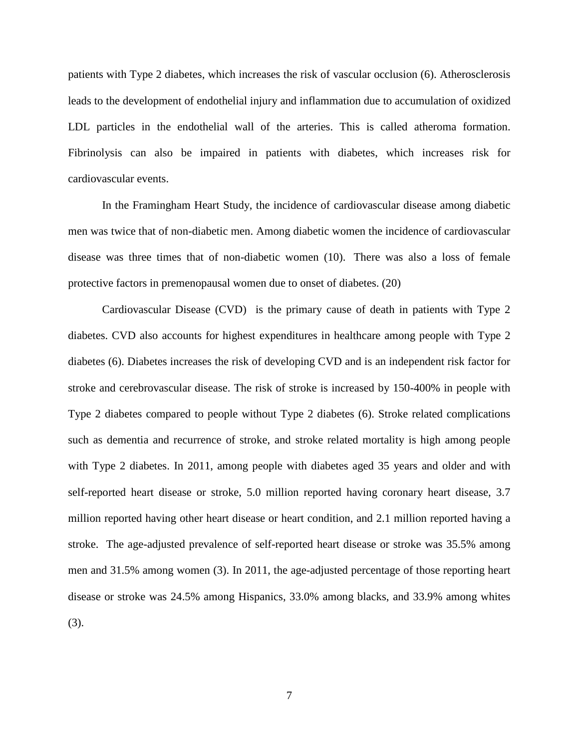patients with Type 2 diabetes, which increases the risk of vascular occlusion (6). Atherosclerosis leads to the development of endothelial injury and inflammation due to accumulation of oxidized LDL particles in the endothelial wall of the arteries. This is called atheroma formation. Fibrinolysis can also be impaired in patients with diabetes, which increases risk for cardiovascular events.

In the Framingham Heart Study, the incidence of cardiovascular disease among diabetic men was twice that of non-diabetic men. Among diabetic women the incidence of cardiovascular disease was three times that of non-diabetic women (10). There was also a loss of female protective factors in premenopausal women due to onset of diabetes. (20)

Cardiovascular Disease (CVD) is the primary cause of death in patients with Type 2 diabetes. CVD also accounts for highest expenditures in healthcare among people with Type 2 diabetes (6). Diabetes increases the risk of developing CVD and is an independent risk factor for stroke and cerebrovascular disease. The risk of stroke is increased by 150-400% in people with Type 2 diabetes compared to people without Type 2 diabetes (6). Stroke related complications such as dementia and recurrence of stroke, and stroke related mortality is high among people with Type 2 diabetes. In 2011, among people with diabetes aged 35 years and older and with self-reported heart disease or stroke, 5.0 million reported having coronary heart disease, 3.7 million reported having other heart disease or heart condition, and 2.1 million reported having a stroke. The age-adjusted prevalence of self-reported heart disease or stroke was 35.5% among men and 31.5% among women (3). In 2011, the age-adjusted percentage of those reporting heart disease or stroke was 24.5% among Hispanics, 33.0% among blacks, and 33.9% among whites (3).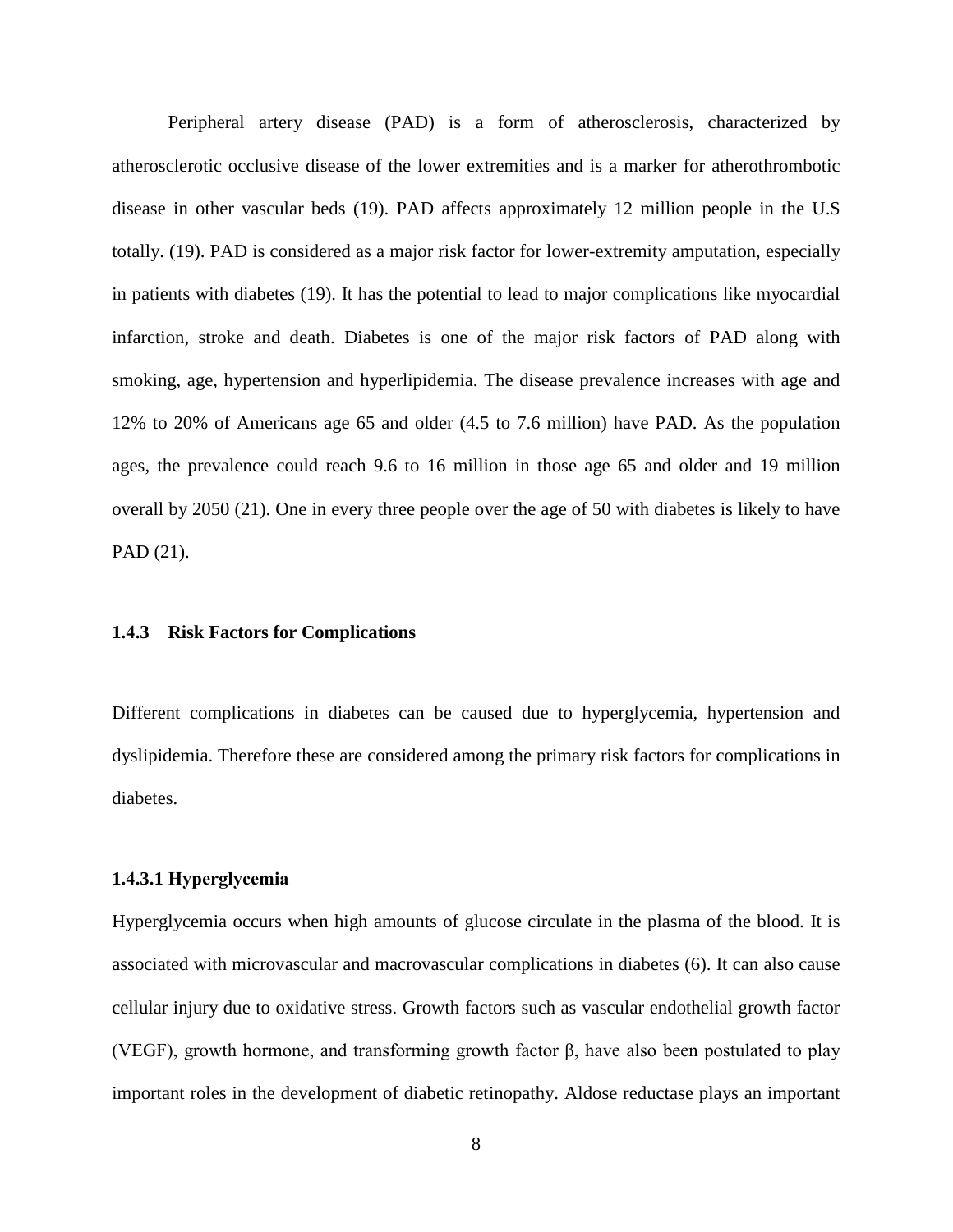Peripheral artery disease (PAD) is a form of atherosclerosis, characterized by atherosclerotic occlusive disease of the lower extremities and is a marker for atherothrombotic disease in other vascular beds (19). PAD affects approximately 12 million people in the U.S totally. (19). PAD is considered as a major risk factor for lower-extremity amputation, especially in patients with diabetes (19). It has the potential to lead to major complications like myocardial infarction, stroke and death. Diabetes is one of the major risk factors of PAD along with smoking, age, hypertension and hyperlipidemia. The disease prevalence increases with age and 12% to 20% of Americans age 65 and older (4.5 to 7.6 million) have PAD. As the population ages, the prevalence could reach 9.6 to 16 million in those age 65 and older and 19 million overall by 2050 (21). One in every three people over the age of 50 with diabetes is likely to have PAD (21).

### 1.4.3 Risk Factors for Complications

Different complications in diabetes can be caused due to hyperglycemia, hypertension and dyslipidemia. Therefore these are considered among the primary risk factors for complications in diabetes.

#### 1.4.3.1 Hyperglycemia

Hyperglycemia occurs when high amounts of glucose circulate in the plasma of the blood. It is associated with microvascular and macrovascular complications in diabetes (6). It can also cause cellular injury due to oxidative stress. Growth factors such as vascular endothelial growth factor (VEGF), growth hormone, and transforming growth factor β, have also been postulated to play important roles in the development of diabetic retinopathy. Aldose reductase plays an important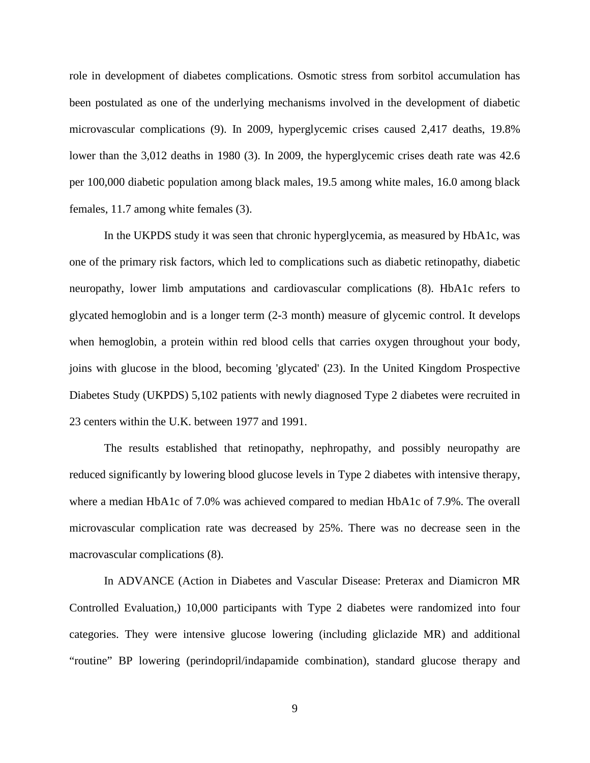role in development of diabetes complications. Osmotic stress from sorbitol accumulation has been postulated as one of the underlying mechanisms involved in the development of diabetic microvascular complications (9). In 2009, hyperglycemic crises caused 2,417 deaths, 19.8% lower than the 3,012 deaths in 1980 (3). In 2009, the hyperglycemic crises death rate was 42.6 per 100,000 diabetic population among black males, 19.5 among white males, 16.0 among black females, 11.7 among white females (3).

In the UKPDS study it was seen that chronic hyperglycemia, as measured by HbA1c, was one of the primary risk factors, which led to complications such as diabetic retinopathy, diabetic neuropathy, lower limb amputations and cardiovascular complications (8). HbA1c refers to glycated hemoglobin and is a longer term (2-3 month) measure of glycemic control. It develops when hemoglobin, a protein within red blood cells that carries oxygen throughout your body, joins with glucose in the blood, becoming 'glycated' (23). In the United Kingdom Prospective Diabetes Study (UKPDS) 5,102 patients with newly diagnosed Type 2 diabetes were recruited in 23 centers within the U.K. between 1977 and 1991.

The results established that retinopathy, nephropathy, and possibly neuropathy are reduced significantly by lowering blood glucose levels in Type 2 diabetes with intensive therapy, where a median HbA1c of 7.0% was achieved compared to median HbA1c of 7.9%. The overall microvascular complication rate was decreased by 25%. There was no decrease seen in the macrovascular complications (8).

In ADVANCE (Action in Diabetes and Vascular Disease: Preterax and Diamicron MR Controlled Evaluation,) 10,000 participants with Type 2 diabetes were randomized into four categories. They were intensive glucose lowering (including gliclazide MR) and additional "routine" BP lowering (perindopril/indapamide combination), standard glucose therapy and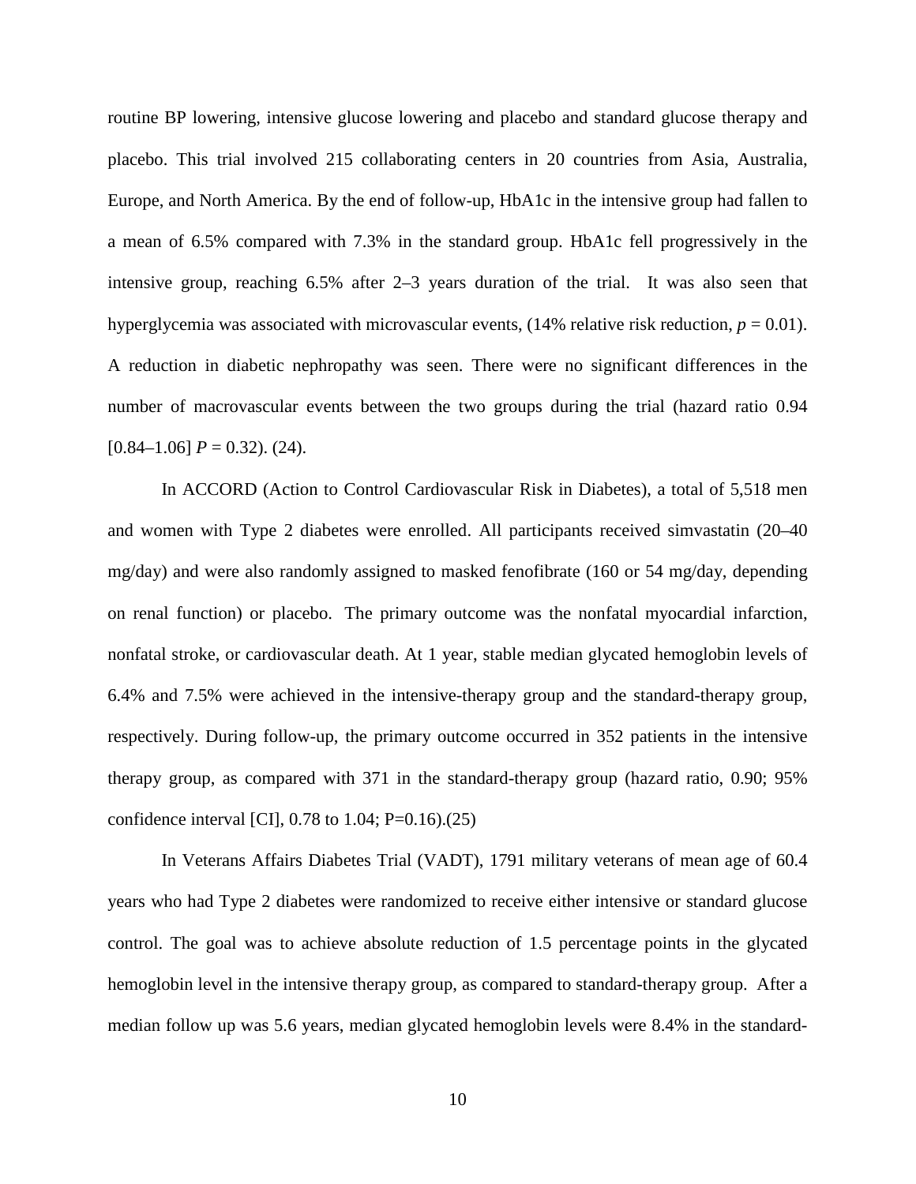routine BP lowering, intensive glucose lowering and placebo and standard glucose therapy and placebo. This trial involved 215 collaborating centers in 20 countries from Asia, Australia, Europe, and North America. By the end of follow-up, HbA1c in the intensive group had fallen to a mean of 6.5% compared with 7.3% in the standard group. HbA1c fell progressively in the intensive group, reaching 6.5% after 2–3 years duration of the trial. It was also seen that hyperglycemia was associated with microvascular events, (14% relative risk reduction, $p = 0.01$). A reduction in diabetic nephropathy was seen. There were no significant differences in the number of macrovascular events between the two groups during the trial (hazard ratio 0.94 [0.84–1.06] $P = 0.32$). (24).

In ACCORD (Action to Control Cardiovascular Risk in Diabetes), a total of 5,518 men and women with Type 2 diabetes were enrolled. All participants received simvastatin (20–40 mg/day) and were also randomly assigned to masked fenofibrate (160 or 54 mg/day, depending on renal function) or placebo. The primary outcome was the nonfatal myocardial infarction, nonfatal stroke, or cardiovascular death. At 1 year, stable median glycated hemoglobin levels of 6.4% and 7.5% were achieved in the intensive-therapy group and the standard-therapy group, respectively. During follow-up, the primary outcome occurred in 352 patients in the intensive therapy group, as compared with 371 in the standard-therapy group (hazard ratio, 0.90; 95% confidence interval [CI], 0.78 to 1.04; P=0.16).(25)

In Veterans Affairs Diabetes Trial (VADT), 1791 military veterans of mean age of 60.4 years who had Type 2 diabetes were randomized to receive either intensive or standard glucose control. The goal was to achieve absolute reduction of 1.5 percentage points in the glycated hemoglobin level in the intensive therapy group, as compared to standard-therapy group. After a median follow up was 5.6 years, median glycated hemoglobin levels were 8.4% in the standard-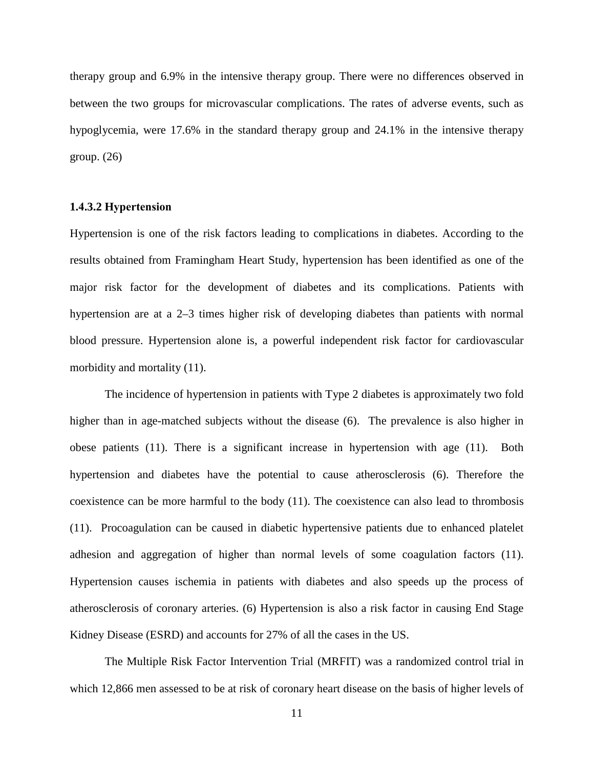therapy group and 6.9% in the intensive therapy group. There were no differences observed in between the two groups for microvascular complications. The rates of adverse events, such as hypoglycemia, were 17.6% in the standard therapy group and 24.1% in the intensive therapy group. (26)

#### 1.4.3.2 Hypertension

Hypertension is one of the risk factors leading to complications in diabetes. According to the results obtained from Framingham Heart Study, hypertension has been identified as one of the major risk factor for the development of diabetes and its complications. Patients with hypertension are at a 2–3 times higher risk of developing diabetes than patients with normal blood pressure. Hypertension alone is, a powerful independent risk factor for cardiovascular morbidity and mortality (11).

The incidence of hypertension in patients with Type 2 diabetes is approximately two fold higher than in age-matched subjects without the disease (6). The prevalence is also higher in obese patients (11). There is a significant increase in hypertension with age (11). Both hypertension and diabetes have the potential to cause atherosclerosis (6). Therefore the coexistence can be more harmful to the body (11). The coexistence can also lead to thrombosis (11). Procoagulation can be caused in diabetic hypertensive patients due to enhanced platelet adhesion and aggregation of higher than normal levels of some coagulation factors (11). Hypertension causes ischemia in patients with diabetes and also speeds up the process of atherosclerosis of coronary arteries. (6) Hypertension is also a risk factor in causing End Stage Kidney Disease (ESRD) and accounts for 27% of all the cases in the US.

The Multiple Risk Factor Intervention Trial (MRFIT) was a randomized control trial in which 12,866 men assessed to be at risk of coronary heart disease on the basis of higher levels of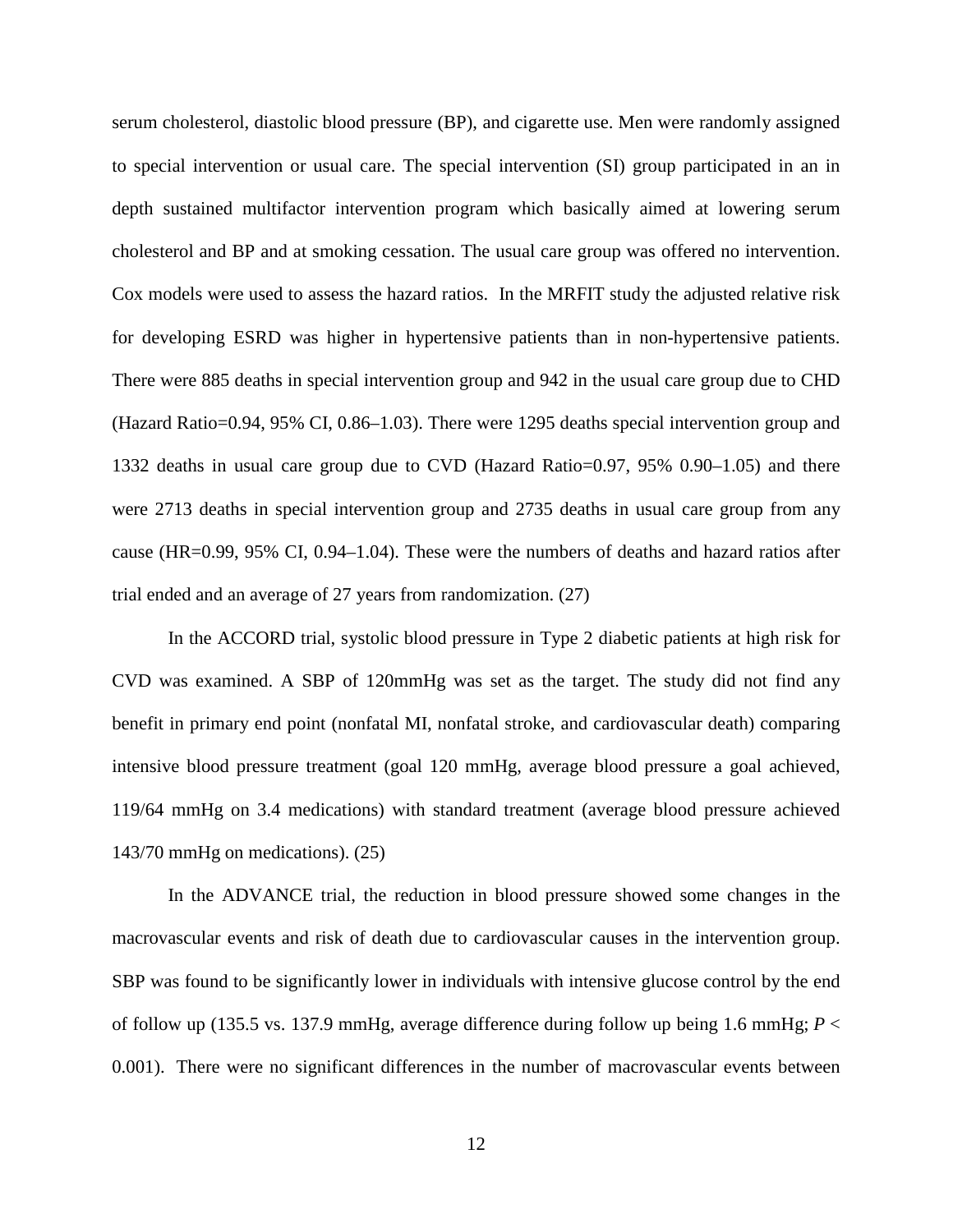serum cholesterol, diastolic blood pressure (BP), and cigarette use. Men were randomly assigned to special intervention or usual care. The special intervention (SI) group participated in an in depth sustained multifactor intervention program which basically aimed at lowering serum cholesterol and BP and at smoking cessation. The usual care group was offered no intervention. Cox models were used to assess the hazard ratios. In the MRFIT study the adjusted relative risk for developing ESRD was higher in hypertensive patients than in non-hypertensive patients. There were 885 deaths in special intervention group and 942 in the usual care group due to CHD (Hazard Ratio=0.94, 95% CI, 0.86–1.03). There were 1295 deaths special intervention group and 1332 deaths in usual care group due to CVD (Hazard Ratio=0.97, 95% 0.90–1.05) and there were 2713 deaths in special intervention group and 2735 deaths in usual care group from any cause (HR=0.99, 95% CI, 0.94–1.04). These were the numbers of deaths and hazard ratios after trial ended and an average of 27 years from randomization. (27)

In the ACCORD trial, systolic blood pressure in Type 2 diabetic patients at high risk for CVD was examined. A SBP of 120mmHg was set as the target. The study did not find any benefit in primary end point (nonfatal MI, nonfatal stroke, and cardiovascular death) comparing intensive blood pressure treatment (goal 120 mmHg, average blood pressure a goal achieved, 119/64 mmHg on 3.4 medications) with standard treatment (average blood pressure achieved 143/70 mmHg on medications). (25)

In the ADVANCE trial, the reduction in blood pressure showed some changes in the macrovascular events and risk of death due to cardiovascular causes in the intervention group. SBP was found to be significantly lower in individuals with intensive glucose control by the end of follow up (135.5 vs. 137.9 mmHg, average difference during follow up being 1.6 mmHg; $P < 0.001$). There were no significant differences in the number of macrovascular events between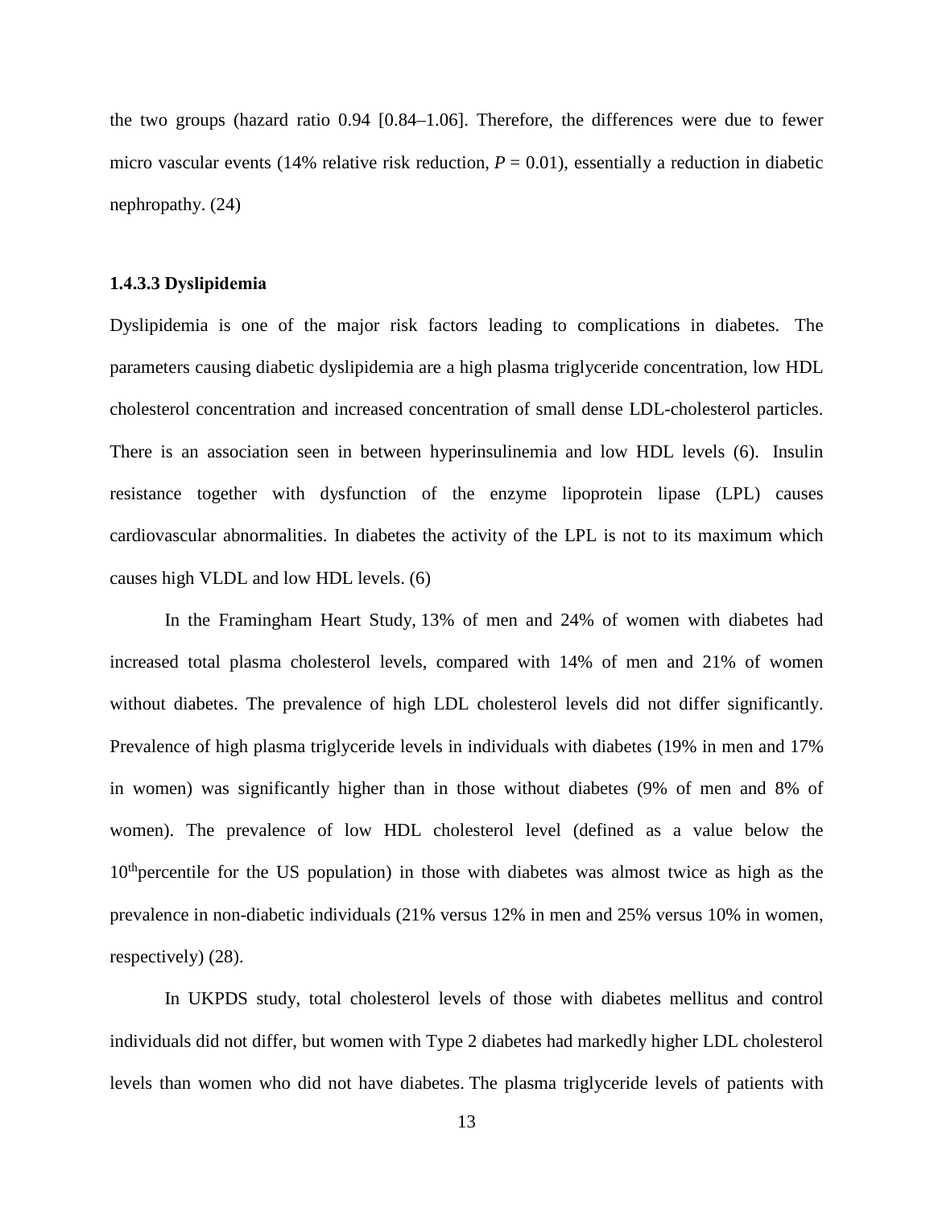the two groups (hazard ratio 0.94 [0.84–1.06]. Therefore, the differences were due to fewer micro vascular events (14% relative risk reduction, $P = 0.01$), essentially a reduction in diabetic nephropathy. (24)

### 1.4.3.3 Dyslipidemia

Dyslipidemia is one of the major risk factors leading to complications in diabetes. The parameters causing diabetic dyslipidemia are a high plasma triglyceride concentration, low HDL cholesterol concentration and increased concentration of small dense LDL-cholesterol particles. There is an association seen in between hyperinsulinemia and low HDL levels (6). Insulin resistance together with dysfunction of the enzyme lipoprotein lipase (LPL) causes cardiovascular abnormalities. In diabetes the activity of the LPL is not to its maximum which causes high VLDL and low HDL levels. (6)

In the Framingham Heart Study, 13% of men and 24% of women with diabetes had increased total plasma cholesterol levels, compared with 14% of men and 21% of women without diabetes. The prevalence of high LDL cholesterol levels did not differ significantly. Prevalence of high plasma triglyceride levels in individuals with diabetes (19% in men and 17% in women) was significantly higher than in those without diabetes (9% of men and 8% of women). The prevalence of low HDL cholesterol level (defined as a value below the $10^{th}$percentile for the US population) in those with diabetes was almost twice as high as the prevalence in non-diabetic individuals (21% versus 12% in men and 25% versus 10% in women, respectively) (28).

In UKPDS study, total cholesterol levels of those with diabetes mellitus and control individuals did not differ, but women with Type 2 diabetes had markedly higher LDL cholesterol levels than women who did not have diabetes. The plasma triglyceride levels of patients with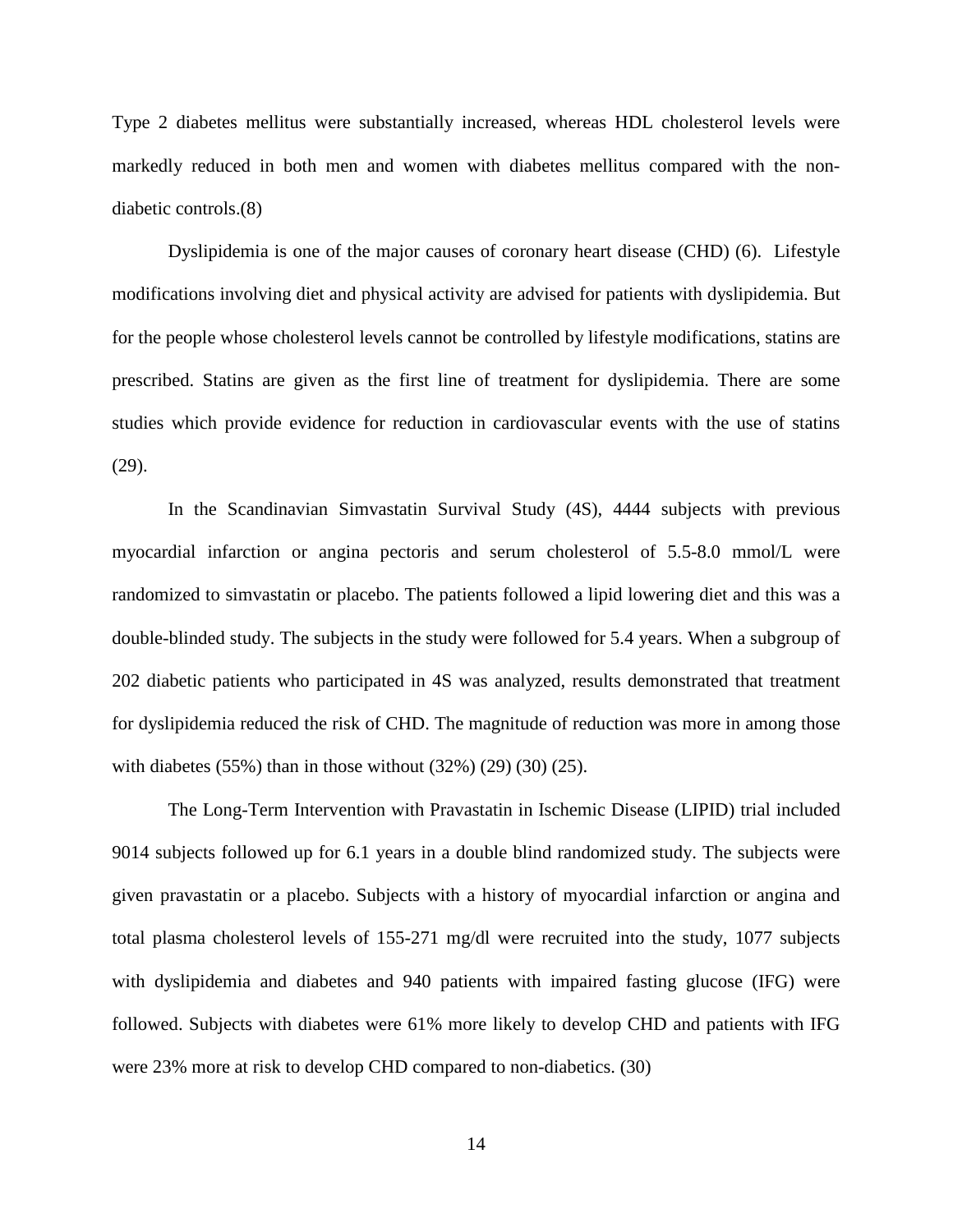Type 2 diabetes mellitus were substantially increased, whereas HDL cholesterol levels were markedly reduced in both men and women with diabetes mellitus compared with the non-diabetic controls.(8)

Dyslipidemia is one of the major causes of coronary heart disease (CHD) (6). Lifestyle modifications involving diet and physical activity are advised for patients with dyslipidemia. But for the people whose cholesterol levels cannot be controlled by lifestyle modifications, statins are prescribed. Statins are given as the first line of treatment for dyslipidemia. There are some studies which provide evidence for reduction in cardiovascular events with the use of statins (29).

In the Scandinavian Simvastatin Survival Study (4S), 4444 subjects with previous myocardial infarction or angina pectoris and serum cholesterol of 5.5-8.0 mmol/L were randomized to simvastatin or placebo. The patients followed a lipid lowering diet and this was a double-blinded study. The subjects in the study were followed for 5.4 years. When a subgroup of 202 diabetic patients who participated in 4S was analyzed, results demonstrated that treatment for dyslipidemia reduced the risk of CHD. The magnitude of reduction was more in among those with diabetes (55%) than in those without (32%) (29) (30) (25).

The Long-Term Intervention with Pravastatin in Ischemic Disease (LIPID) trial included 9014 subjects followed up for 6.1 years in a double blind randomized study. The subjects were given pravastatin or a placebo. Subjects with a history of myocardial infarction or angina and total plasma cholesterol levels of 155-271 mg/dl were recruited into the study, 1077 subjects with dyslipidemia and diabetes and 940 patients with impaired fasting glucose (IFG) were followed. Subjects with diabetes were 61% more likely to develop CHD and patients with IFG were 23% more at risk to develop CHD compared to non-diabetics. (30)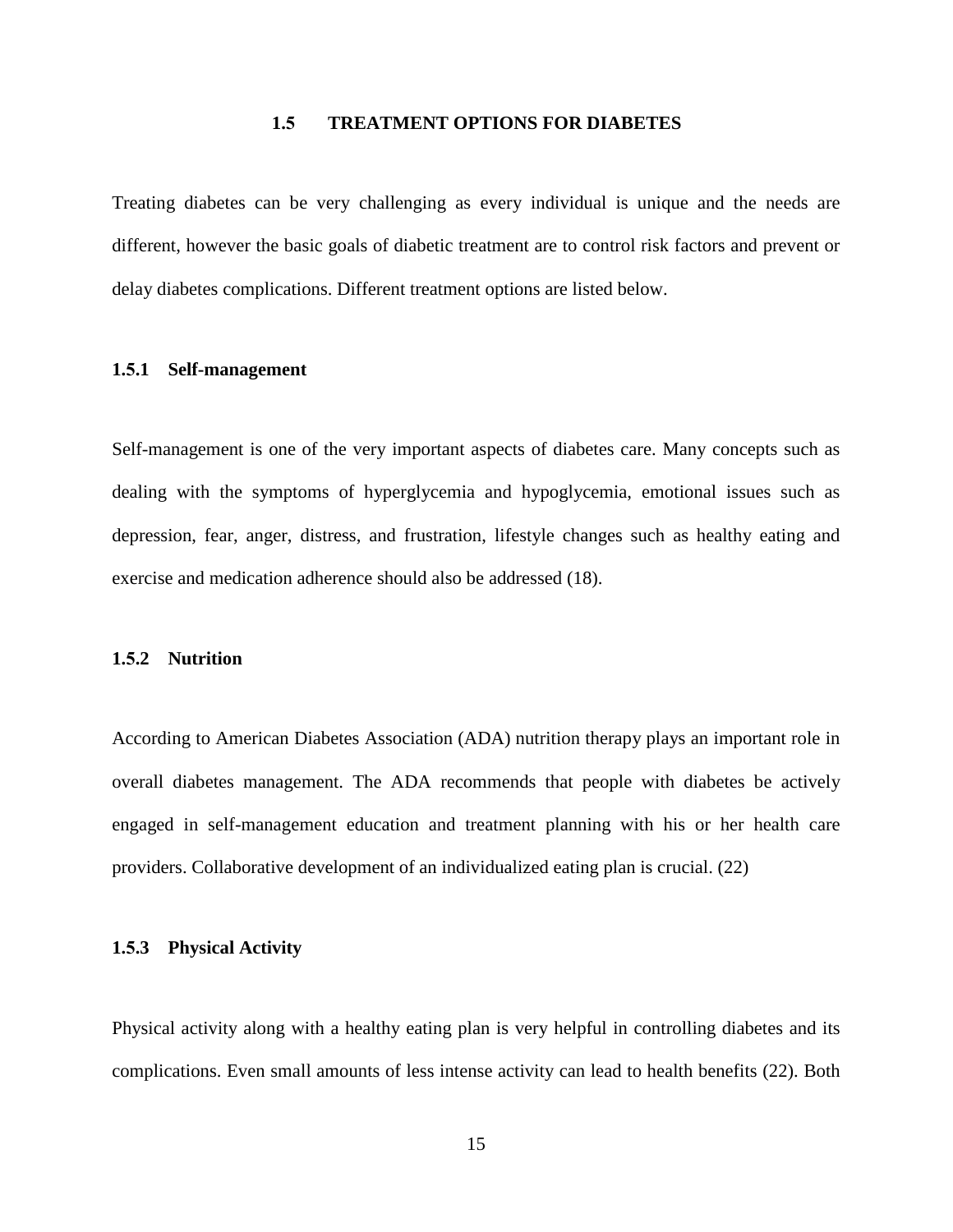## 1.5 TREATMENT OPTIONS FOR DIABETES

Treating diabetes can be very challenging as every individual is unique and the needs are different, however the basic goals of diabetic treatment are to control risk factors and prevent or delay diabetes complications. Different treatment options are listed below.

### 1.5.1 Self-management

Self-management is one of the very important aspects of diabetes care. Many concepts such as dealing with the symptoms of hyperglycemia and hypoglycemia, emotional issues such as depression, fear, anger, distress, and frustration, lifestyle changes such as healthy eating and exercise and medication adherence should also be addressed (18).

### 1.5.2 Nutrition

According to American Diabetes Association (ADA) nutrition therapy plays an important role in overall diabetes management. The ADA recommends that people with diabetes be actively engaged in self-management education and treatment planning with his or her health care providers. Collaborative development of an individualized eating plan is crucial. (22)

### 1.5.3 Physical Activity

Physical activity along with a healthy eating plan is very helpful in controlling diabetes and its complications. Even small amounts of less intense activity can lead to health benefits (22). Both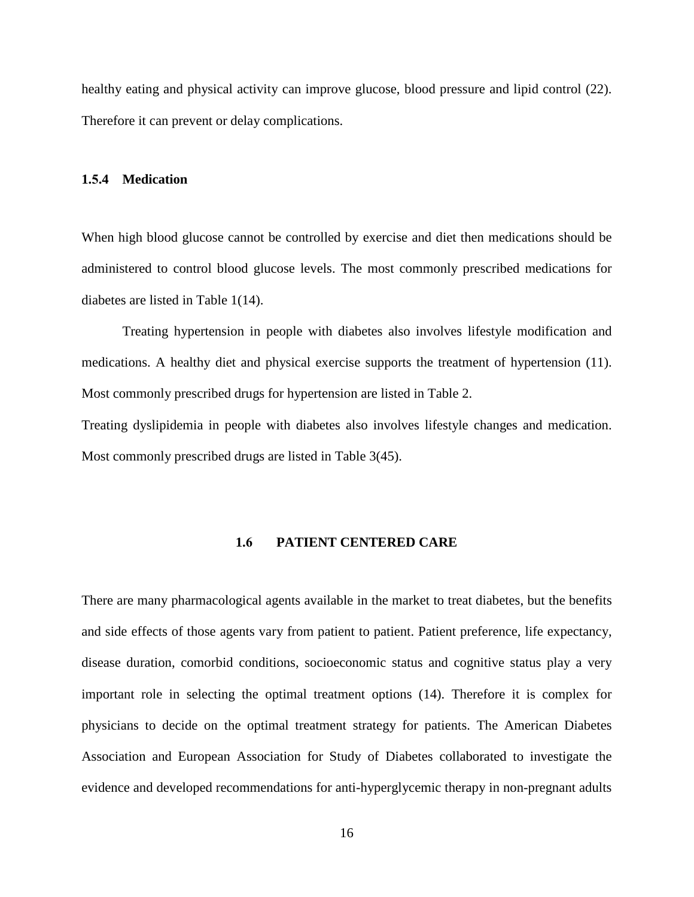healthy eating and physical activity can improve glucose, blood pressure and lipid control (22). Therefore it can prevent or delay complications.

### 1.5.4 Medication

When high blood glucose cannot be controlled by exercise and diet then medications should be administered to control blood glucose levels. The most commonly prescribed medications for diabetes are listed in Table 1(14).

Treating hypertension in people with diabetes also involves lifestyle modification and medications. A healthy diet and physical exercise supports the treatment of hypertension (11). Most commonly prescribed drugs for hypertension are listed in Table 2.

Treating dyslipidemia in people with diabetes also involves lifestyle changes and medication. Most commonly prescribed drugs are listed in Table 3(45).

## 1.6 PATIENT CENTERED CARE

There are many pharmacological agents available in the market to treat diabetes, but the benefits and side effects of those agents vary from patient to patient. Patient preference, life expectancy, disease duration, comorbid conditions, socioeconomic status and cognitive status play a very important role in selecting the optimal treatment options (14). Therefore it is complex for physicians to decide on the optimal treatment strategy for patients. The American Diabetes Association and European Association for Study of Diabetes collaborated to investigate the evidence and developed recommendations for anti-hyperglycemic therapy in non-pregnant adults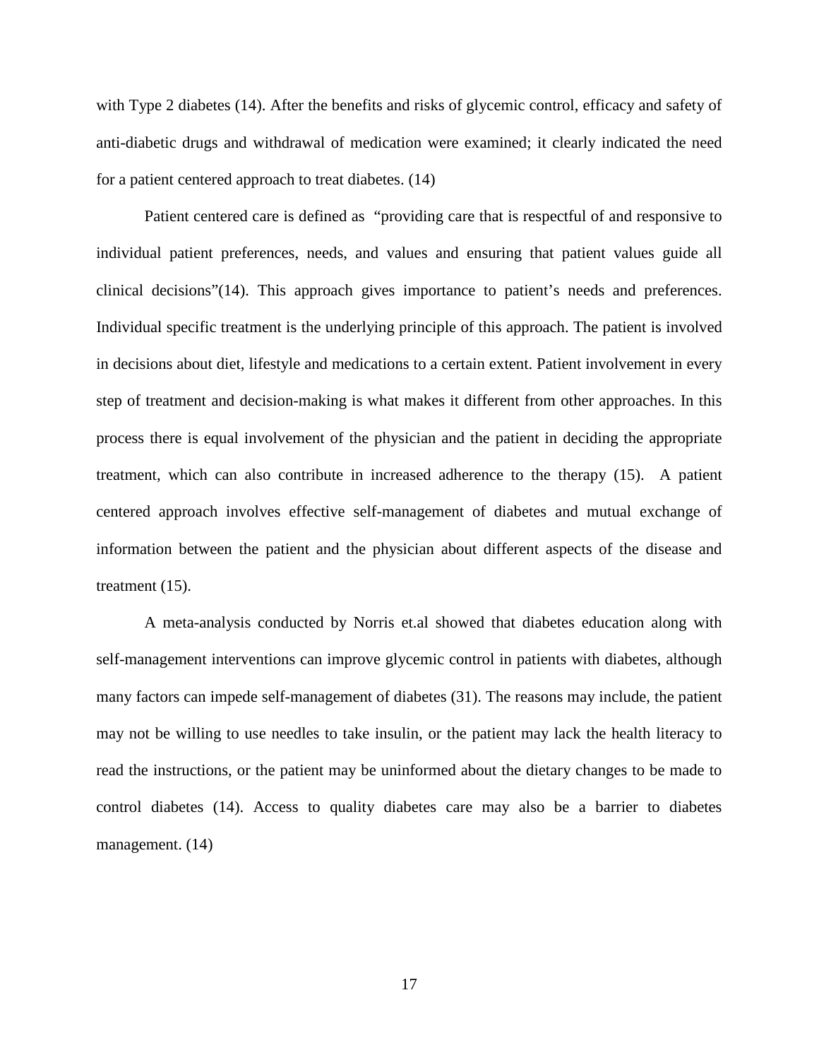with Type 2 diabetes (14). After the benefits and risks of glycemic control, efficacy and safety of anti-diabetic drugs and withdrawal of medication were examined; it clearly indicated the need for a patient centered approach to treat diabetes. (14)

Patient centered care is defined as "providing care that is respectful of and responsive to individual patient preferences, needs, and values and ensuring that patient values guide all clinical decisions"(14). This approach gives importance to patient's needs and preferences. Individual specific treatment is the underlying principle of this approach. The patient is involved in decisions about diet, lifestyle and medications to a certain extent. Patient involvement in every step of treatment and decision-making is what makes it different from other approaches. In this process there is equal involvement of the physician and the patient in deciding the appropriate treatment, which can also contribute in increased adherence to the therapy (15). A patient centered approach involves effective self-management of diabetes and mutual exchange of information between the patient and the physician about different aspects of the disease and treatment (15).

A meta-analysis conducted by Norris et.al showed that diabetes education along with self-management interventions can improve glycemic control in patients with diabetes, although many factors can impede self-management of diabetes (31). The reasons may include, the patient may not be willing to use needles to take insulin, or the patient may lack the health literacy to read the instructions, or the patient may be uninformed about the dietary changes to be made to control diabetes (14). Access to quality diabetes care may also be a barrier to diabetes management. (14)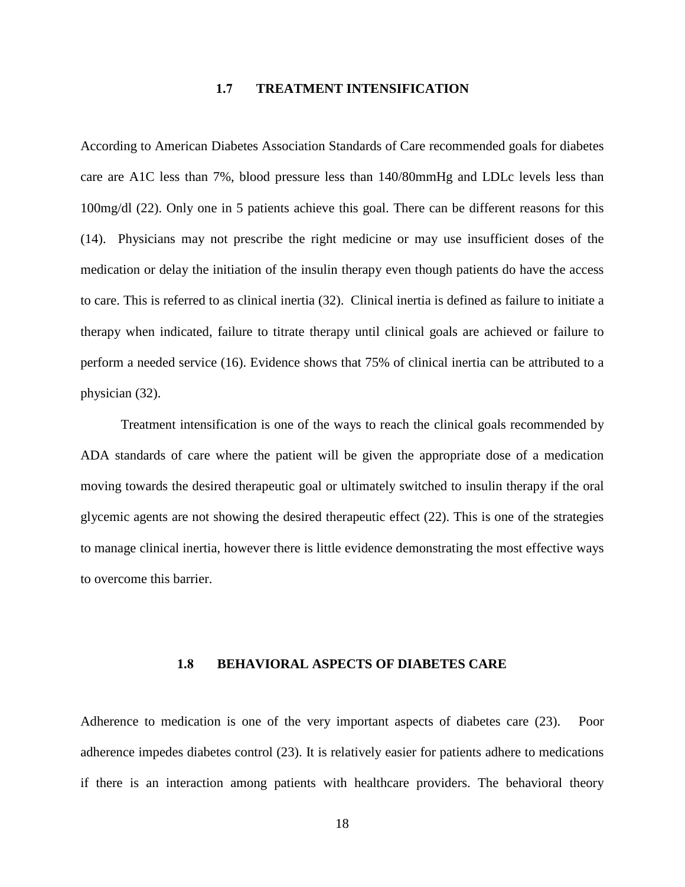## 1.7 TREATMENT INTENSIFICATION

According to American Diabetes Association Standards of Care recommended goals for diabetes care are A1C less than 7%, blood pressure less than 140/80mmHg and LDLc levels less than 100mg/dl (22). Only one in 5 patients achieve this goal. There can be different reasons for this (14). Physicians may not prescribe the right medicine or may use insufficient doses of the medication or delay the initiation of the insulin therapy even though patients do have the access to care. This is referred to as clinical inertia (32). Clinical inertia is defined as failure to initiate a therapy when indicated, failure to titrate therapy until clinical goals are achieved or failure to perform a needed service (16). Evidence shows that 75% of clinical inertia can be attributed to a physician (32).

Treatment intensification is one of the ways to reach the clinical goals recommended by ADA standards of care where the patient will be given the appropriate dose of a medication moving towards the desired therapeutic goal or ultimately switched to insulin therapy if the oral glycemic agents are not showing the desired therapeutic effect (22). This is one of the strategies to manage clinical inertia, however there is little evidence demonstrating the most effective ways to overcome this barrier.

## 1.8 BEHAVIORAL ASPECTS OF DIABETES CARE

Adherence to medication is one of the very important aspects of diabetes care (23). Poor adherence impedes diabetes control (23). It is relatively easier for patients adhere to medications if there is an interaction among patients with healthcare providers. The behavioral theory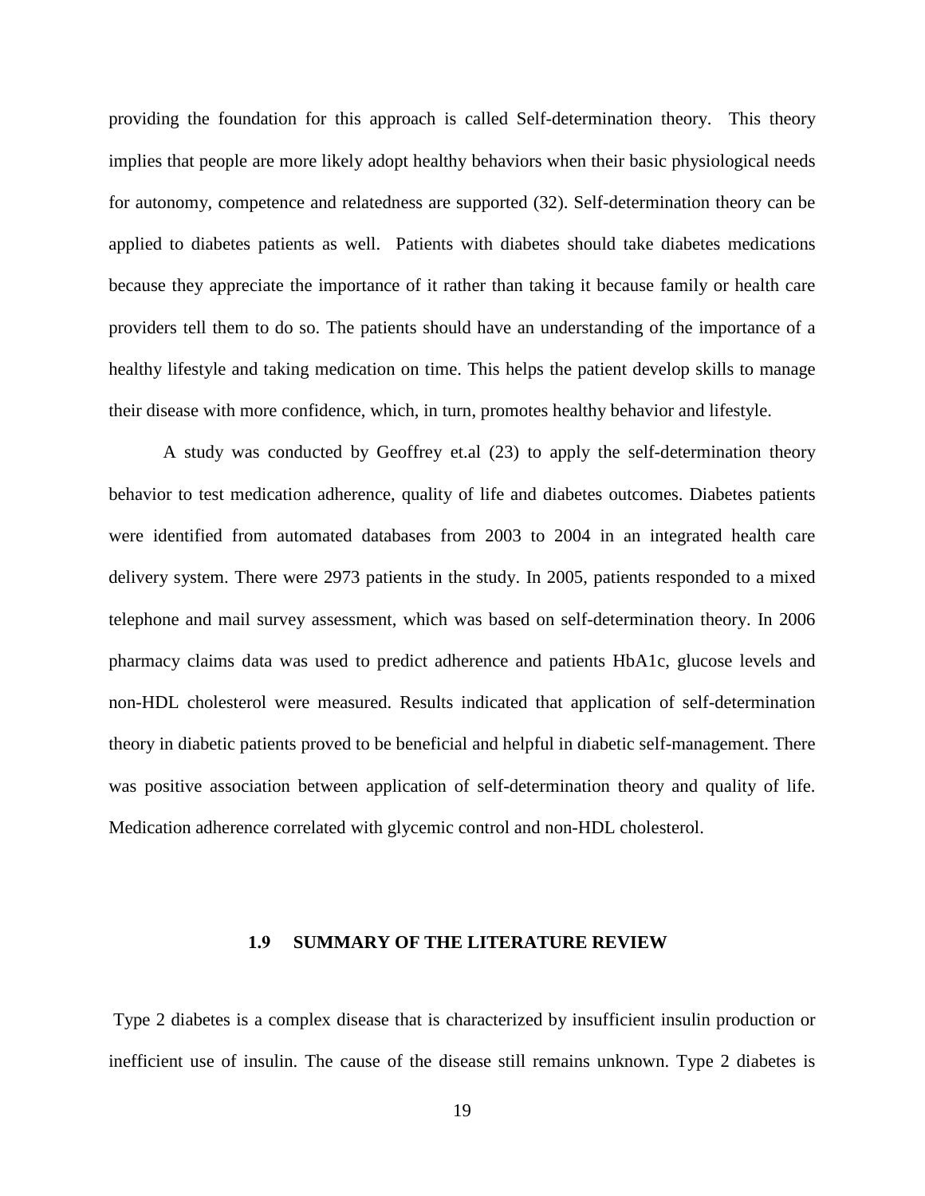providing the foundation for this approach is called Self-determination theory. This theory implies that people are more likely adopt healthy behaviors when their basic physiological needs for autonomy, competence and relatedness are supported (32). Self-determination theory can be applied to diabetes patients as well. Patients with diabetes should take diabetes medications because they appreciate the importance of it rather than taking it because family or health care providers tell them to do so. The patients should have an understanding of the importance of a healthy lifestyle and taking medication on time. This helps the patient develop skills to manage their disease with more confidence, which, in turn, promotes healthy behavior and lifestyle.

A study was conducted by Geoffrey et.al (23) to apply the self-determination theory behavior to test medication adherence, quality of life and diabetes outcomes. Diabetes patients were identified from automated databases from 2003 to 2004 in an integrated health care delivery system. There were 2973 patients in the study. In 2005, patients responded to a mixed telephone and mail survey assessment, which was based on self-determination theory. In 2006 pharmacy claims data was used to predict adherence and patients HbA1c, glucose levels and non-HDL cholesterol were measured. Results indicated that application of self-determination theory in diabetic patients proved to be beneficial and helpful in diabetic self-management. There was positive association between application of self-determination theory and quality of life. Medication adherence correlated with glycemic control and non-HDL cholesterol.

## 1.9 SUMMARY OF THE LITERATURE REVIEW

Type 2 diabetes is a complex disease that is characterized by insufficient insulin production or inefficient use of insulin. The cause of the disease still remains unknown. Type 2 diabetes is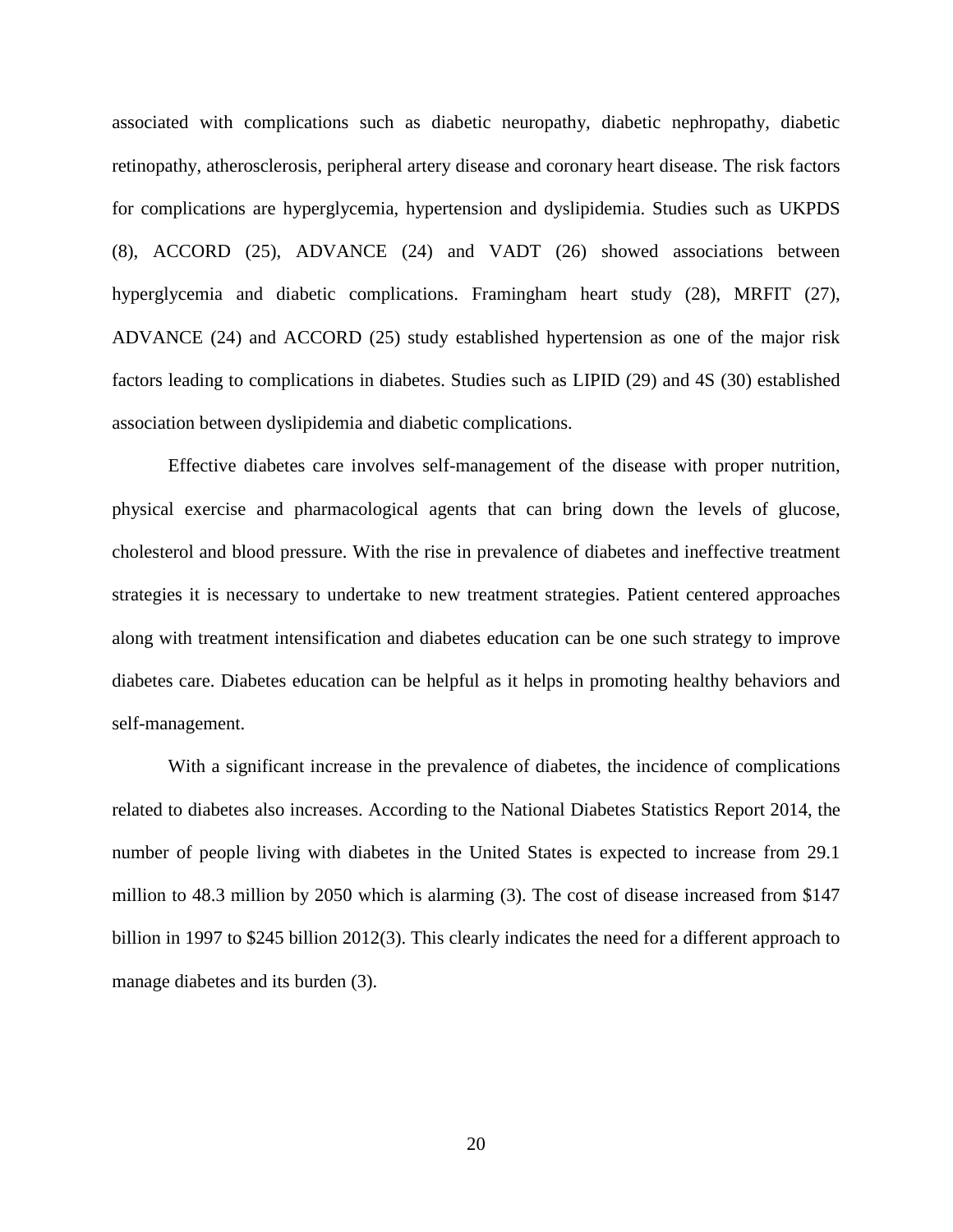associated with complications such as diabetic neuropathy, diabetic nephropathy, diabetic retinopathy, atherosclerosis, peripheral artery disease and coronary heart disease. The risk factors for complications are hyperglycemia, hypertension and dyslipidemia. Studies such as UKPDS (8), ACCORD (25), ADVANCE (24) and VADT (26) showed associations between hyperglycemia and diabetic complications. Framingham heart study (28), MRFIT (27), ADVANCE (24) and ACCORD (25) study established hypertension as one of the major risk factors leading to complications in diabetes. Studies such as LIPID (29) and 4S (30) established association between dyslipidemia and diabetic complications.

Effective diabetes care involves self-management of the disease with proper nutrition, physical exercise and pharmacological agents that can bring down the levels of glucose, cholesterol and blood pressure. With the rise in prevalence of diabetes and ineffective treatment strategies it is necessary to undertake to new treatment strategies. Patient centered approaches along with treatment intensification and diabetes education can be one such strategy to improve diabetes care. Diabetes education can be helpful as it helps in promoting healthy behaviors and self-management.

With a significant increase in the prevalence of diabetes, the incidence of complications related to diabetes also increases. According to the National Diabetes Statistics Report 2014, the number of people living with diabetes in the United States is expected to increase from 29.1 million to 48.3 million by 2050 which is alarming (3). The cost of disease increased from $147 billion in 1997 to $245 billion 2012(3). This clearly indicates the need for a different approach to manage diabetes and its burden (3).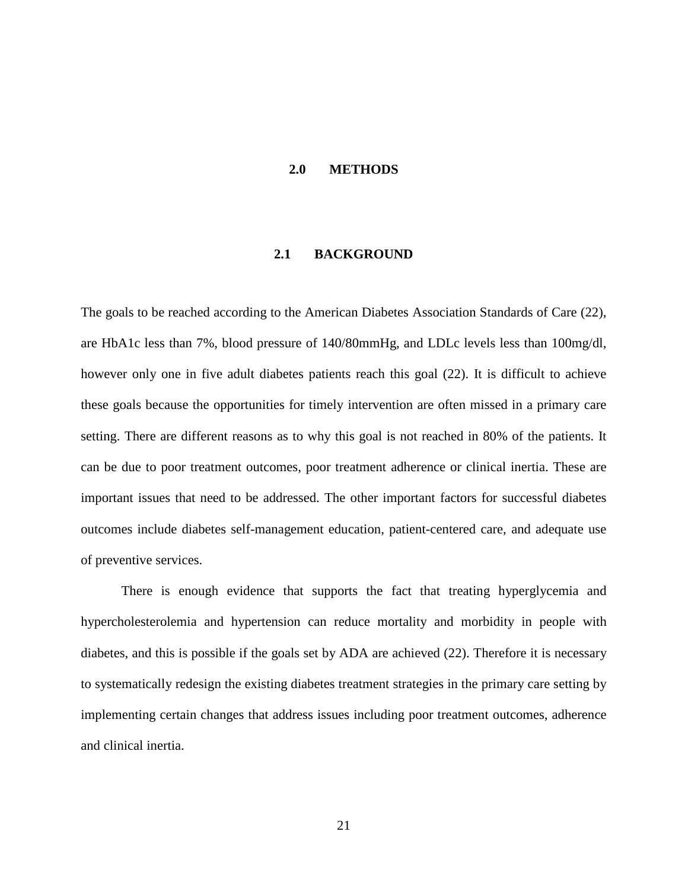# 2.0 METHODS

## 2.1 BACKGROUND

The goals to be reached according to the American Diabetes Association Standards of Care (22), are HbA1c less than 7%, blood pressure of 140/80mmHg, and LDLc levels less than 100mg/dl, however only one in five adult diabetes patients reach this goal (22). It is difficult to achieve these goals because the opportunities for timely intervention are often missed in a primary care setting. There are different reasons as to why this goal is not reached in 80% of the patients. It can be due to poor treatment outcomes, poor treatment adherence or clinical inertia. These are important issues that need to be addressed. The other important factors for successful diabetes outcomes include diabetes self-management education, patient-centered care, and adequate use of preventive services.

There is enough evidence that supports the fact that treating hyperglycemia and hypercholesterolemia and hypertension can reduce mortality and morbidity in people with diabetes, and this is possible if the goals set by ADA are achieved (22). Therefore it is necessary to systematically redesign the existing diabetes treatment strategies in the primary care setting by implementing certain changes that address issues including poor treatment outcomes, adherence and clinical inertia.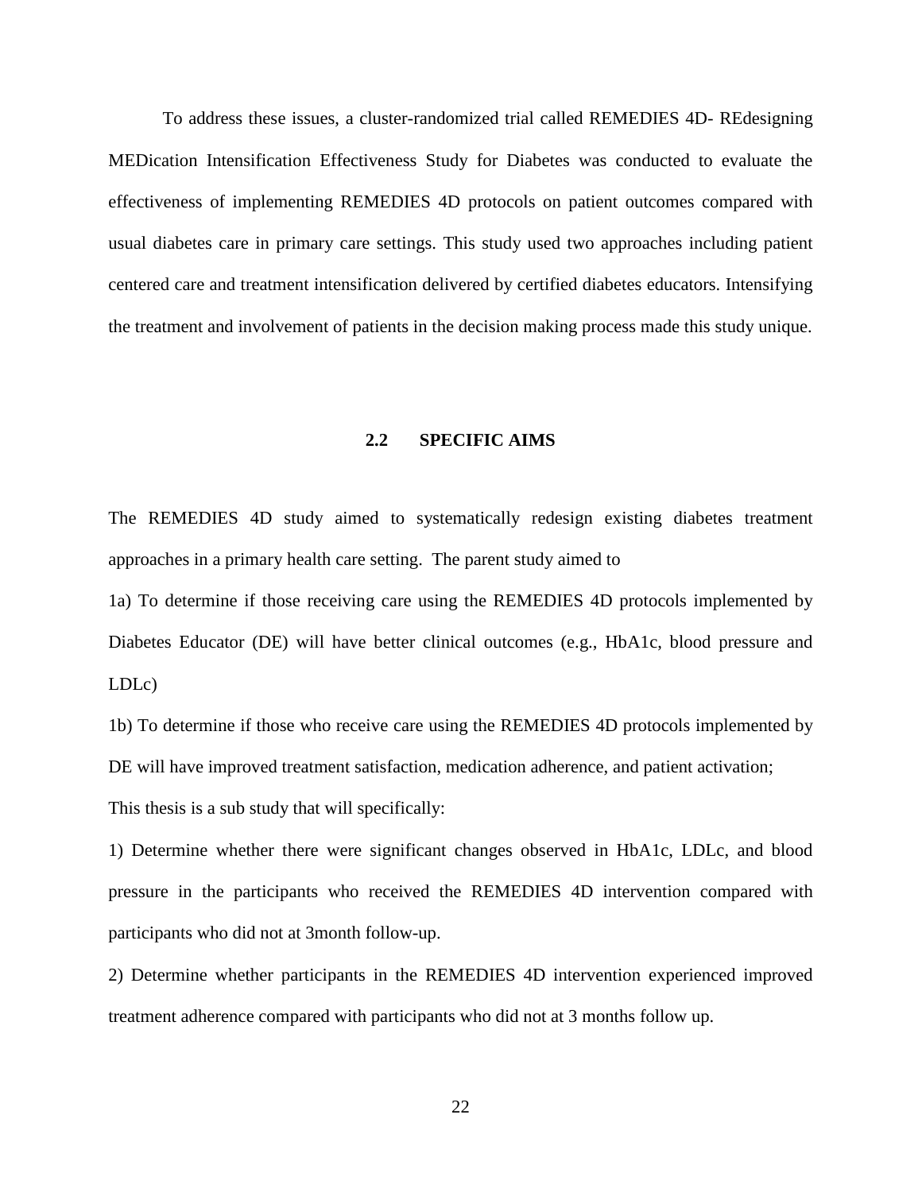To address these issues, a cluster-randomized trial called REMEDIES 4D- REdesigning MEDication Intensification Effectiveness Study for Diabetes was conducted to evaluate the effectiveness of implementing REMEDIES 4D protocols on patient outcomes compared with usual diabetes care in primary care settings. This study used two approaches including patient centered care and treatment intensification delivered by certified diabetes educators. Intensifying the treatment and involvement of patients in the decision making process made this study unique.

## 2.2 SPECIFIC AIMS

The REMEDIES 4D study aimed to systematically redesign existing diabetes treatment approaches in a primary health care setting. The parent study aimed to

1a) To determine if those receiving care using the REMEDIES 4D protocols implemented by Diabetes Educator (DE) will have better clinical outcomes (e.g., HbA1c, blood pressure and LDLc)

1b) To determine if those who receive care using the REMEDIES 4D protocols implemented by DE will have improved treatment satisfaction, medication adherence, and patient activation;

This thesis is a sub study that will specifically:

1) Determine whether there were significant changes observed in HbA1c, LDLc, and blood pressure in the participants who received the REMEDIES 4D intervention compared with participants who did not at 3month follow-up.

2) Determine whether participants in the REMEDIES 4D intervention experienced improved treatment adherence compared with participants who did not at 3 months follow up.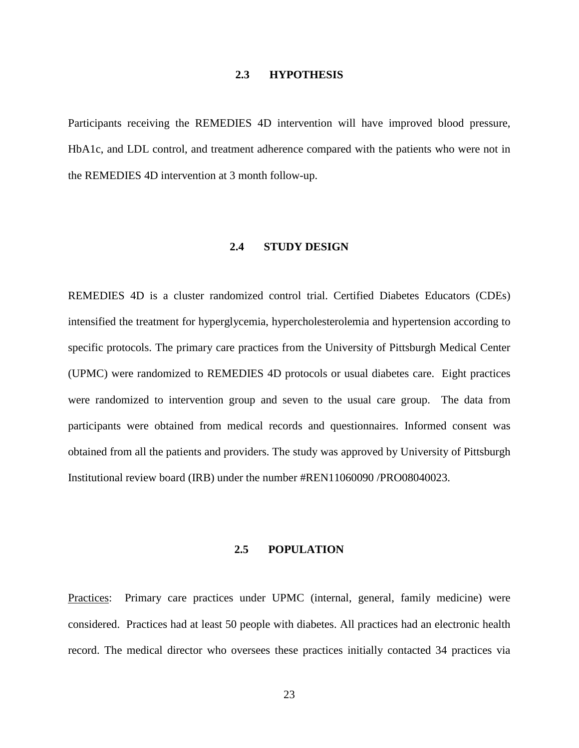### 2.3 HYPOTHESIS

Participants receiving the REMEDIES 4D intervention will have improved blood pressure, HbA1c, and LDL control, and treatment adherence compared with the patients who were not in the REMEDIES 4D intervention at 3 month follow-up.

### 2.4 STUDY DESIGN

REMEDIES 4D is a cluster randomized control trial. Certified Diabetes Educators (CDEs) intensified the treatment for hyperglycemia, hypercholesterolemia and hypertension according to specific protocols. The primary care practices from the University of Pittsburgh Medical Center (UPMC) were randomized to REMEDIES 4D protocols or usual diabetes care. Eight practices were randomized to intervention group and seven to the usual care group. The data from participants were obtained from medical records and questionnaires. Informed consent was obtained from all the patients and providers. The study was approved by University of Pittsburgh Institutional review board (IRB) under the number #REN11060090 /PRO08040023.

### 2.5 POPULATION

Practices: Primary care practices under UPMC (internal, general, family medicine) were considered. Practices had at least 50 people with diabetes. All practices had an electronic health record. The medical director who oversees these practices initially contacted 34 practices via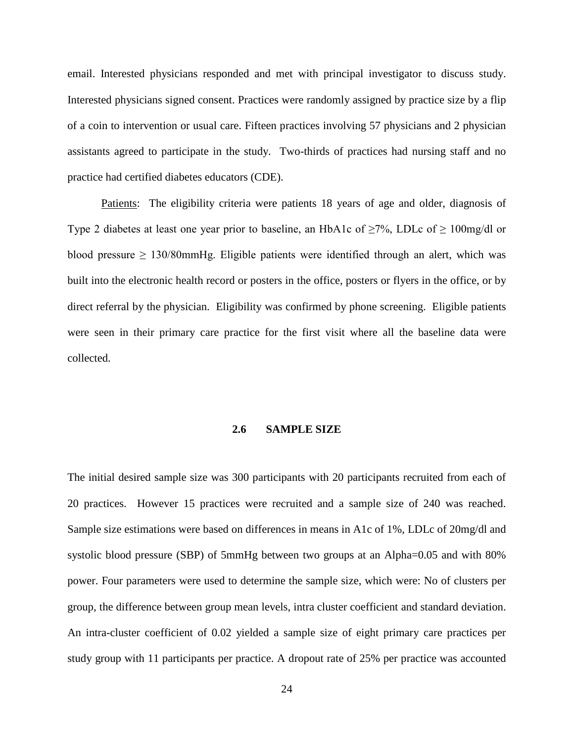email. Interested physicians responded and met with principal investigator to discuss study. Interested physicians signed consent. Practices were randomly assigned by practice size by a flip of a coin to intervention or usual care. Fifteen practices involving 57 physicians and 2 physician assistants agreed to participate in the study. Two-thirds of practices had nursing staff and no practice had certified diabetes educators (CDE).

Patients: The eligibility criteria were patients 18 years of age and older, diagnosis of Type 2 diabetes at least one year prior to baseline, an HbA1c of ≥7%, LDLc of ≥ 100mg/dl or blood pressure ≥ 130/80mmHg. Eligible patients were identified through an alert, which was built into the electronic health record or posters in the office, posters or flyers in the office, or by direct referral by the physician. Eligibility was confirmed by phone screening. Eligible patients were seen in their primary care practice for the first visit where all the baseline data were collected.

## 2.6 SAMPLE SIZE

The initial desired sample size was 300 participants with 20 participants recruited from each of 20 practices. However 15 practices were recruited and a sample size of 240 was reached. Sample size estimations were based on differences in means in A1c of 1%, LDLc of 20mg/dl and systolic blood pressure (SBP) of 5mmHg between two groups at an Alpha=0.05 and with 80% power. Four parameters were used to determine the sample size, which were: No of clusters per group, the difference between group mean levels, intra cluster coefficient and standard deviation. An intra-cluster coefficient of 0.02 yielded a sample size of eight primary care practices per study group with 11 participants per practice. A dropout rate of 25% per practice was accounted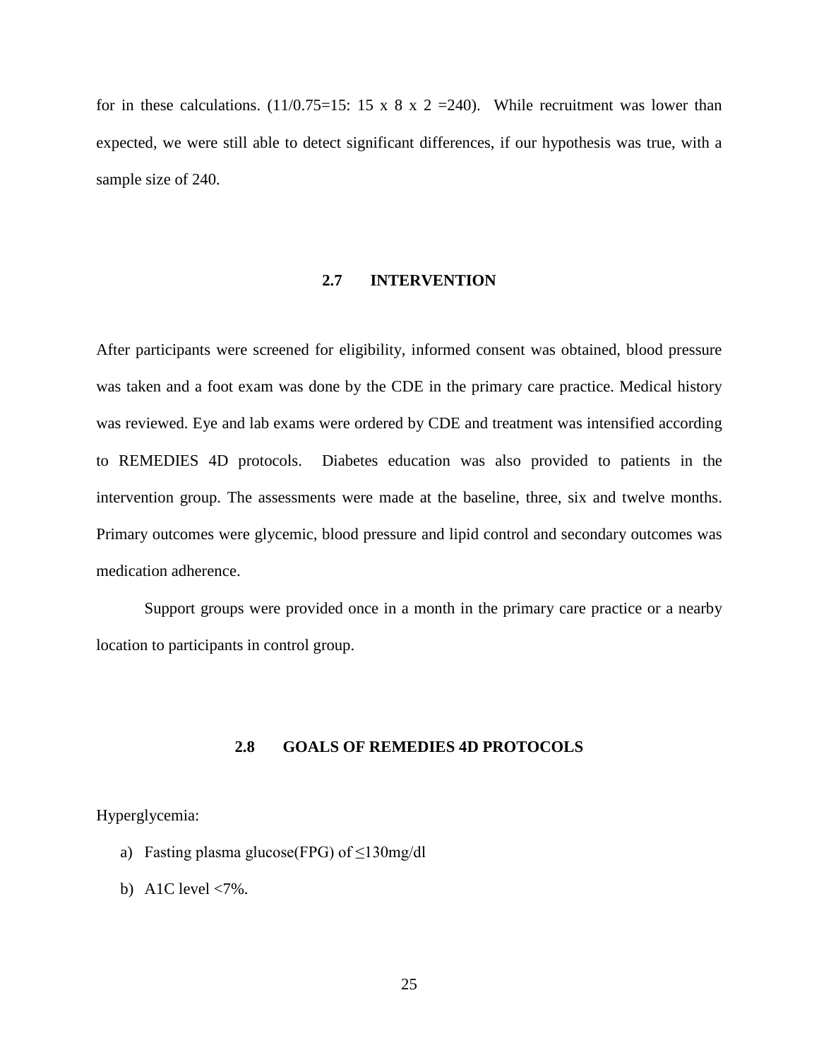for in these calculations. (11/0.75=15: 15 x 8 x 2 =240). While recruitment was lower than expected, we were still able to detect significant differences, if our hypothesis was true, with a sample size of 240.

## 2.7 INTERVENTION

After participants were screened for eligibility, informed consent was obtained, blood pressure was taken and a foot exam was done by the CDE in the primary care practice. Medical history was reviewed. Eye and lab exams were ordered by CDE and treatment was intensified according to REMEDIES 4D protocols. Diabetes education was also provided to patients in the intervention group. The assessments were made at the baseline, three, six and twelve months. Primary outcomes were glycemic, blood pressure and lipid control and secondary outcomes was medication adherence.

Support groups were provided once in a month in the primary care practice or a nearby location to participants in control group.

## 2.8 GOALS OF REMEDIES 4D PROTOCOLS

Hyperglycemia:

a) Fasting plasma glucose(FPG) of ≤130mg/dl
b) A1C level <7%.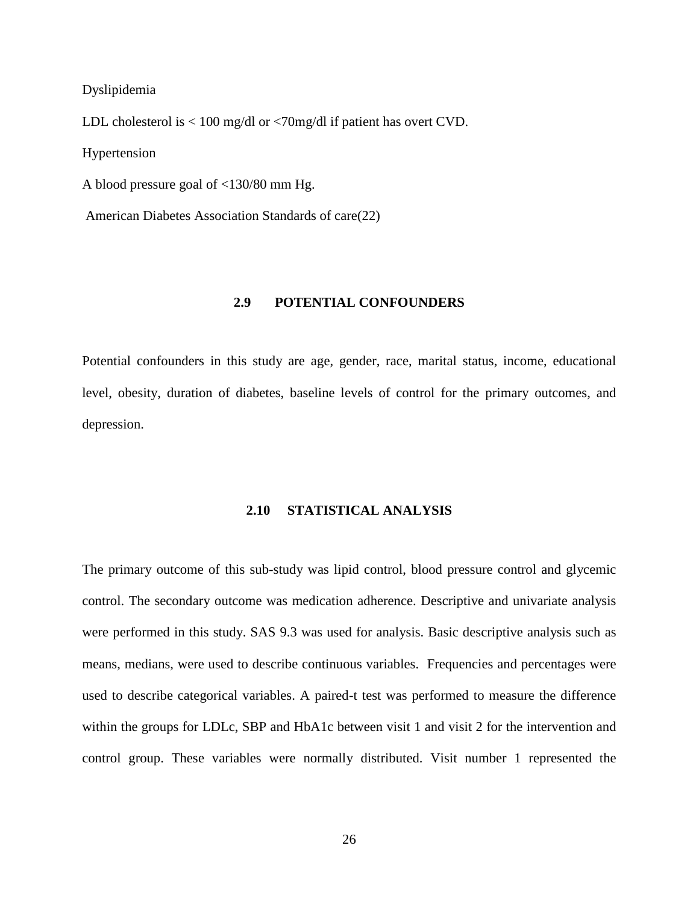Dyslipidemia

LDL cholesterol is < 100 mg/dl or <70mg/dl if patient has overt CVD.

Hypertension

A blood pressure goal of <130/80 mm Hg.

American Diabetes Association Standards of care(22)

## 2.9 POTENTIAL CONFOUNDERS

Potential confounders in this study are age, gender, race, marital status, income, educational level, obesity, duration of diabetes, baseline levels of control for the primary outcomes, and depression.

## 2.10 STATISTICAL ANALYSIS

The primary outcome of this sub-study was lipid control, blood pressure control and glycemic control. The secondary outcome was medication adherence. Descriptive and univariate analysis were performed in this study. SAS 9.3 was used for analysis. Basic descriptive analysis such as means, medians, were used to describe continuous variables. Frequencies and percentages were used to describe categorical variables. A paired-t test was performed to measure the difference within the groups for LDLc, SBP and HbA1c between visit 1 and visit 2 for the intervention and control group. These variables were normally distributed. Visit number 1 represented the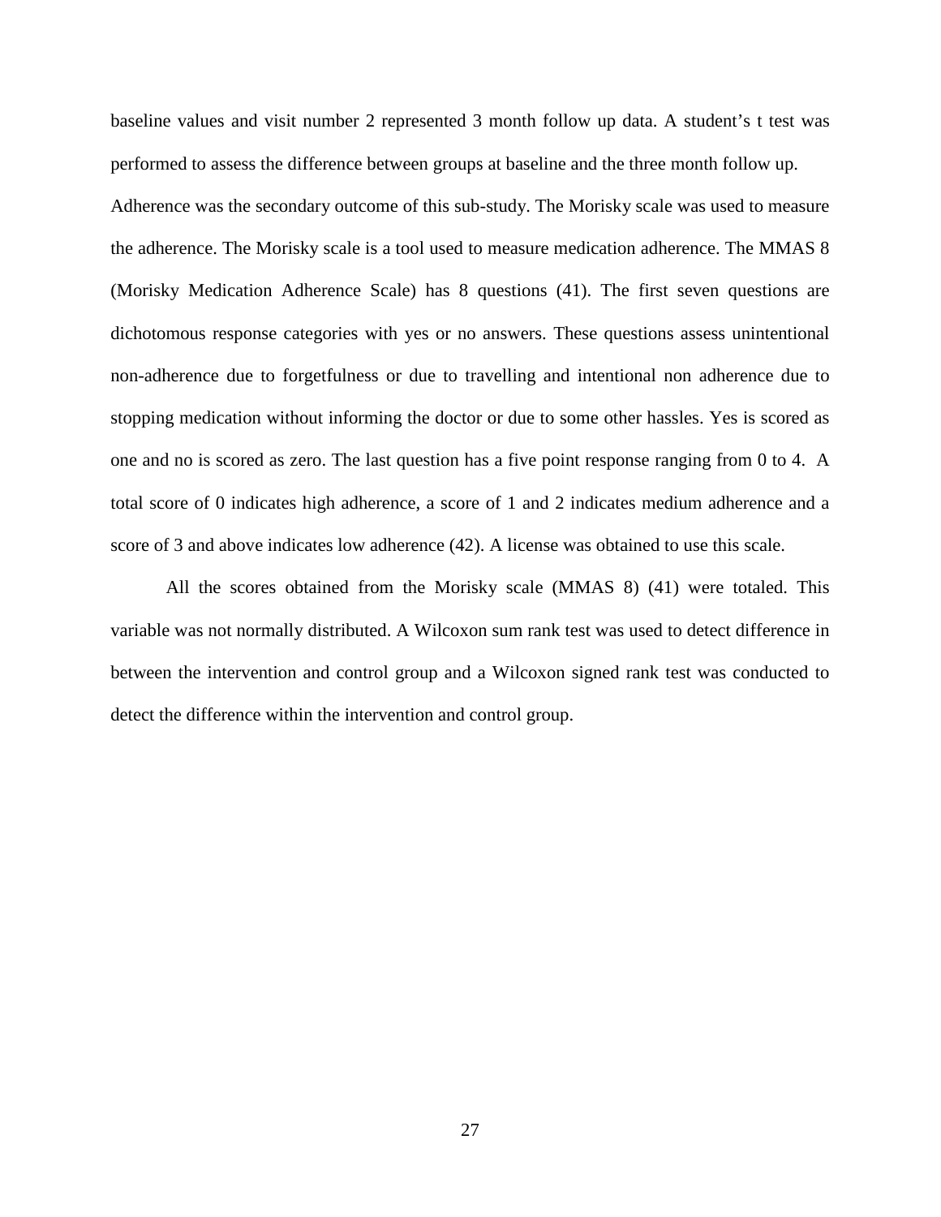baseline values and visit number 2 represented 3 month follow up data. A student's t test was performed to assess the difference between groups at baseline and the three month follow up.

Adherence was the secondary outcome of this sub-study. The Morisky scale was used to measure the adherence. The Morisky scale is a tool used to measure medication adherence. The MMAS 8 (Morisky Medication Adherence Scale) has 8 questions (41). The first seven questions are dichotomous response categories with yes or no answers. These questions assess unintentional non-adherence due to forgetfulness or due to travelling and intentional non adherence due to stopping medication without informing the doctor or due to some other hassles. Yes is scored as one and no is scored as zero. The last question has a five point response ranging from 0 to 4. A total score of 0 indicates high adherence, a score of 1 and 2 indicates medium adherence and a score of 3 and above indicates low adherence (42). A license was obtained to use this scale.

All the scores obtained from the Morisky scale (MMAS 8) (41) were totaled. This variable was not normally distributed. A Wilcoxon sum rank test was used to detect difference in between the intervention and control group and a Wilcoxon signed rank test was conducted to detect the difference within the intervention and control group.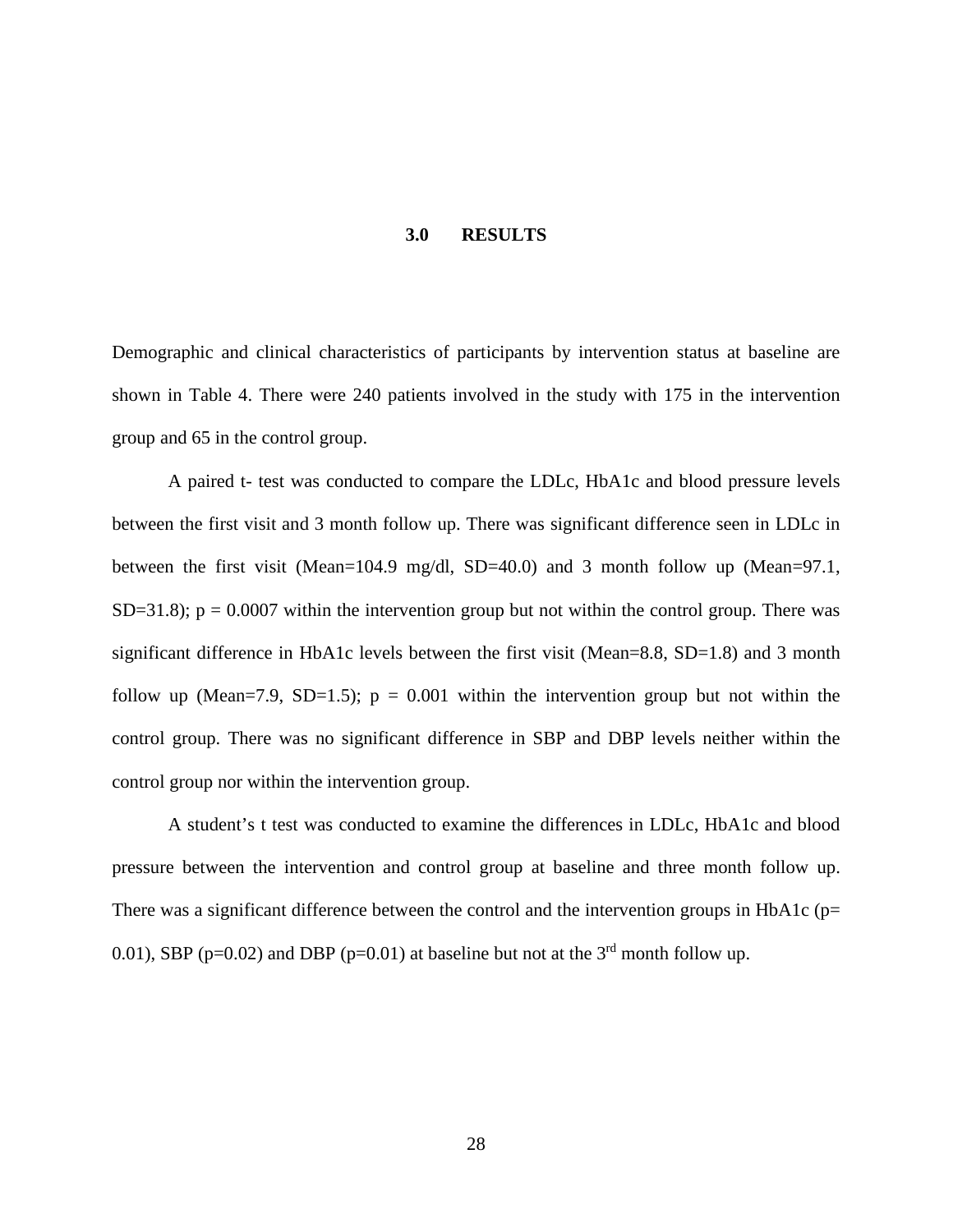# 3.0 RESULTS

Demographic and clinical characteristics of participants by intervention status at baseline are shown in Table 4. There were 240 patients involved in the study with 175 in the intervention group and 65 in the control group.

A paired t- test was conducted to compare the LDLc, HbA1c and blood pressure levels between the first visit and 3 month follow up. There was significant difference seen in LDLc in between the first visit (Mean=104.9 mg/dl, SD=40.0) and 3 month follow up (Mean=97.1, SD=31.8); p = 0.0007 within the intervention group but not within the control group. There was significant difference in HbA1c levels between the first visit (Mean=8.8, SD=1.8) and 3 month follow up (Mean=7.9, SD=1.5); p = 0.001 within the intervention group but not within the control group. There was no significant difference in SBP and DBP levels neither within the control group nor within the intervention group.

A student's t test was conducted to examine the differences in LDLc, HbA1c and blood pressure between the intervention and control group at baseline and three month follow up. There was a significant difference between the control and the intervention groups in HbA1c (p= 0.01), SBP (p=0.02) and DBP (p=0.01) at baseline but not at the 3$^{rd}$ month follow up.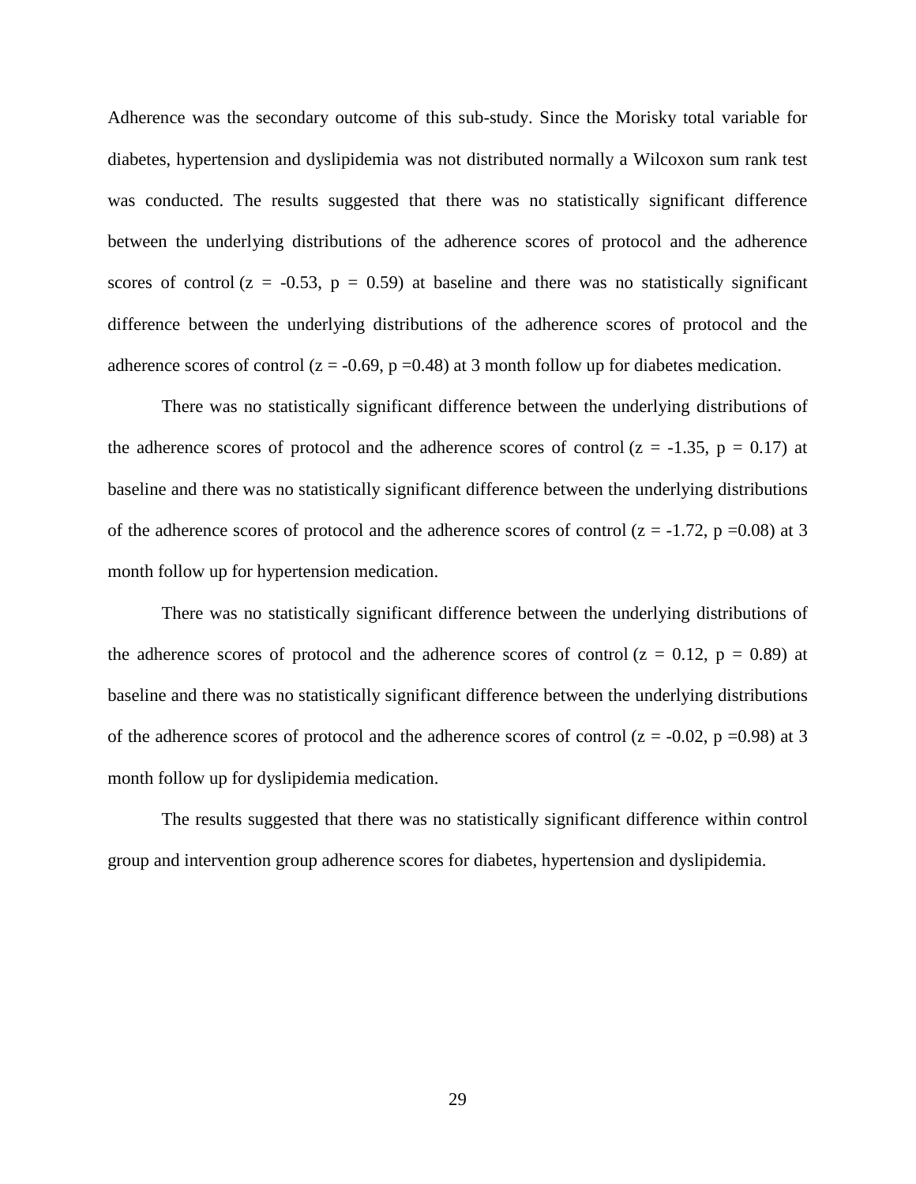Adherence was the secondary outcome of this sub-study. Since the Morisky total variable for diabetes, hypertension and dyslipidemia was not distributed normally a Wilcoxon sum rank test was conducted. The results suggested that there was no statistically significant difference between the underlying distributions of the adherence scores of protocol and the adherence scores of control ($z = -0.53$, $p = 0.59$) at baseline and there was no statistically significant difference between the underlying distributions of the adherence scores of protocol and the adherence scores of control ($z = -0.69$, $p = 0.48$) at 3 month follow up for diabetes medication.

There was no statistically significant difference between the underlying distributions of the adherence scores of protocol and the adherence scores of control ($z = -1.35$, $p = 0.17$) at baseline and there was no statistically significant difference between the underlying distributions of the adherence scores of protocol and the adherence scores of control ($z = -1.72$, $p = 0.08$) at 3 month follow up for hypertension medication.

There was no statistically significant difference between the underlying distributions of the adherence scores of protocol and the adherence scores of control ($z = 0.12$, $p = 0.89$) at baseline and there was no statistically significant difference between the underlying distributions of the adherence scores of protocol and the adherence scores of control ($z = -0.02$, $p = 0.98$) at 3 month follow up for dyslipidemia medication.

The results suggested that there was no statistically significant difference within control group and intervention group adherence scores for diabetes, hypertension and dyslipidemia.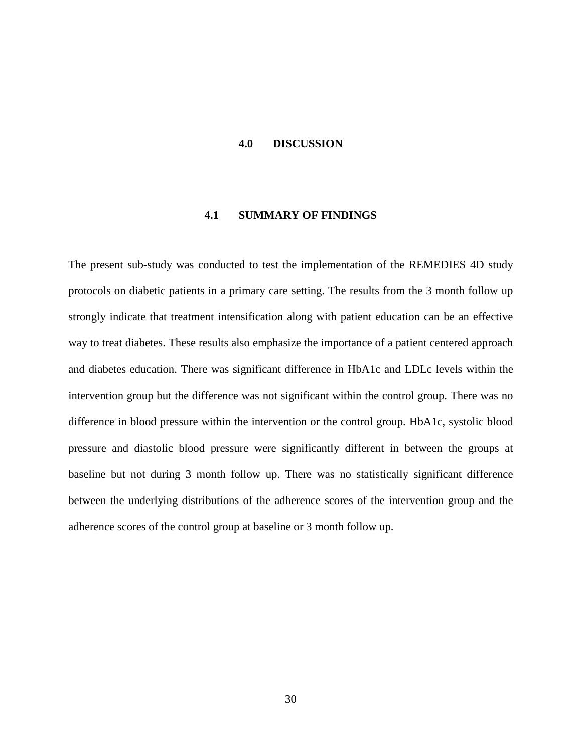# 4.0 DISCUSSION

## 4.1 SUMMARY OF FINDINGS

The present sub-study was conducted to test the implementation of the REMEDIES 4D study protocols on diabetic patients in a primary care setting. The results from the 3 month follow up strongly indicate that treatment intensification along with patient education can be an effective way to treat diabetes. These results also emphasize the importance of a patient centered approach and diabetes education. There was significant difference in HbA1c and LDLc levels within the intervention group but the difference was not significant within the control group. There was no difference in blood pressure within the intervention or the control group. HbA1c, systolic blood pressure and diastolic blood pressure were significantly different in between the groups at baseline but not during 3 month follow up. There was no statistically significant difference between the underlying distributions of the adherence scores of the intervention group and the adherence scores of the control group at baseline or 3 month follow up.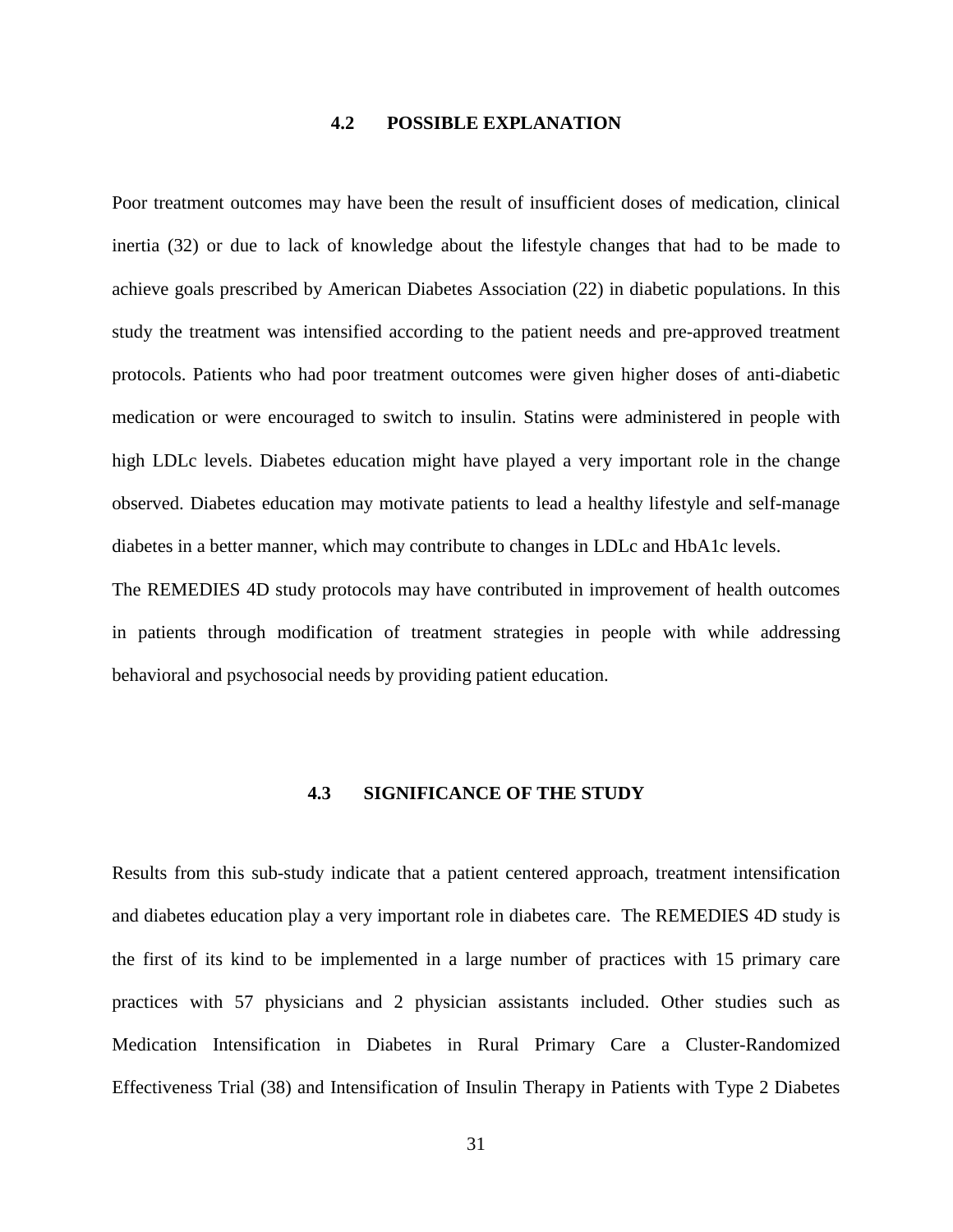## 4.2 POSSIBLE EXPLANATION

Poor treatment outcomes may have been the result of insufficient doses of medication, clinical inertia (32) or due to lack of knowledge about the lifestyle changes that had to be made to achieve goals prescribed by American Diabetes Association (22) in diabetic populations. In this study the treatment was intensified according to the patient needs and pre-approved treatment protocols. Patients who had poor treatment outcomes were given higher doses of anti-diabetic medication or were encouraged to switch to insulin. Statins were administered in people with high LDLc levels. Diabetes education might have played a very important role in the change observed. Diabetes education may motivate patients to lead a healthy lifestyle and self-manage diabetes in a better manner, which may contribute to changes in LDLc and HbA1c levels.

The REMEDIES 4D study protocols may have contributed in improvement of health outcomes in patients through modification of treatment strategies in people with while addressing behavioral and psychosocial needs by providing patient education.

## 4.3 SIGNIFICANCE OF THE STUDY

Results from this sub-study indicate that a patient centered approach, treatment intensification and diabetes education play a very important role in diabetes care. The REMEDIES 4D study is the first of its kind to be implemented in a large number of practices with 15 primary care practices with 57 physicians and 2 physician assistants included. Other studies such as Medication Intensification in Diabetes in Rural Primary Care a Cluster-Randomized Effectiveness Trial (38) and Intensification of Insulin Therapy in Patients with Type 2 Diabetes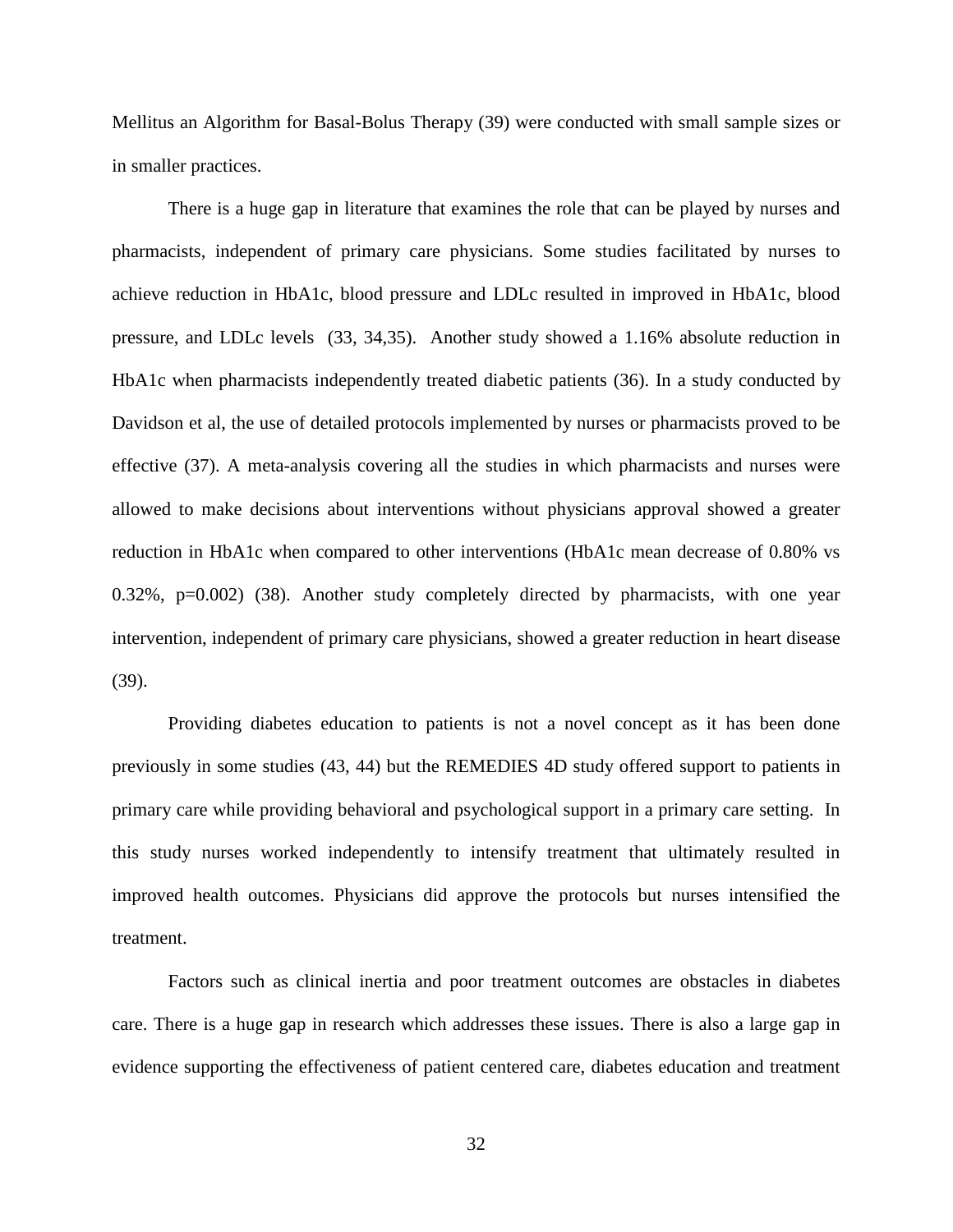Mellitus an Algorithm for Basal-Bolus Therapy (39) were conducted with small sample sizes or in smaller practices.

There is a huge gap in literature that examines the role that can be played by nurses and pharmacists, independent of primary care physicians. Some studies facilitated by nurses to achieve reduction in HbA1c, blood pressure and LDLc resulted in improved in HbA1c, blood pressure, and LDLc levels (33, 34,35). Another study showed a 1.16% absolute reduction in HbA1c when pharmacists independently treated diabetic patients (36). In a study conducted by Davidson et al, the use of detailed protocols implemented by nurses or pharmacists proved to be effective (37). A meta-analysis covering all the studies in which pharmacists and nurses were allowed to make decisions about interventions without physicians approval showed a greater reduction in HbA1c when compared to other interventions (HbA1c mean decrease of 0.80% vs 0.32%, p=0.002) (38). Another study completely directed by pharmacists, with one year intervention, independent of primary care physicians, showed a greater reduction in heart disease (39).

Providing diabetes education to patients is not a novel concept as it has been done previously in some studies (43, 44) but the REMEDIES 4D study offered support to patients in primary care while providing behavioral and psychological support in a primary care setting. In this study nurses worked independently to intensify treatment that ultimately resulted in improved health outcomes. Physicians did approve the protocols but nurses intensified the treatment.

Factors such as clinical inertia and poor treatment outcomes are obstacles in diabetes care. There is a huge gap in research which addresses these issues. There is also a large gap in evidence supporting the effectiveness of patient centered care, diabetes education and treatment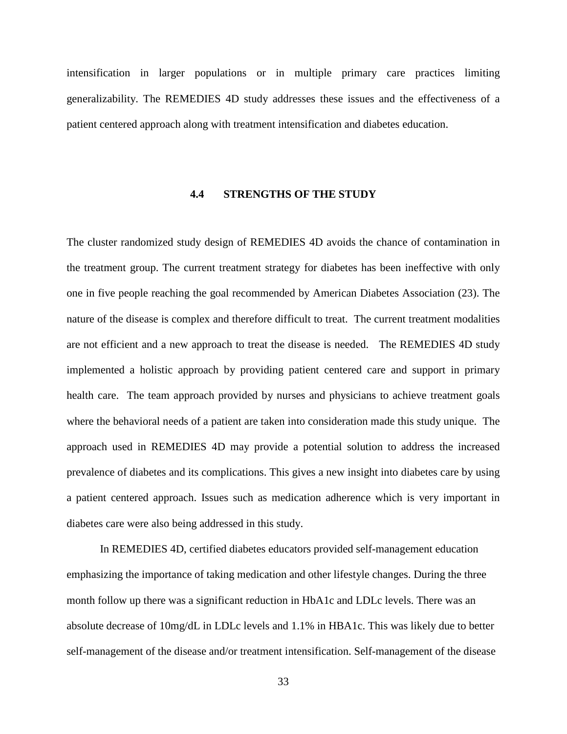intensification in larger populations or in multiple primary care practices limiting generalizability. The REMEDIES 4D study addresses these issues and the effectiveness of a patient centered approach along with treatment intensification and diabetes education.

### 4.4 STRENGTHS OF THE STUDY

The cluster randomized study design of REMEDIES 4D avoids the chance of contamination in the treatment group. The current treatment strategy for diabetes has been ineffective with only one in five people reaching the goal recommended by American Diabetes Association (23). The nature of the disease is complex and therefore difficult to treat. The current treatment modalities are not efficient and a new approach to treat the disease is needed. The REMEDIES 4D study implemented a holistic approach by providing patient centered care and support in primary health care. The team approach provided by nurses and physicians to achieve treatment goals where the behavioral needs of a patient are taken into consideration made this study unique. The approach used in REMEDIES 4D may provide a potential solution to address the increased prevalence of diabetes and its complications. This gives a new insight into diabetes care by using a patient centered approach. Issues such as medication adherence which is very important in diabetes care were also being addressed in this study.

In REMEDIES 4D, certified diabetes educators provided self-management education emphasizing the importance of taking medication and other lifestyle changes. During the three month follow up there was a significant reduction in HbA1c and LDLc levels. There was an absolute decrease of 10mg/dL in LDLc levels and 1.1% in HBA1c. This was likely due to better self-management of the disease and/or treatment intensification. Self-management of the disease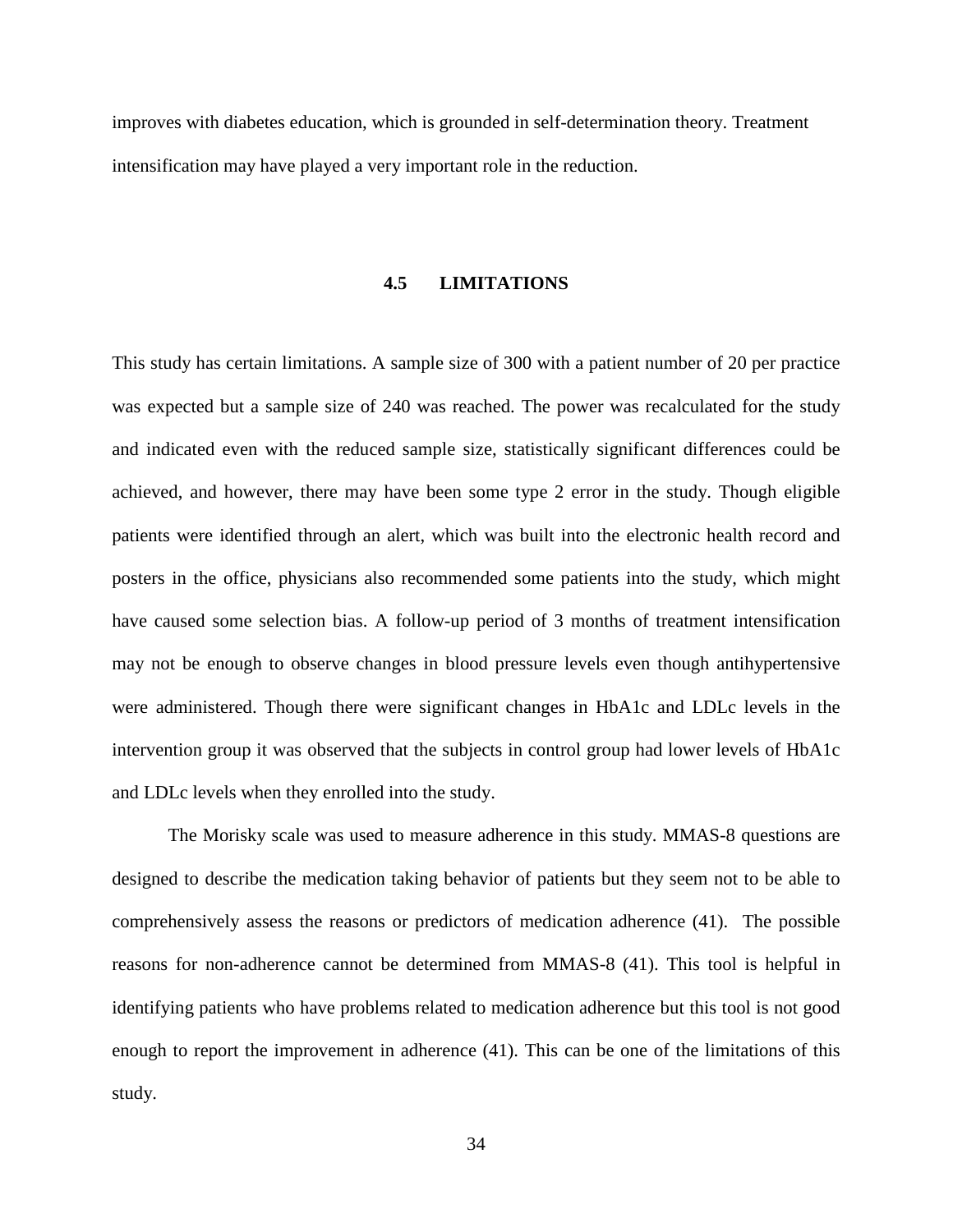improves with diabetes education, which is grounded in self-determination theory. Treatment intensification may have played a very important role in the reduction.

### 4.5 LIMITATIONS

This study has certain limitations. A sample size of 300 with a patient number of 20 per practice was expected but a sample size of 240 was reached. The power was recalculated for the study and indicated even with the reduced sample size, statistically significant differences could be achieved, and however, there may have been some type 2 error in the study. Though eligible patients were identified through an alert, which was built into the electronic health record and posters in the office, physicians also recommended some patients into the study, which might have caused some selection bias. A follow-up period of 3 months of treatment intensification may not be enough to observe changes in blood pressure levels even though antihypertensive were administered. Though there were significant changes in HbA1c and LDLc levels in the intervention group it was observed that the subjects in control group had lower levels of HbA1c and LDLc levels when they enrolled into the study.

The Morisky scale was used to measure adherence in this study. MMAS-8 questions are designed to describe the medication taking behavior of patients but they seem not to be able to comprehensively assess the reasons or predictors of medication adherence (41). The possible reasons for non-adherence cannot be determined from MMAS-8 (41). This tool is helpful in identifying patients who have problems related to medication adherence but this tool is not good enough to report the improvement in adherence (41). This can be one of the limitations of this study.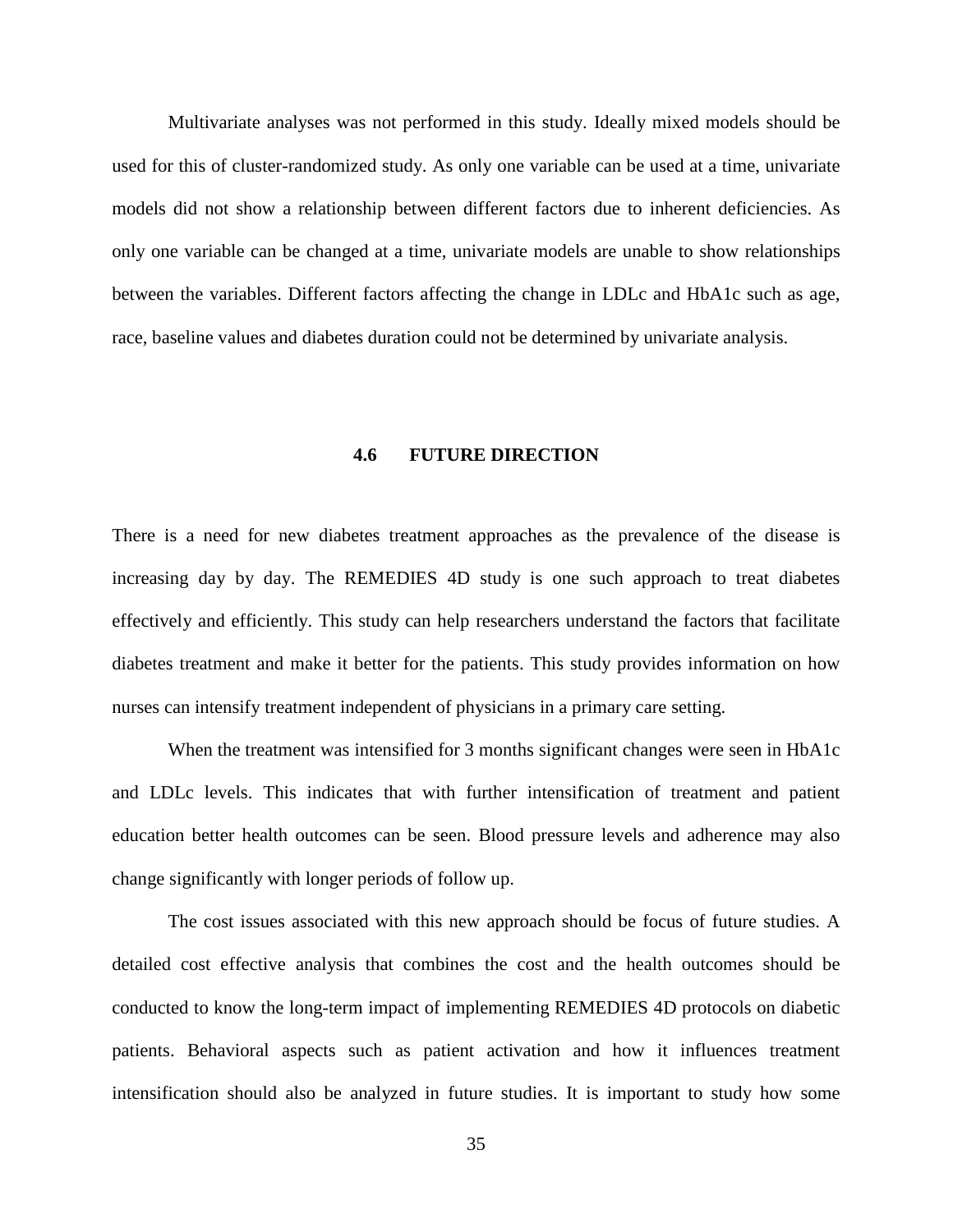Multivariate analyses was not performed in this study. Ideally mixed models should be used for this of cluster-randomized study. As only one variable can be used at a time, univariate models did not show a relationship between different factors due to inherent deficiencies. As only one variable can be changed at a time, univariate models are unable to show relationships between the variables. Different factors affecting the change in LDLc and HbA1c such as age, race, baseline values and diabetes duration could not be determined by univariate analysis.

## 4.6 FUTURE DIRECTION

There is a need for new diabetes treatment approaches as the prevalence of the disease is increasing day by day. The REMEDIES 4D study is one such approach to treat diabetes effectively and efficiently. This study can help researchers understand the factors that facilitate diabetes treatment and make it better for the patients. This study provides information on how nurses can intensify treatment independent of physicians in a primary care setting.

When the treatment was intensified for 3 months significant changes were seen in HbA1c and LDLc levels. This indicates that with further intensification of treatment and patient education better health outcomes can be seen. Blood pressure levels and adherence may also change significantly with longer periods of follow up.

The cost issues associated with this new approach should be focus of future studies. A detailed cost effective analysis that combines the cost and the health outcomes should be conducted to know the long-term impact of implementing REMEDIES 4D protocols on diabetic patients. Behavioral aspects such as patient activation and how it influences treatment intensification should also be analyzed in future studies. It is important to study how some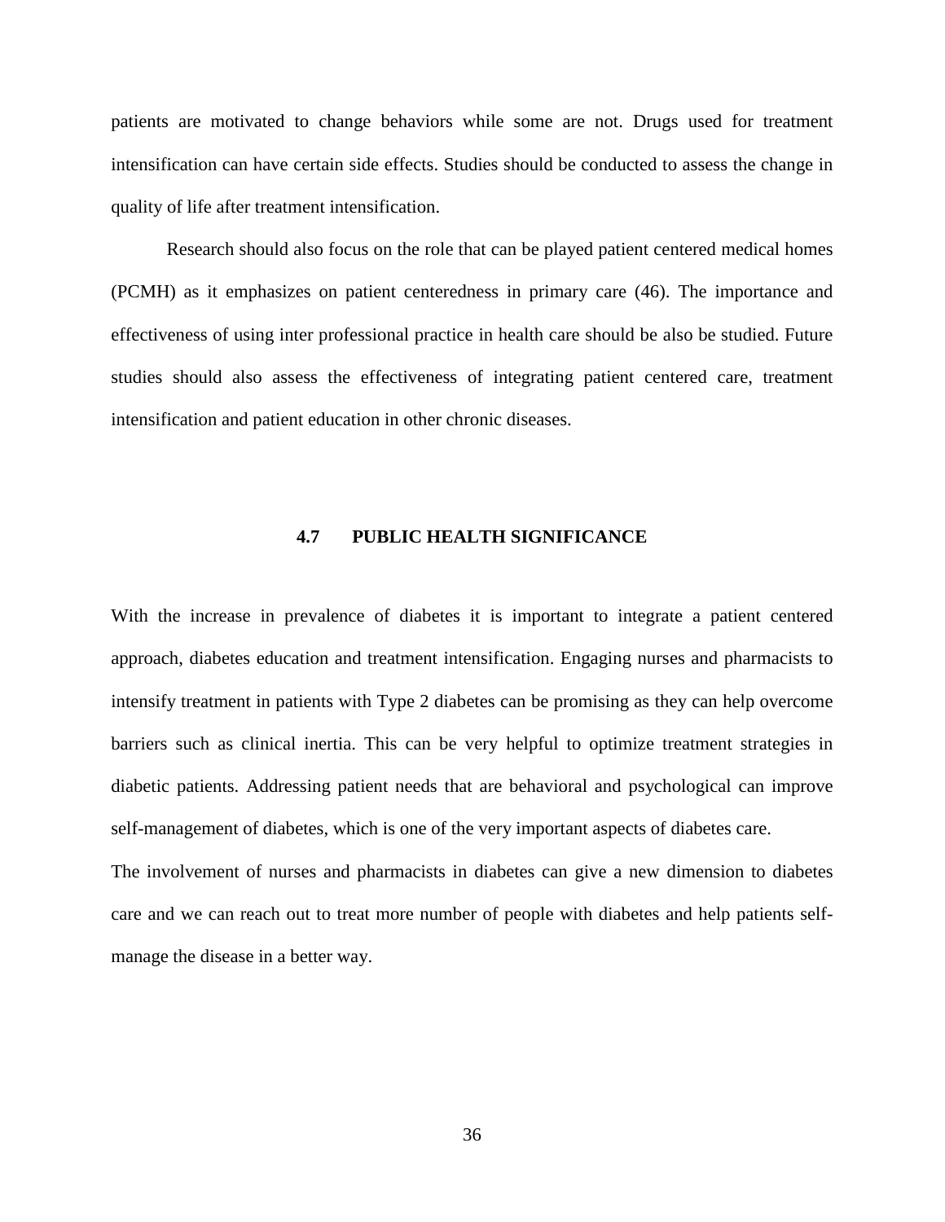patients are motivated to change behaviors while some are not. Drugs used for treatment intensification can have certain side effects. Studies should be conducted to assess the change in quality of life after treatment intensification.

Research should also focus on the role that can be played patient centered medical homes (PCMH) as it emphasizes on patient centeredness in primary care (46). The importance and effectiveness of using inter professional practice in health care should be also be studied. Future studies should also assess the effectiveness of integrating patient centered care, treatment intensification and patient education in other chronic diseases.

### 4.7 PUBLIC HEALTH SIGNIFICANCE

With the increase in prevalence of diabetes it is important to integrate a patient centered approach, diabetes education and treatment intensification. Engaging nurses and pharmacists to intensify treatment in patients with Type 2 diabetes can be promising as they can help overcome barriers such as clinical inertia. This can be very helpful to optimize treatment strategies in diabetic patients. Addressing patient needs that are behavioral and psychological can improve self-management of diabetes, which is one of the very important aspects of diabetes care.

The involvement of nurses and pharmacists in diabetes can give a new dimension to diabetes care and we can reach out to treat more number of people with diabetes and help patients self-manage the disease in a better way.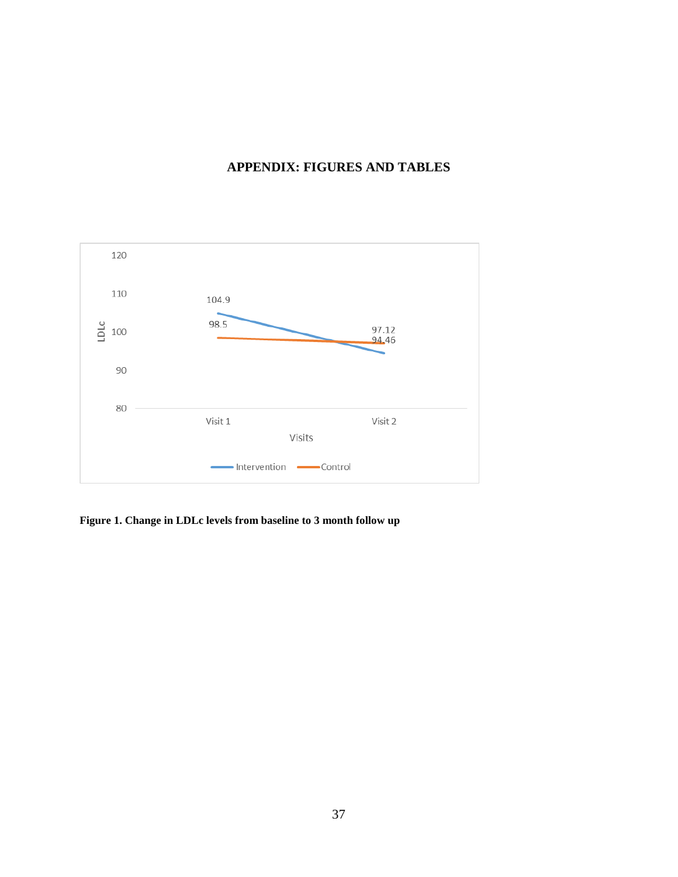# APPENDIX: FIGURES AND TABLES

**Figure 1. Change in LDLc levels from baseline to 3 month follow up**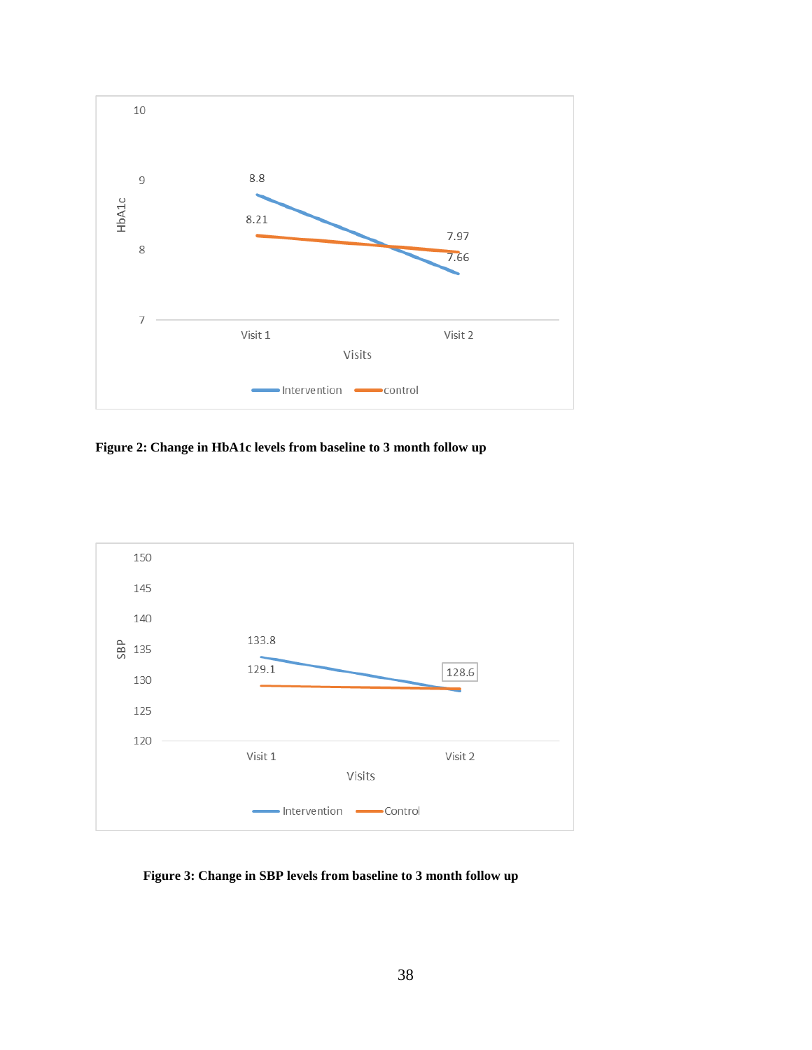**Figure 2: Change in HbA1c levels from baseline to 3 month follow up**

**Figure 3: Change in SBP levels from baseline to 3 month follow up**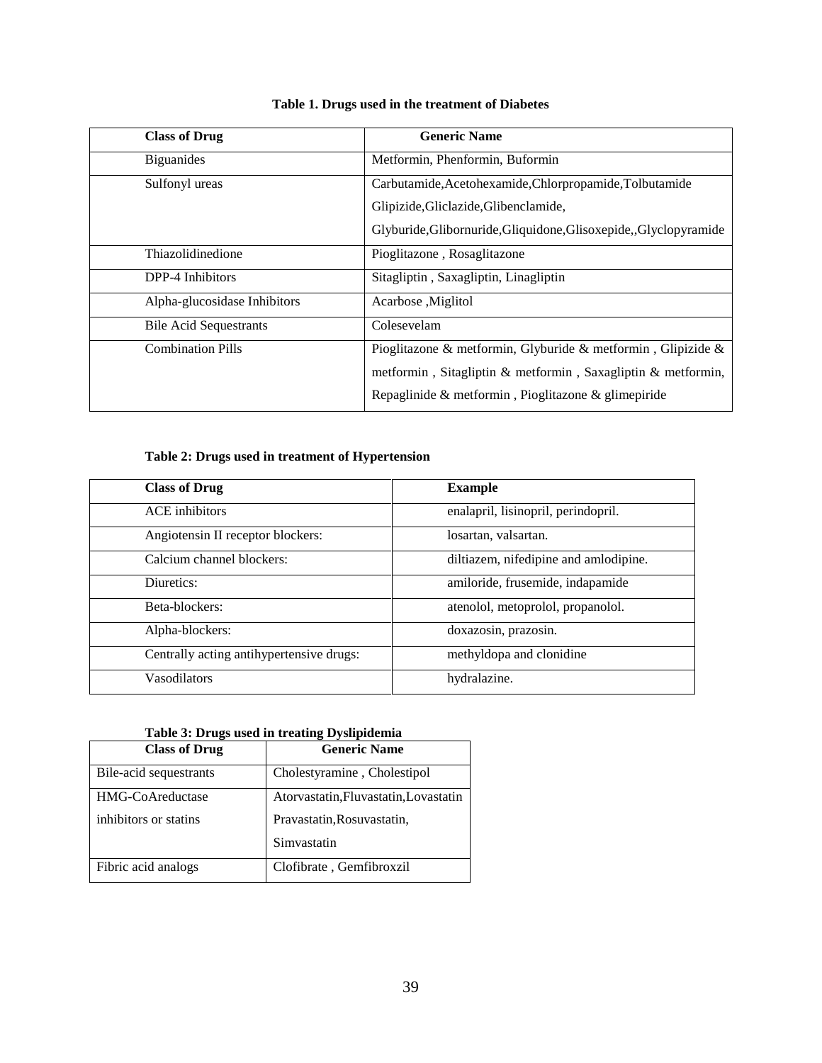**Table 1. Drugs used in the treatment of Diabetes**

| Class of Drug | Generic Name |
|---|---|
| Biguanides | Metformin, Phenformin, Buformin |
| Sulfonyl ureas | Carbutamide,Acetohexamide,Chlorpropamide,Tolbutamide Glipizide,Gliclazide,Glibenclamide, Glyburide,Glibornuride,Gliquidone,Glisoxepide,,Glyclopyramide |
| Thiazolidinedione | Pioglitazone , Rosaglitazone |
| DPP-4 Inhibitors | Sitagliptin , Saxagliptin, Linagliptin |
| Alpha-glucosidase Inhibitors | Acarbose ,Miglitol |
| Bile Acid Sequestrants | Colesevelam |
| Combination Pills | Pioglitazone & metformin, Glyburide & metformin , Glipizide & metformin , Sitagliptin & metformin , Saxagliptin & metformin, Repaglinide & metformin , Pioglitazone & glimepiride |

**Table 2: Drugs used in treatment of Hypertension**

| Class of Drug | Example |
|---|---|
| ACE inhibitors | enalapril, lisinopril, perindopril. |
| Angiotensin II receptor blockers: | losartan, valsartan. |
| Calcium channel blockers: | diltiazem, nifedipine and amlodipine. |
| Diuretics: | amiloride, frusemide, indapamide |
| Beta-blockers: | atenolol, metoprolol, propanolol. |
| Alpha-blockers: | doxazosin, prazosin. |
| Centrally acting antihypertensive drugs: | methyldopa and clonidine |
| Vasodilators | hydralazine. |

**Table 3: Drugs used in treating Dyslipidemia**

| Class of Drug | Generic Name |
|---|---|
| Bile-acid sequestrants | Cholestyramine , Cholestipol |
| HMG-CoAreductase inhibitors or statins | Atorvastatin,Fluvastatin,Lovastatin Pravastatin,Rosuvastatin, Simvastatin |
| Fibric acid analogs | Clofibrate , Gemfibroxzil |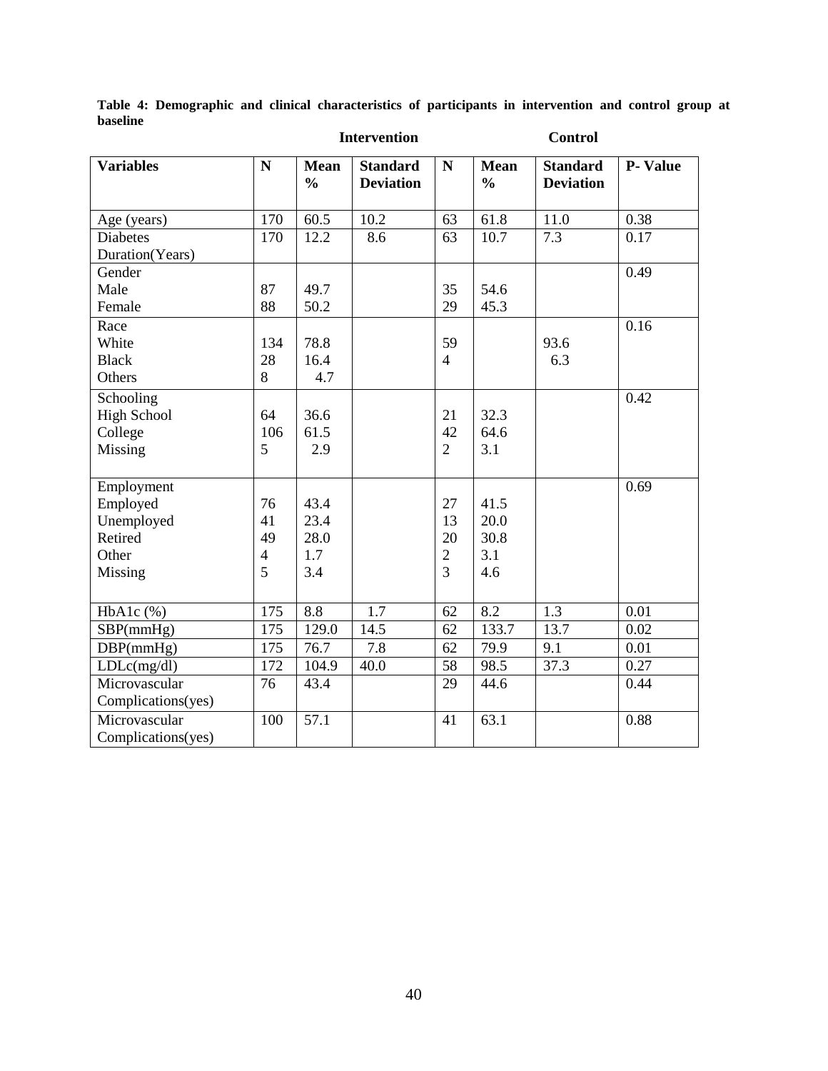**Table 4: Demographic and clinical characteristics of participants in intervention and control group at baseline**

| | Intervention | | | Control | | | |
|---|---|---|---|---|---|---|---|
| **Variables** | **N** | **Mean %** | **Standard Deviation** | **N** | **Mean %** | **Standard Deviation** | **P- Value** |
| Age (years) | 170 | 60.5 | 10.2 | 63 | 61.8 | 11.0 | 0.38 |
| Diabetes Duration(Years) | 170 | 12.2 | 8.6 | 63 | 10.7 | 7.3 | 0.17 |
| Gender | | | | | | | 0.49 |
| Male | 87 | 49.7 | | 35 | 54.6 | | |
| Female | 88 | 50.2 | | 29 | 45.3 | | |
| Race | | | | | | | 0.16 |
| White | 134 | 78.8 | | 59 | | 93.6 | |
| Black | 28 | 16.4 | | 4 | | 6.3 | |
| Others | 8 | 4.7 | | | | | |
| Schooling | | | | | | | 0.42 |
| High School | 64 | 36.6 | | 21 | 32.3 | | |
| College | 106 | 61.5 | | 42 | 64.6 | | |
| Missing | 5 | 2.9 | | 2 | 3.1 | | |
| Employment | | | | | | | 0.69 |
| Employed | 76 | 43.4 | | 27 | 41.5 | | |
| Unemployed | 41 | 23.4 | | 13 | 20.0 | | |
| Retired | 49 | 28.0 | | 20 | 30.8 | | |
| Other | 4 | 1.7 | | 2 | 3.1 | | |
| Missing | 5 | 3.4 | | 3 | 4.6 | | |
| HbA1c (%) | 175 | 8.8 | 1.7 | 62 | 8.2 | 1.3 | 0.01 |
| SBP(mmHg) | 175 | 129.0 | 14.5 | 62 | 133.7 | 13.7 | 0.02 |
| DBP(mmHg) | 175 | 76.7 | 7.8 | 62 | 79.9 | 9.1 | 0.01 |
| LDLc(mg/dl) | 172 | 104.9 | 40.0 | 58 | 98.5 | 37.3 | 0.27 |
| Microvascular Complications(yes) | 76 | 43.4 | | 29 | 44.6 | | 0.44 |
| Microvascular Complications(yes) | 100 | 57.1 | | 41 | 63.1 | | 0.88 |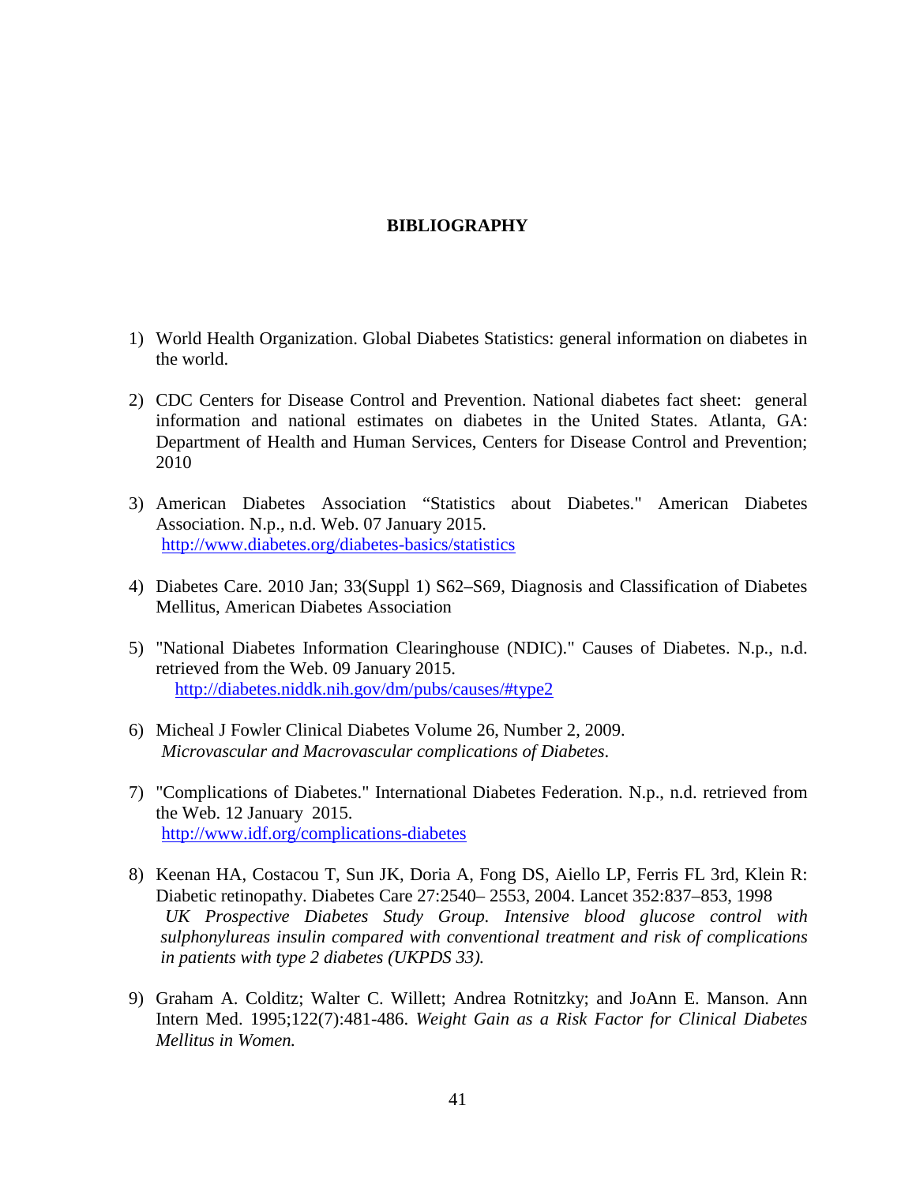# BIBLIOGRAPHY

1) World Health Organization. Global Diabetes Statistics: general information on diabetes in the world.

2) CDC Centers for Disease Control and Prevention. National diabetes fact sheet: general information and national estimates on diabetes in the United States. Atlanta, GA: Department of Health and Human Services, Centers for Disease Control and Prevention; 2010

3) American Diabetes Association "Statistics about Diabetes." American Diabetes Association. N.p., n.d. Web. 07 January 2015.
   http://www.diabetes.org/diabetes-basics/statistics

4) Diabetes Care. 2010 Jan; 33(Suppl 1) S62–S69, Diagnosis and Classification of Diabetes Mellitus, American Diabetes Association

5) "National Diabetes Information Clearinghouse (NDIC)." Causes of Diabetes. N.p., n.d. retrieved from the Web. 09 January 2015.
   http://diabetes.niddk.nih.gov/dm/pubs/causes/#type2

6) Micheal J Fowler Clinical Diabetes Volume 26, Number 2, 2009.
   *Microvascular and Macrovascular complications of Diabetes.*

7) "Complications of Diabetes." International Diabetes Federation. N.p., n.d. retrieved from the Web. 12 January 2015.
   http://www.idf.org/complications-diabetes

8) Keenan HA, Costacou T, Sun JK, Doria A, Fong DS, Aiello LP, Ferris FL 3rd, Klein R: Diabetic retinopathy. Diabetes Care 27:2540– 2553, 2004. Lancet 352:837–853, 1998
   *UK Prospective Diabetes Study Group. Intensive blood glucose control with sulphonylureas insulin compared with conventional treatment and risk of complications in patients with type 2 diabetes (UKPDS 33).*

9) Graham A. Colditz; Walter C. Willett; Andrea Rotnitzky; and JoAnn E. Manson. Ann Intern Med. 1995;122(7):481-486. *Weight Gain as a Risk Factor for Clinical Diabetes Mellitus in Women.*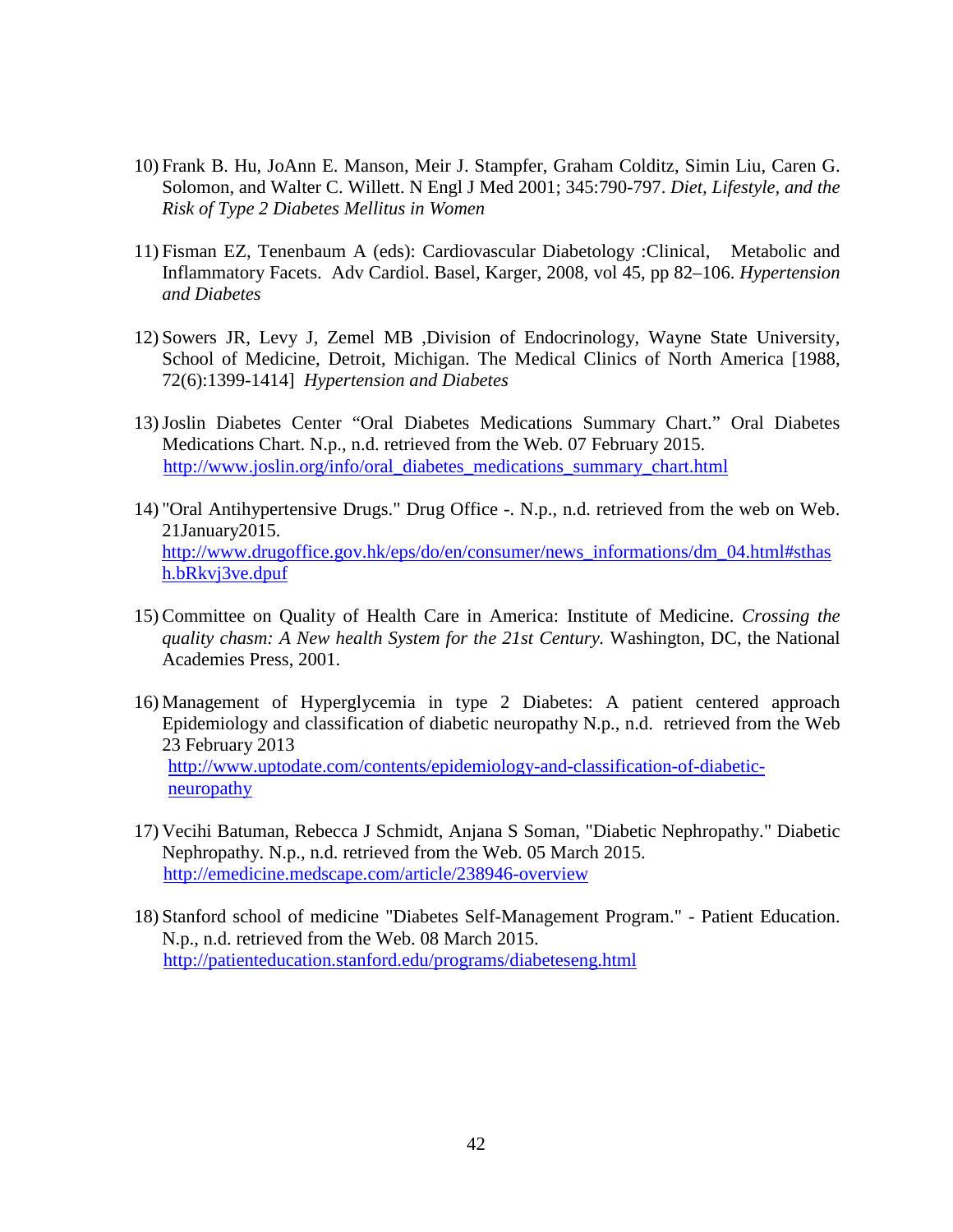10) Frank B. Hu, JoAnn E. Manson, Meir J. Stampfer, Graham Colditz, Simin Liu, Caren G. Solomon, and Walter C. Willett. N Engl J Med 2001; 345:790-797. *Diet, Lifestyle, and the Risk of Type 2 Diabetes Mellitus in Women*

11) Fisman EZ, Tenenbaum A (eds): Cardiovascular Diabetology :Clinical, Metabolic and Inflammatory Facets. Adv Cardiol. Basel, Karger, 2008, vol 45, pp 82–106. *Hypertension and Diabetes*

12) Sowers JR, Levy J, Zemel MB ,Division of Endocrinology, Wayne State University, School of Medicine, Detroit, Michigan. The Medical Clinics of North America [1988, 72(6):1399-1414] *Hypertension and Diabetes*

13) Joslin Diabetes Center "Oral Diabetes Medications Summary Chart." Oral Diabetes Medications Chart. N.p., n.d. retrieved from the Web. 07 February 2015. http://www.joslin.org/info/oral_diabetes_medications_summary_chart.html

14) "Oral Antihypertensive Drugs." Drug Office -. N.p., n.d. retrieved from the web on Web. 21January2015. http://www.drugoffice.gov.hk/eps/do/en/consumer/news_informations/dm_04.html#sthash.bRkvj3ve.dpuf

15) Committee on Quality of Health Care in America: Institute of Medicine. *Crossing the quality chasm: A New health System for the 21st Century.* Washington, DC, the National Academies Press, 2001.

16) Management of Hyperglycemia in type 2 Diabetes: A patient centered approach Epidemiology and classification of diabetic neuropathy N.p., n.d. retrieved from the Web 23 February 2013 http://www.uptodate.com/contents/epidemiology-and-classification-of-diabetic-neuropathy

17) Vecihi Batuman, Rebecca J Schmidt, Anjana S Soman, "Diabetic Nephropathy." Diabetic Nephropathy. N.p., n.d. retrieved from the Web. 05 March 2015. http://emedicine.medscape.com/article/238946-overview

18) Stanford school of medicine "Diabetes Self-Management Program." - Patient Education. N.p., n.d. retrieved from the Web. 08 March 2015. http://patienteducation.stanford.edu/programs/diabeteseng.html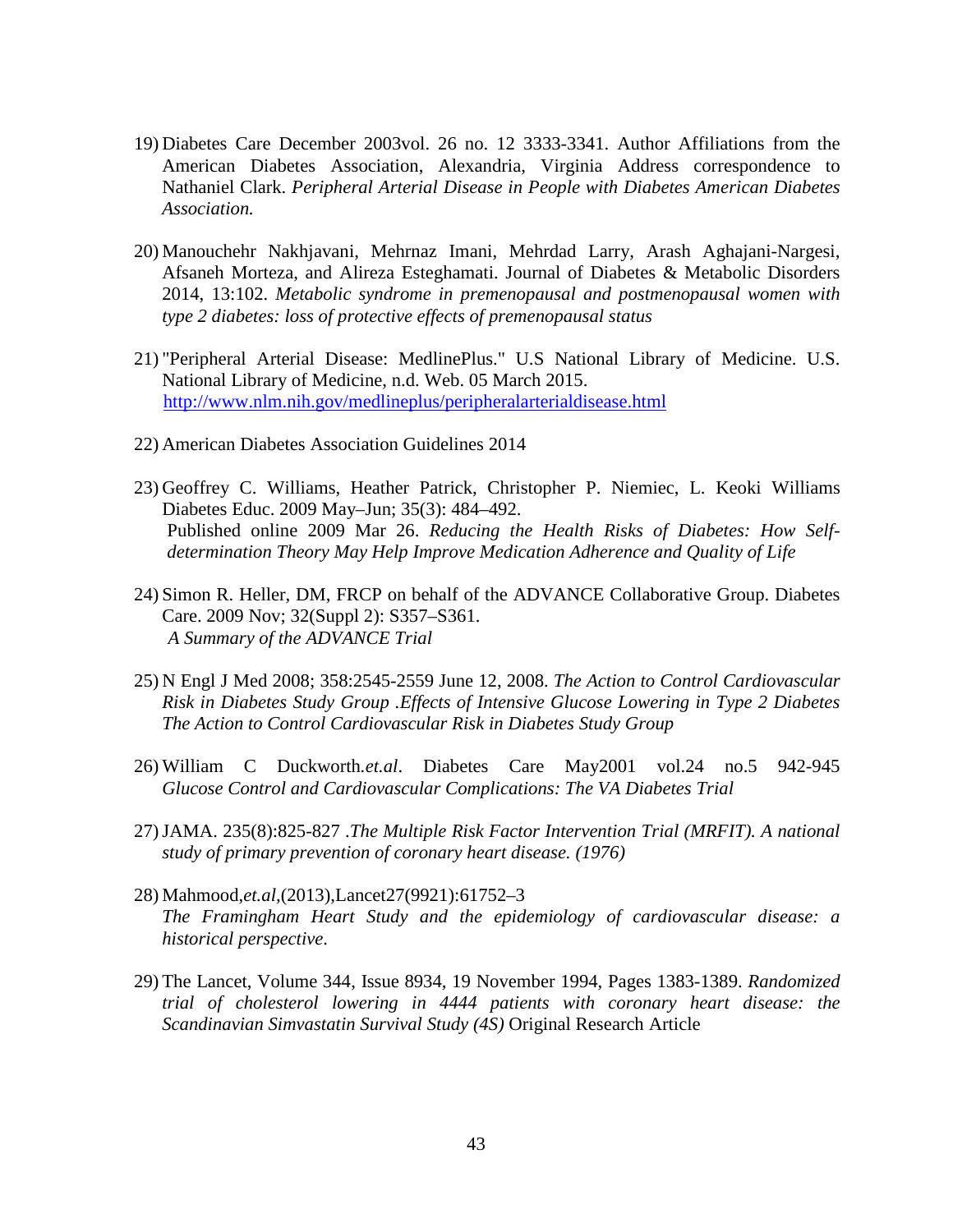19) Diabetes Care December 2003vol. 26 no. 12 3333-3341. Author Affiliations from the American Diabetes Association, Alexandria, Virginia Address correspondence to Nathaniel Clark. *Peripheral Arterial Disease in People with Diabetes American Diabetes Association.*

20) Manouchehr Nakhjavani, Mehrnaz Imani, Mehrdad Larry, Arash Aghajani-Nargesi, Afsaneh Morteza, and Alireza Esteghamati. Journal of Diabetes & Metabolic Disorders 2014, 13:102. *Metabolic syndrome in premenopausal and postmenopausal women with type 2 diabetes: loss of protective effects of premenopausal status*

21) "Peripheral Arterial Disease: MedlinePlus." U.S National Library of Medicine. U.S. National Library of Medicine, n.d. Web. 05 March 2015. http://www.nlm.nih.gov/medlineplus/peripheralarterialdisease.html

22) American Diabetes Association Guidelines 2014

23) Geoffrey C. Williams, Heather Patrick, Christopher P. Niemiec, L. Keoki Williams Diabetes Educ. 2009 May–Jun; 35(3): 484–492. Published online 2009 Mar 26. *Reducing the Health Risks of Diabetes: How Self-determination Theory May Help Improve Medication Adherence and Quality of Life*

24) Simon R. Heller, DM, FRCP on behalf of the ADVANCE Collaborative Group. Diabetes Care. 2009 Nov; 32(Suppl 2): S357–S361. *A Summary of the ADVANCE Trial*

25) N Engl J Med 2008; 358:2545-2559 June 12, 2008. *The Action to Control Cardiovascular Risk in Diabetes Study Group .Effects of Intensive Glucose Lowering in Type 2 Diabetes The Action to Control Cardiovascular Risk in Diabetes Study Group*

26) William C Duckworth.*et.al*. Diabetes Care May2001 vol.24 no.5 942-945 *Glucose Control and Cardiovascular Complications: The VA Diabetes Trial*

27) JAMA. 235(8):825-827 .*The Multiple Risk Factor Intervention Trial (MRFIT). A national study of primary prevention of coronary heart disease. (1976)*

28) Mahmood,*et.al*,(2013),Lancet27(9921):61752–3 *The Framingham Heart Study and the epidemiology of cardiovascular disease: a historical perspective*.

29) The Lancet, Volume 344, Issue 8934, 19 November 1994, Pages 1383-1389. *Randomized trial of cholesterol lowering in 4444 patients with coronary heart disease: the Scandinavian Simvastatin Survival Study (4S)* Original Research Article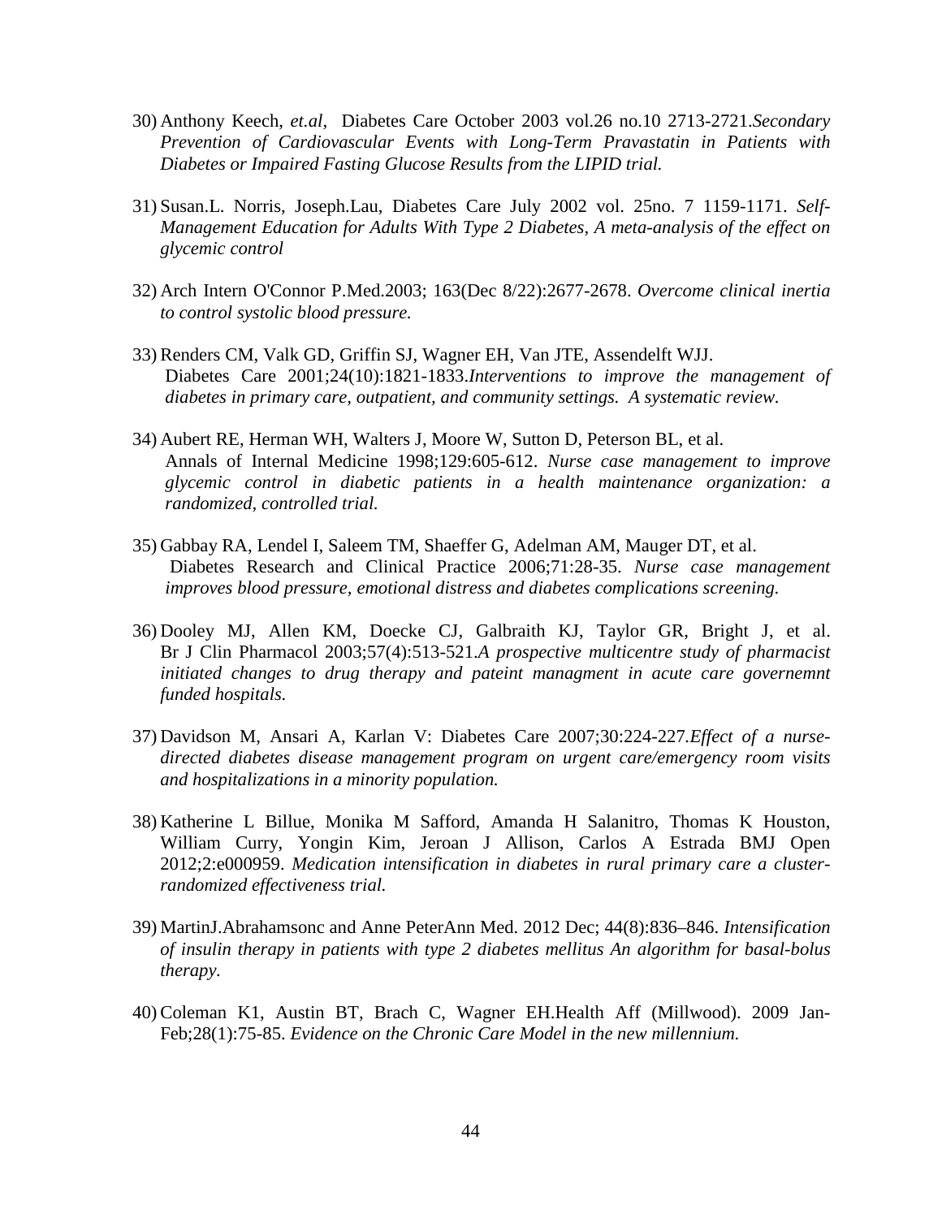30) Anthony Keech, *et.al*, Diabetes Care October 2003 vol.26 no.10 2713-2721.*Secondary Prevention of Cardiovascular Events with Long-Term Pravastatin in Patients with Diabetes or Impaired Fasting Glucose Results from the LIPID trial.*

31) Susan.L. Norris, Joseph.Lau, Diabetes Care July 2002 vol. 25no. 7 1159-1171. *Self-Management Education for Adults With Type 2 Diabetes, A meta-analysis of the effect on glycemic control*

32) Arch Intern O'Connor P.Med.2003; 163(Dec 8/22):2677-2678. *Overcome clinical inertia to control systolic blood pressure.*

33) Renders CM, Valk GD, Griffin SJ, Wagner EH, Van JTE, Assendelft WJJ. Diabetes Care 2001;24(10):1821-1833.*Interventions to improve the management of diabetes in primary care, outpatient, and community settings. A systematic review.*

34) Aubert RE, Herman WH, Walters J, Moore W, Sutton D, Peterson BL, et al. Annals of Internal Medicine 1998;129:605-612. *Nurse case management to improve glycemic control in diabetic patients in a health maintenance organization: a randomized, controlled trial.*

35) Gabbay RA, Lendel I, Saleem TM, Shaeffer G, Adelman AM, Mauger DT, et al. Diabetes Research and Clinical Practice 2006;71:28-35. *Nurse case management improves blood pressure, emotional distress and diabetes complications screening.*

36) Dooley MJ, Allen KM, Doecke CJ, Galbraith KJ, Taylor GR, Bright J, et al. Br J Clin Pharmacol 2003;57(4):513-521.*A prospective multicentre study of pharmacist initiated changes to drug therapy and pateint managment in acute care governemnt funded hospitals.*

37) Davidson M, Ansari A, Karlan V: Diabetes Care 2007;30:224-227.*Effect of a nurse-directed diabetes disease management program on urgent care/emergency room visits and hospitalizations in a minority population.*

38) Katherine L Billue, Monika M Safford, Amanda H Salanitro, Thomas K Houston, William Curry, Yongin Kim, Jeroan J Allison, Carlos A Estrada BMJ Open 2012;2:e000959. *Medication intensification in diabetes in rural primary care a cluster-randomized effectiveness trial.*

39) MartinJ.Abrahamsonc and Anne PeterAnn Med. 2012 Dec; 44(8):836–846. *Intensification of insulin therapy in patients with type 2 diabetes mellitus An algorithm for basal-bolus therapy.*

40) Coleman K1, Austin BT, Brach C, Wagner EH.Health Aff (Millwood). 2009 Jan-Feb;28(1):75-85. *Evidence on the Chronic Care Model in the new millennium.*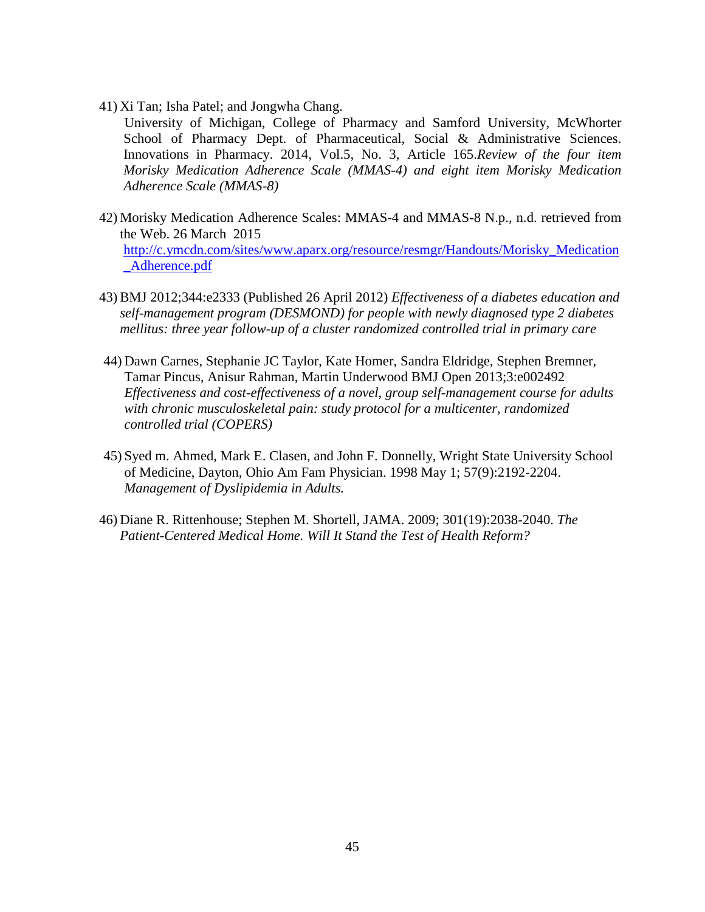41) Xi Tan; Isha Patel; and Jongwha Chang.
University of Michigan, College of Pharmacy and Samford University, McWhorter School of Pharmacy Dept. of Pharmaceutical, Social & Administrative Sciences. Innovations in Pharmacy. 2014, Vol.5, No. 3, Article 165.*Review of the four item Morisky Medication Adherence Scale (MMAS-4) and eight item Morisky Medication Adherence Scale (MMAS-8)*

42) Morisky Medication Adherence Scales: MMAS-4 and MMAS-8 N.p., n.d. retrieved from the Web. 26 March 2015
http://c.ymcdn.com/sites/www.aparx.org/resource/resmgr/Handouts/Morisky_Medication_Adherence.pdf

43) BMJ 2012;344:e2333 (Published 26 April 2012) *Effectiveness of a diabetes education and self-management program (DESMOND) for people with newly diagnosed type 2 diabetes mellitus: three year follow-up of a cluster randomized controlled trial in primary care*

44) Dawn Carnes, Stephanie JC Taylor, Kate Homer, Sandra Eldridge, Stephen Bremner, Tamar Pincus, Anisur Rahman, Martin Underwood BMJ Open 2013;3:e002492 *Effectiveness and cost-effectiveness of a novel, group self-management course for adults with chronic musculoskeletal pain: study protocol for a multicenter, randomized controlled trial (COPERS)*

45) Syed m. Ahmed, Mark E. Clasen, and John F. Donnelly, Wright State University School of Medicine, Dayton, Ohio Am Fam Physician. 1998 May 1; 57(9):2192-2204. *Management of Dyslipidemia in Adults.*

46) Diane R. Rittenhouse; Stephen M. Shortell, JAMA. 2009; 301(19):2038-2040. *The Patient-Centered Medical Home. Will It Stand the Test of Health Reform?*